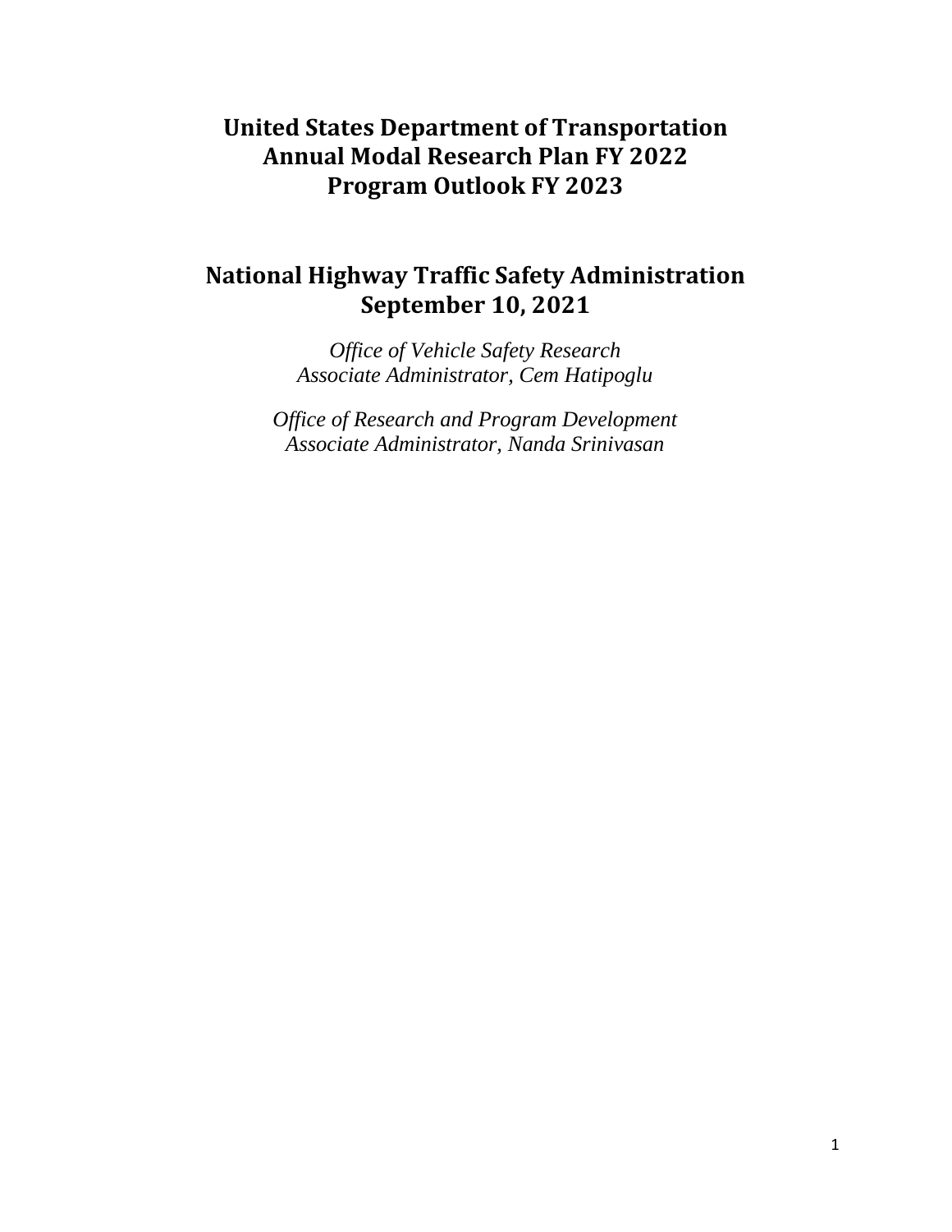# United States Department of Transportation
# Annual Modal Research Plan FY 2022
# Program Outlook FY 2023

## National Highway Traffic Safety Administration
## September 10, 2021

*Office of Vehicle Safety Research*
*Associate Administrator, Cem Hatipoglu*

*Office of Research and Program Development*
*Associate Administrator, Nanda Srinivasan*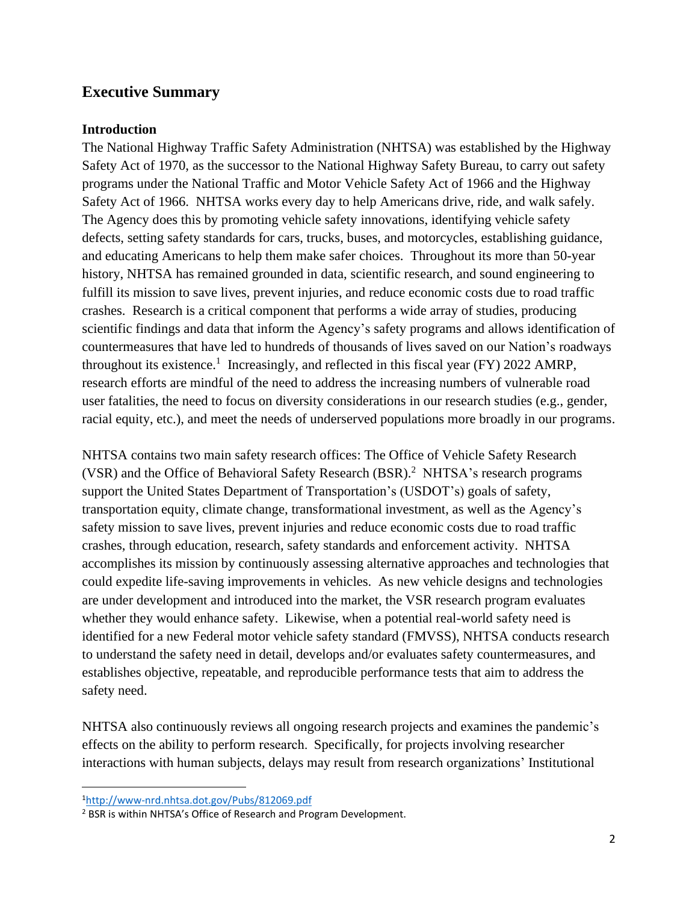## Executive Summary

### Introduction

The National Highway Traffic Safety Administration (NHTSA) was established by the Highway Safety Act of 1970, as the successor to the National Highway Safety Bureau, to carry out safety programs under the National Traffic and Motor Vehicle Safety Act of 1966 and the Highway Safety Act of 1966. NHTSA works every day to help Americans drive, ride, and walk safely. The Agency does this by promoting vehicle safety innovations, identifying vehicle safety defects, setting safety standards for cars, trucks, buses, and motorcycles, establishing guidance, and educating Americans to help them make safer choices. Throughout its more than 50-year history, NHTSA has remained grounded in data, scientific research, and sound engineering to fulfill its mission to save lives, prevent injuries, and reduce economic costs due to road traffic crashes. Research is a critical component that performs a wide array of studies, producing scientific findings and data that inform the Agency's safety programs and allows identification of countermeasures that have led to hundreds of thousands of lives saved on our Nation's roadways throughout its existence.[1] Increasingly, and reflected in this fiscal year (FY) 2022 AMRP, research efforts are mindful of the need to address the increasing numbers of vulnerable road user fatalities, the need to focus on diversity considerations in our research studies (e.g., gender, racial equity, etc.), and meet the needs of underserved populations more broadly in our programs.

NHTSA contains two main safety research offices: The Office of Vehicle Safety Research (VSR) and the Office of Behavioral Safety Research (BSR).[2] NHTSA's research programs support the United States Department of Transportation's (USDOT's) goals of safety, transportation equity, climate change, transformational investment, as well as the Agency's safety mission to save lives, prevent injuries and reduce economic costs due to road traffic crashes, through education, research, safety standards and enforcement activity. NHTSA accomplishes its mission by continuously assessing alternative approaches and technologies that could expedite life-saving improvements in vehicles. As new vehicle designs and technologies are under development and introduced into the market, the VSR research program evaluates whether they would enhance safety. Likewise, when a potential real-world safety need is identified for a new Federal motor vehicle safety standard (FMVSS), NHTSA conducts research to understand the safety need in detail, develops and/or evaluates safety countermeasures, and establishes objective, repeatable, and reproducible performance tests that aim to address the safety need.

NHTSA also continuously reviews all ongoing research projects and examines the pandemic's effects on the ability to perform research. Specifically, for projects involving researcher interactions with human subjects, delays may result from research organizations' Institutional

---

[1] http://www-nrd.nhtsa.dot.gov/Pubs/812069.pdf

[2] BSR is within NHTSA's Office of Research and Program Development.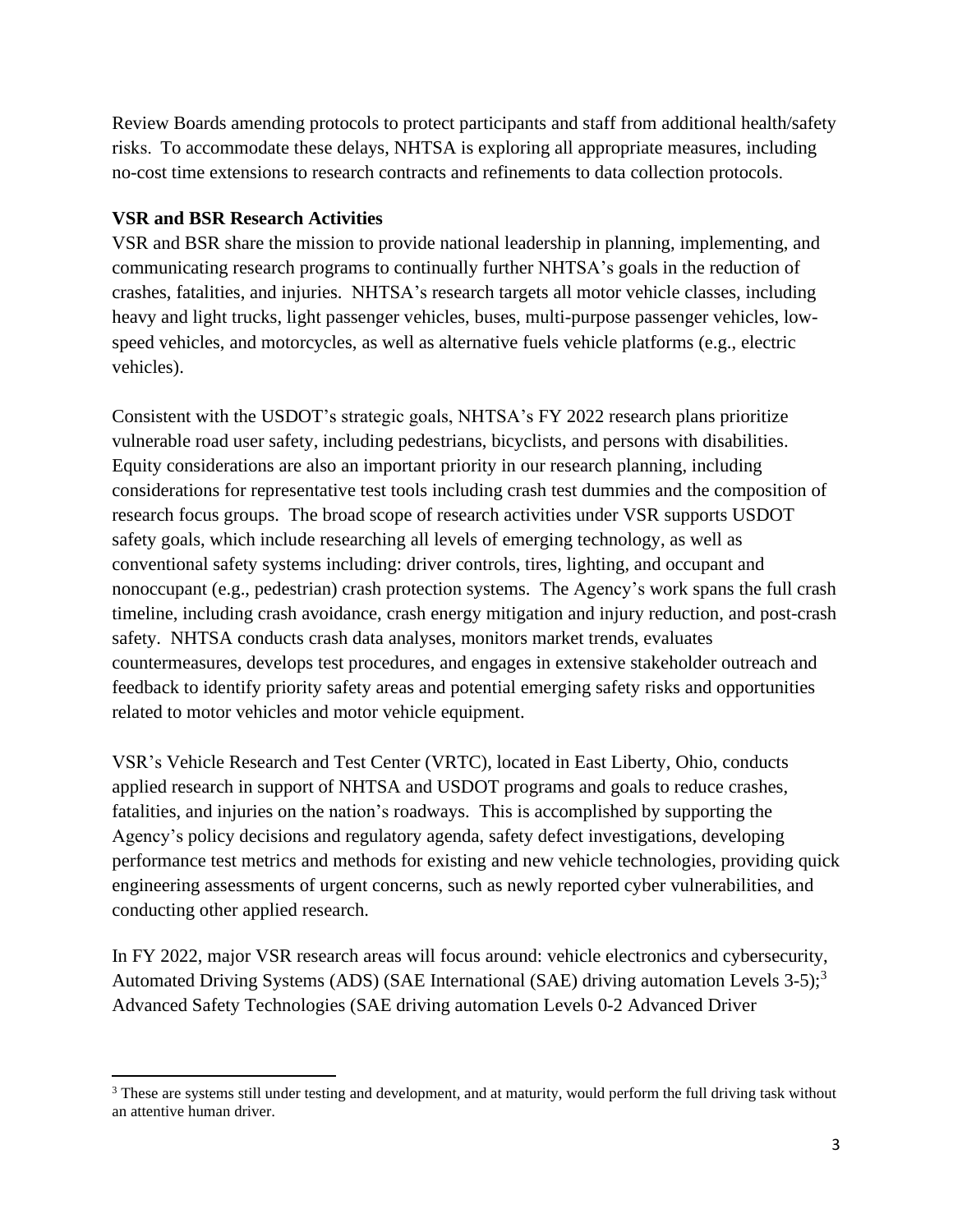Review Boards amending protocols to protect participants and staff from additional health/safety risks. To accommodate these delays, NHTSA is exploring all appropriate measures, including no-cost time extensions to research contracts and refinements to data collection protocols.

**VSR and BSR Research Activities**

VSR and BSR share the mission to provide national leadership in planning, implementing, and communicating research programs to continually further NHTSA's goals in the reduction of crashes, fatalities, and injuries. NHTSA's research targets all motor vehicle classes, including heavy and light trucks, light passenger vehicles, buses, multi-purpose passenger vehicles, low-speed vehicles, and motorcycles, as well as alternative fuels vehicle platforms (e.g., electric vehicles).

Consistent with the USDOT's strategic goals, NHTSA's FY 2022 research plans prioritize vulnerable road user safety, including pedestrians, bicyclists, and persons with disabilities. Equity considerations are also an important priority in our research planning, including considerations for representative test tools including crash test dummies and the composition of research focus groups. The broad scope of research activities under VSR supports USDOT safety goals, which include researching all levels of emerging technology, as well as conventional safety systems including: driver controls, tires, lighting, and occupant and nonoccupant (e.g., pedestrian) crash protection systems. The Agency's work spans the full crash timeline, including crash avoidance, crash energy mitigation and injury reduction, and post-crash safety. NHTSA conducts crash data analyses, monitors market trends, evaluates countermeasures, develops test procedures, and engages in extensive stakeholder outreach and feedback to identify priority safety areas and potential emerging safety risks and opportunities related to motor vehicles and motor vehicle equipment.

VSR's Vehicle Research and Test Center (VRTC), located in East Liberty, Ohio, conducts applied research in support of NHTSA and USDOT programs and goals to reduce crashes, fatalities, and injuries on the nation's roadways. This is accomplished by supporting the Agency's policy decisions and regulatory agenda, safety defect investigations, developing performance test metrics and methods for existing and new vehicle technologies, providing quick engineering assessments of urgent concerns, such as newly reported cyber vulnerabilities, and conducting other applied research.

In FY 2022, major VSR research areas will focus around: vehicle electronics and cybersecurity, Automated Driving Systems (ADS) (SAE International (SAE) driving automation Levels 3-5);[3] Advanced Safety Technologies (SAE driving automation Levels 0-2 Advanced Driver

[3] These are systems still under testing and development, and at maturity, would perform the full driving task without an attentive human driver.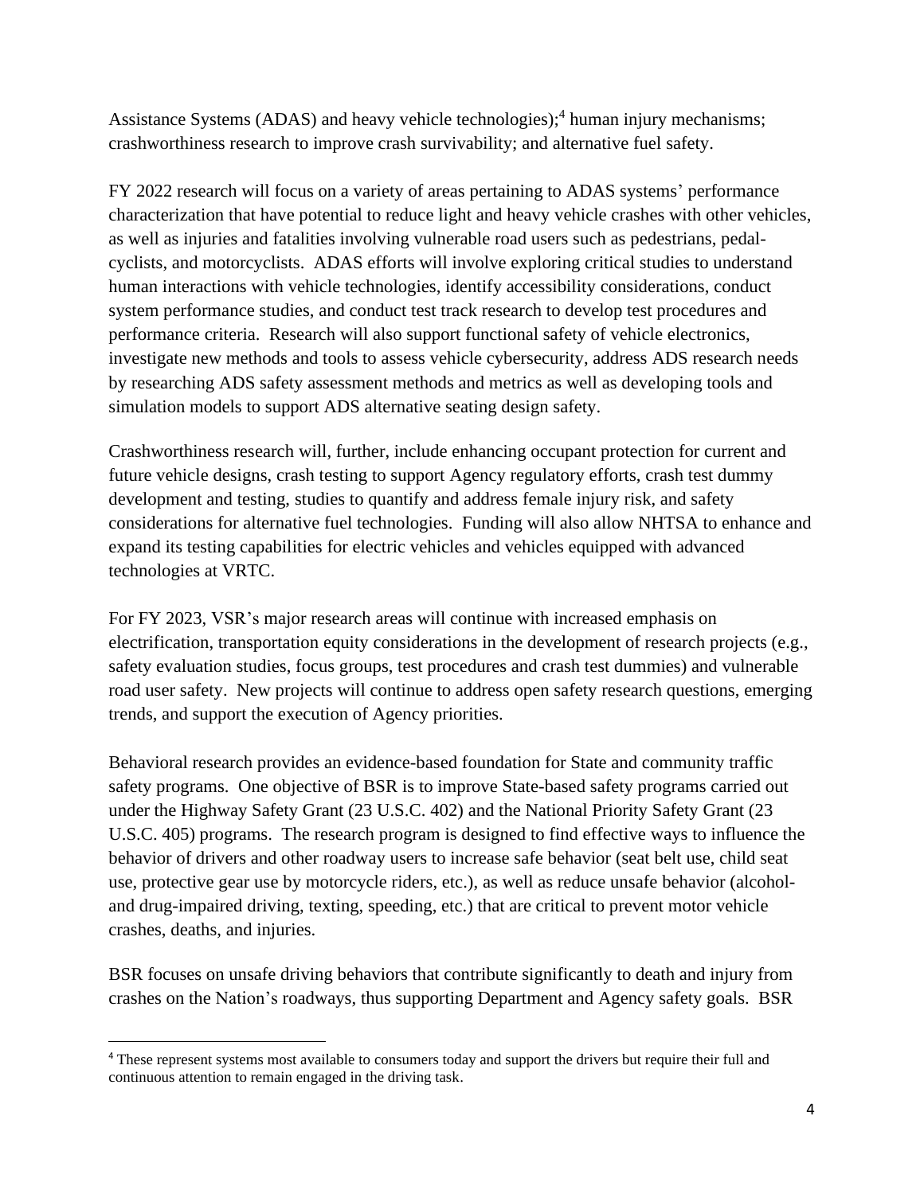Assistance Systems (ADAS) and heavy vehicle technologies);[4] human injury mechanisms; crashworthiness research to improve crash survivability; and alternative fuel safety.

FY 2022 research will focus on a variety of areas pertaining to ADAS systems' performance characterization that have potential to reduce light and heavy vehicle crashes with other vehicles, as well as injuries and fatalities involving vulnerable road users such as pedestrians, pedal-cyclists, and motorcyclists. ADAS efforts will involve exploring critical studies to understand human interactions with vehicle technologies, identify accessibility considerations, conduct system performance studies, and conduct test track research to develop test procedures and performance criteria. Research will also support functional safety of vehicle electronics, investigate new methods and tools to assess vehicle cybersecurity, address ADS research needs by researching ADS safety assessment methods and metrics as well as developing tools and simulation models to support ADS alternative seating design safety.

Crashworthiness research will, further, include enhancing occupant protection for current and future vehicle designs, crash testing to support Agency regulatory efforts, crash test dummy development and testing, studies to quantify and address female injury risk, and safety considerations for alternative fuel technologies. Funding will also allow NHTSA to enhance and expand its testing capabilities for electric vehicles and vehicles equipped with advanced technologies at VRTC.

For FY 2023, VSR's major research areas will continue with increased emphasis on electrification, transportation equity considerations in the development of research projects (e.g., safety evaluation studies, focus groups, test procedures and crash test dummies) and vulnerable road user safety. New projects will continue to address open safety research questions, emerging trends, and support the execution of Agency priorities.

Behavioral research provides an evidence-based foundation for State and community traffic safety programs. One objective of BSR is to improve State-based safety programs carried out under the Highway Safety Grant (23 U.S.C. 402) and the National Priority Safety Grant (23 U.S.C. 405) programs. The research program is designed to find effective ways to influence the behavior of drivers and other roadway users to increase safe behavior (seat belt use, child seat use, protective gear use by motorcycle riders, etc.), as well as reduce unsafe behavior (alcohol- and drug-impaired driving, texting, speeding, etc.) that are critical to prevent motor vehicle crashes, deaths, and injuries.

BSR focuses on unsafe driving behaviors that contribute significantly to death and injury from crashes on the Nation's roadways, thus supporting Department and Agency safety goals. BSR

---

[4] These represent systems most available to consumers today and support the drivers but require their full and continuous attention to remain engaged in the driving task.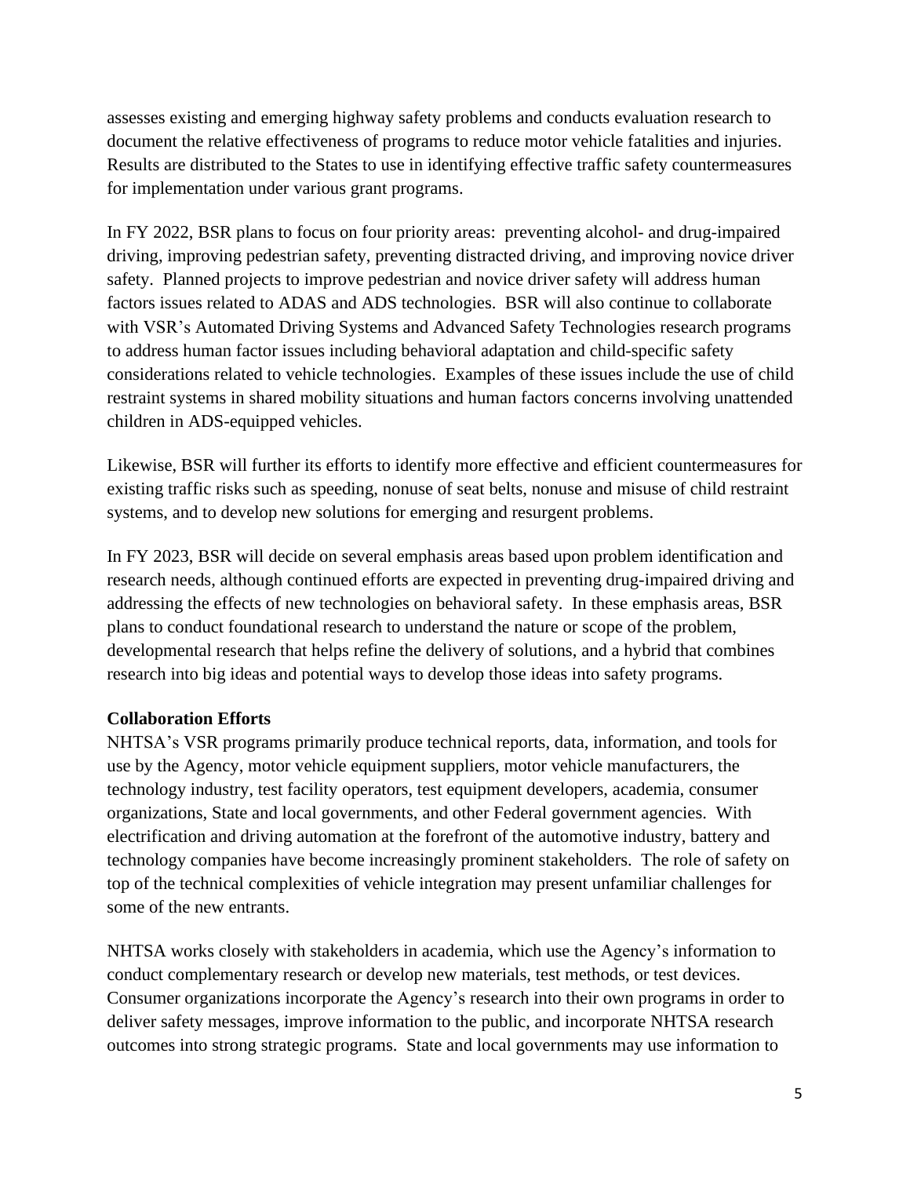assesses existing and emerging highway safety problems and conducts evaluation research to document the relative effectiveness of programs to reduce motor vehicle fatalities and injuries. Results are distributed to the States to use in identifying effective traffic safety countermeasures for implementation under various grant programs.

In FY 2022, BSR plans to focus on four priority areas: preventing alcohol- and drug-impaired driving, improving pedestrian safety, preventing distracted driving, and improving novice driver safety. Planned projects to improve pedestrian and novice driver safety will address human factors issues related to ADAS and ADS technologies. BSR will also continue to collaborate with VSR's Automated Driving Systems and Advanced Safety Technologies research programs to address human factor issues including behavioral adaptation and child-specific safety considerations related to vehicle technologies. Examples of these issues include the use of child restraint systems in shared mobility situations and human factors concerns involving unattended children in ADS-equipped vehicles.

Likewise, BSR will further its efforts to identify more effective and efficient countermeasures for existing traffic risks such as speeding, nonuse of seat belts, nonuse and misuse of child restraint systems, and to develop new solutions for emerging and resurgent problems.

In FY 2023, BSR will decide on several emphasis areas based upon problem identification and research needs, although continued efforts are expected in preventing drug-impaired driving and addressing the effects of new technologies on behavioral safety. In these emphasis areas, BSR plans to conduct foundational research to understand the nature or scope of the problem, developmental research that helps refine the delivery of solutions, and a hybrid that combines research into big ideas and potential ways to develop those ideas into safety programs.

**Collaboration Efforts**

NHTSA's VSR programs primarily produce technical reports, data, information, and tools for use by the Agency, motor vehicle equipment suppliers, motor vehicle manufacturers, the technology industry, test facility operators, test equipment developers, academia, consumer organizations, State and local governments, and other Federal government agencies. With electrification and driving automation at the forefront of the automotive industry, battery and technology companies have become increasingly prominent stakeholders. The role of safety on top of the technical complexities of vehicle integration may present unfamiliar challenges for some of the new entrants.

NHTSA works closely with stakeholders in academia, which use the Agency's information to conduct complementary research or develop new materials, test methods, or test devices. Consumer organizations incorporate the Agency's research into their own programs in order to deliver safety messages, improve information to the public, and incorporate NHTSA research outcomes into strong strategic programs. State and local governments may use information to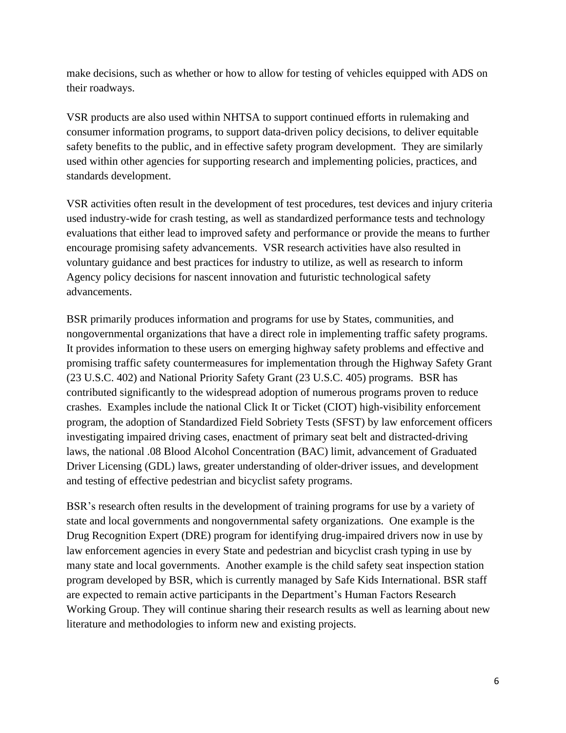make decisions, such as whether or how to allow for testing of vehicles equipped with ADS on their roadways.

VSR products are also used within NHTSA to support continued efforts in rulemaking and consumer information programs, to support data-driven policy decisions, to deliver equitable safety benefits to the public, and in effective safety program development. They are similarly used within other agencies for supporting research and implementing policies, practices, and standards development.

VSR activities often result in the development of test procedures, test devices and injury criteria used industry-wide for crash testing, as well as standardized performance tests and technology evaluations that either lead to improved safety and performance or provide the means to further encourage promising safety advancements. VSR research activities have also resulted in voluntary guidance and best practices for industry to utilize, as well as research to inform Agency policy decisions for nascent innovation and futuristic technological safety advancements.

BSR primarily produces information and programs for use by States, communities, and nongovernmental organizations that have a direct role in implementing traffic safety programs. It provides information to these users on emerging highway safety problems and effective and promising traffic safety countermeasures for implementation through the Highway Safety Grant (23 U.S.C. 402) and National Priority Safety Grant (23 U.S.C. 405) programs. BSR has contributed significantly to the widespread adoption of numerous programs proven to reduce crashes. Examples include the national Click It or Ticket (CIOT) high-visibility enforcement program, the adoption of Standardized Field Sobriety Tests (SFST) by law enforcement officers investigating impaired driving cases, enactment of primary seat belt and distracted-driving laws, the national .08 Blood Alcohol Concentration (BAC) limit, advancement of Graduated Driver Licensing (GDL) laws, greater understanding of older-driver issues, and development and testing of effective pedestrian and bicyclist safety programs.

BSR's research often results in the development of training programs for use by a variety of state and local governments and nongovernmental safety organizations. One example is the Drug Recognition Expert (DRE) program for identifying drug-impaired drivers now in use by law enforcement agencies in every State and pedestrian and bicyclist crash typing in use by many state and local governments. Another example is the child safety seat inspection station program developed by BSR, which is currently managed by Safe Kids International. BSR staff are expected to remain active participants in the Department's Human Factors Research Working Group. They will continue sharing their research results as well as learning about new literature and methodologies to inform new and existing projects.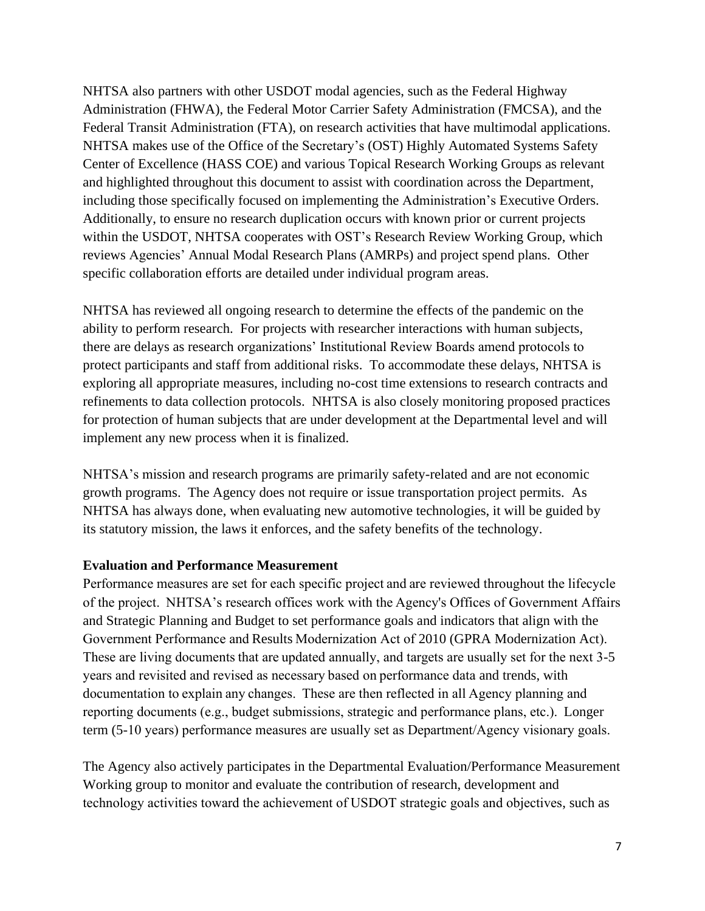NHTSA also partners with other USDOT modal agencies, such as the Federal Highway Administration (FHWA), the Federal Motor Carrier Safety Administration (FMCSA), and the Federal Transit Administration (FTA), on research activities that have multimodal applications. NHTSA makes use of the Office of the Secretary's (OST) Highly Automated Systems Safety Center of Excellence (HASS COE) and various Topical Research Working Groups as relevant and highlighted throughout this document to assist with coordination across the Department, including those specifically focused on implementing the Administration's Executive Orders. Additionally, to ensure no research duplication occurs with known prior or current projects within the USDOT, NHTSA cooperates with OST's Research Review Working Group, which reviews Agencies' Annual Modal Research Plans (AMRPs) and project spend plans. Other specific collaboration efforts are detailed under individual program areas.

NHTSA has reviewed all ongoing research to determine the effects of the pandemic on the ability to perform research. For projects with researcher interactions with human subjects, there are delays as research organizations' Institutional Review Boards amend protocols to protect participants and staff from additional risks. To accommodate these delays, NHTSA is exploring all appropriate measures, including no-cost time extensions to research contracts and refinements to data collection protocols. NHTSA is also closely monitoring proposed practices for protection of human subjects that are under development at the Departmental level and will implement any new process when it is finalized.

NHTSA's mission and research programs are primarily safety-related and are not economic growth programs. The Agency does not require or issue transportation project permits. As NHTSA has always done, when evaluating new automotive technologies, it will be guided by its statutory mission, the laws it enforces, and the safety benefits of the technology.

**Evaluation and Performance Measurement**

Performance measures are set for each specific project and are reviewed throughout the lifecycle of the project. NHTSA's research offices work with the Agency's Offices of Government Affairs and Strategic Planning and Budget to set performance goals and indicators that align with the Government Performance and Results Modernization Act of 2010 (GPRA Modernization Act). These are living documents that are updated annually, and targets are usually set for the next 3-5 years and revisited and revised as necessary based on performance data and trends, with documentation to explain any changes. These are then reflected in all Agency planning and reporting documents (e.g., budget submissions, strategic and performance plans, etc.). Longer term (5-10 years) performance measures are usually set as Department/Agency visionary goals.

The Agency also actively participates in the Departmental Evaluation/Performance Measurement Working group to monitor and evaluate the contribution of research, development and technology activities toward the achievement of USDOT strategic goals and objectives, such as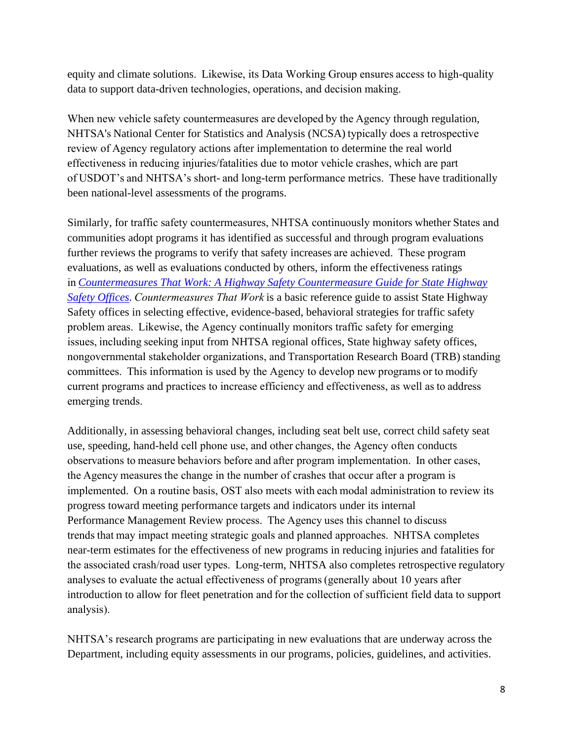equity and climate solutions. Likewise, its Data Working Group ensures access to high-quality data to support data-driven technologies, operations, and decision making.

When new vehicle safety countermeasures are developed by the Agency through regulation, NHTSA's National Center for Statistics and Analysis (NCSA) typically does a retrospective review of Agency regulatory actions after implementation to determine the real world effectiveness in reducing injuries/fatalities due to motor vehicle crashes, which are part of USDOT's and NHTSA's short- and long-term performance metrics. These have traditionally been national-level assessments of the programs.

Similarly, for traffic safety countermeasures, NHTSA continuously monitors whether States and communities adopt programs it has identified as successful and through program evaluations further reviews the programs to verify that safety increases are achieved. These program evaluations, as well as evaluations conducted by others, inform the effectiveness ratings in *Countermeasures That Work: A Highway Safety Countermeasure Guide for State Highway Safety Offices*. *Countermeasures That Work* is a basic reference guide to assist State Highway Safety offices in selecting effective, evidence-based, behavioral strategies for traffic safety problem areas. Likewise, the Agency continually monitors traffic safety for emerging issues, including seeking input from NHTSA regional offices, State highway safety offices, nongovernmental stakeholder organizations, and Transportation Research Board (TRB) standing committees. This information is used by the Agency to develop new programs or to modify current programs and practices to increase efficiency and effectiveness, as well as to address emerging trends.

Additionally, in assessing behavioral changes, including seat belt use, correct child safety seat use, speeding, hand-held cell phone use, and other changes, the Agency often conducts observations to measure behaviors before and after program implementation. In other cases, the Agency measures the change in the number of crashes that occur after a program is implemented. On a routine basis, OST also meets with each modal administration to review its progress toward meeting performance targets and indicators under its internal Performance Management Review process. The Agency uses this channel to discuss trends that may impact meeting strategic goals and planned approaches. NHTSA completes near-term estimates for the effectiveness of new programs in reducing injuries and fatalities for the associated crash/road user types. Long-term, NHTSA also completes retrospective regulatory analyses to evaluate the actual effectiveness of programs (generally about 10 years after introduction to allow for fleet penetration and for the collection of sufficient field data to support analysis).

NHTSA's research programs are participating in new evaluations that are underway across the Department, including equity assessments in our programs, policies, guidelines, and activities.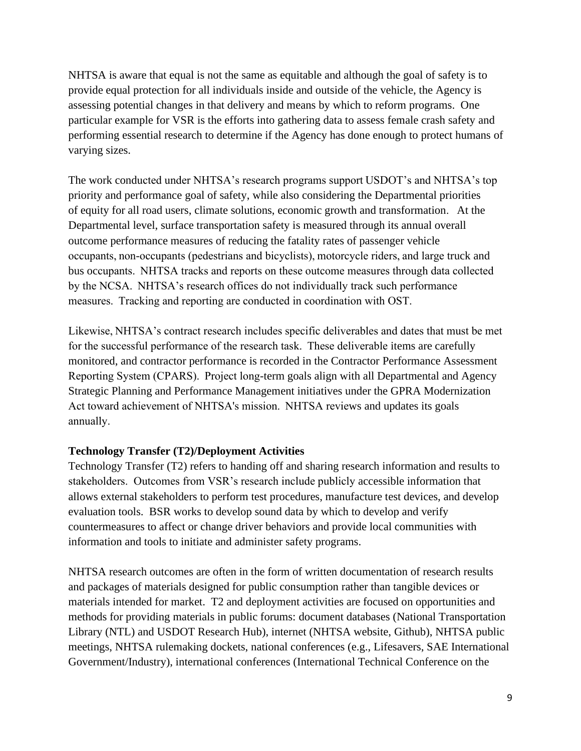NHTSA is aware that equal is not the same as equitable and although the goal of safety is to provide equal protection for all individuals inside and outside of the vehicle, the Agency is assessing potential changes in that delivery and means by which to reform programs. One particular example for VSR is the efforts into gathering data to assess female crash safety and performing essential research to determine if the Agency has done enough to protect humans of varying sizes.

The work conducted under NHTSA's research programs support USDOT's and NHTSA's top priority and performance goal of safety, while also considering the Departmental priorities of equity for all road users, climate solutions, economic growth and transformation. At the Departmental level, surface transportation safety is measured through its annual overall outcome performance measures of reducing the fatality rates of passenger vehicle occupants, non-occupants (pedestrians and bicyclists), motorcycle riders, and large truck and bus occupants. NHTSA tracks and reports on these outcome measures through data collected by the NCSA. NHTSA's research offices do not individually track such performance measures. Tracking and reporting are conducted in coordination with OST.

Likewise, NHTSA's contract research includes specific deliverables and dates that must be met for the successful performance of the research task. These deliverable items are carefully monitored, and contractor performance is recorded in the Contractor Performance Assessment Reporting System (CPARS). Project long-term goals align with all Departmental and Agency Strategic Planning and Performance Management initiatives under the GPRA Modernization Act toward achievement of NHTSA's mission. NHTSA reviews and updates its goals annually.

**Technology Transfer (T2)/Deployment Activities**

Technology Transfer (T2) refers to handing off and sharing research information and results to stakeholders. Outcomes from VSR's research include publicly accessible information that allows external stakeholders to perform test procedures, manufacture test devices, and develop evaluation tools. BSR works to develop sound data by which to develop and verify countermeasures to affect or change driver behaviors and provide local communities with information and tools to initiate and administer safety programs.

NHTSA research outcomes are often in the form of written documentation of research results and packages of materials designed for public consumption rather than tangible devices or materials intended for market. T2 and deployment activities are focused on opportunities and methods for providing materials in public forums: document databases (National Transportation Library (NTL) and USDOT Research Hub), internet (NHTSA website, Github), NHTSA public meetings, NHTSA rulemaking dockets, national conferences (e.g., Lifesavers, SAE International Government/Industry), international conferences (International Technical Conference on the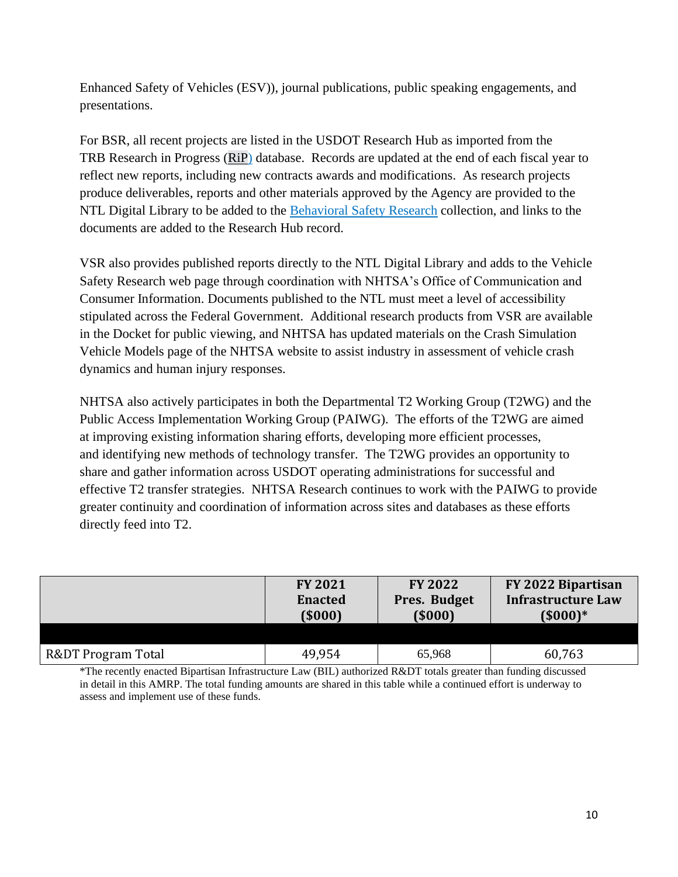Enhanced Safety of Vehicles (ESV)), journal publications, public speaking engagements, and presentations.

For BSR, all recent projects are listed in the USDOT Research Hub as imported from the TRB Research in Progress (RiP) database. Records are updated at the end of each fiscal year to reflect new reports, including new contracts awards and modifications. As research projects produce deliverables, reports and other materials approved by the Agency are provided to the NTL Digital Library to be added to the Behavioral Safety Research collection, and links to the documents are added to the Research Hub record.

VSR also provides published reports directly to the NTL Digital Library and adds to the Vehicle Safety Research web page through coordination with NHTSA's Office of Communication and Consumer Information. Documents published to the NTL must meet a level of accessibility stipulated across the Federal Government. Additional research products from VSR are available in the Docket for public viewing, and NHTSA has updated materials on the Crash Simulation Vehicle Models page of the NHTSA website to assist industry in assessment of vehicle crash dynamics and human injury responses.

NHTSA also actively participates in both the Departmental T2 Working Group (T2WG) and the Public Access Implementation Working Group (PAIWG). The efforts of the T2WG are aimed at improving existing information sharing efforts, developing more efficient processes, and identifying new methods of technology transfer. The T2WG provides an opportunity to share and gather information across USDOT operating administrations for successful and effective T2 transfer strategies. NHTSA Research continues to work with the PAIWG to provide greater continuity and coordination of information across sites and databases as these efforts directly feed into T2.

| | FY 2021 Enacted ($000) | FY 2022 Pres. Budget ($000) | FY 2022 Bipartisan Infrastructure Law ($000)* |
|---|---|---|---|
| | | | |
| R&DT Program Total | 49,954 | 65,968 | 60,763 |

*The recently enacted Bipartisan Infrastructure Law (BIL) authorized R&DT totals greater than funding discussed in detail in this AMRP. The total funding amounts are shared in this table while a continued effort is underway to assess and implement use of these funds.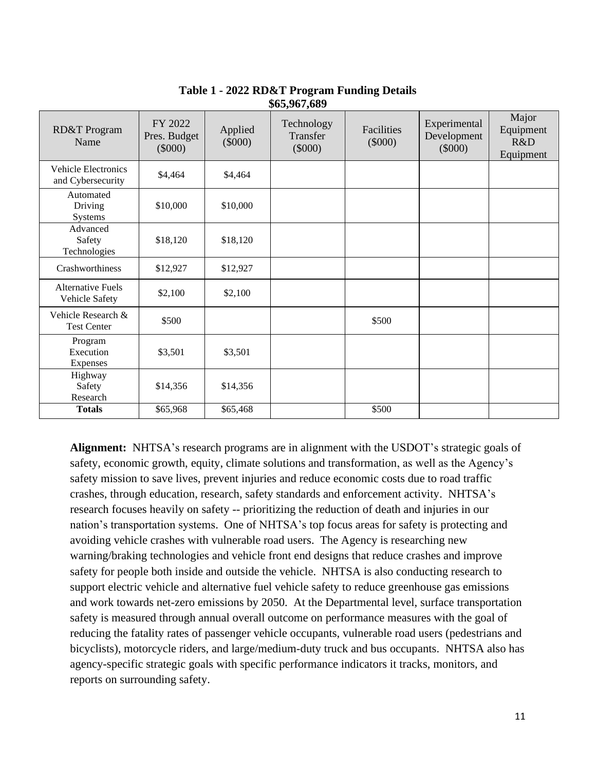**Table 1 - 2022 RD&T Program Funding Details**
**$65,967,689**

| RD&T Program Name | FY 2022 Pres. Budget ($000) | Applied ($000) | Technology Transfer ($000) | Facilities ($000) | Experimental Development ($000) | Major Equipment R&D Equipment |
|---|---|---|---|---|---|---|
| Vehicle Electronics and Cybersecurity | $4,464 | $4,464 | | | | |
| Automated Driving Systems | $10,000 | $10,000 | | | | |
| Advanced Safety Technologies | $18,120 | $18,120 | | | | |
| Crashworthiness | $12,927 | $12,927 | | | | |
| Alternative Fuels Vehicle Safety | $2,100 | $2,100 | | | | |
| Vehicle Research & Test Center | $500 | | | $500 | | |
| Program Execution Expenses | $3,501 | $3,501 | | | | |
| Highway Safety Research | $14,356 | $14,356 | | | | |
| **Totals** | $65,968 | $65,468 | | $500 | | |

**Alignment:** NHTSA's research programs are in alignment with the USDOT's strategic goals of safety, economic growth, equity, climate solutions and transformation, as well as the Agency's safety mission to save lives, prevent injuries and reduce economic costs due to road traffic crashes, through education, research, safety standards and enforcement activity. NHTSA's research focuses heavily on safety -- prioritizing the reduction of death and injuries in our nation's transportation systems. One of NHTSA's top focus areas for safety is protecting and avoiding vehicle crashes with vulnerable road users. The Agency is researching new warning/braking technologies and vehicle front end designs that reduce crashes and improve safety for people both inside and outside the vehicle. NHTSA is also conducting research to support electric vehicle and alternative fuel vehicle safety to reduce greenhouse gas emissions and work towards net-zero emissions by 2050. At the Departmental level, surface transportation safety is measured through annual overall outcome on performance measures with the goal of reducing the fatality rates of passenger vehicle occupants, vulnerable road users (pedestrians and bicyclists), motorcycle riders, and large/medium-duty truck and bus occupants. NHTSA also has agency-specific strategic goals with specific performance indicators it tracks, monitors, and reports on surrounding safety.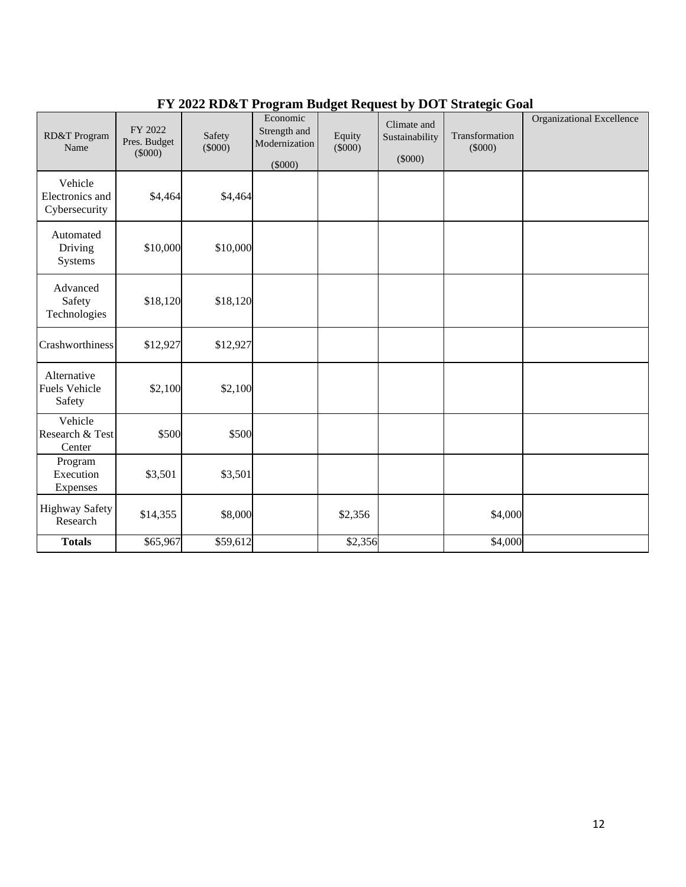## FY 2022 RD&T Program Budget Request by DOT Strategic Goal

| RD&T Program Name | FY 2022 Pres. Budget ($000) | Safety ($000) | Economic Strength and Modernization ($000) | Equity ($000) | Climate and Sustainability ($000) | Transformation ($000) | Organizational Excellence |
|---|---|---|---|---|---|---|---|
| Vehicle Electronics and Cybersecurity | $4,464 | $4,464 | | | | | |
| Automated Driving Systems | $10,000 | $10,000 | | | | | |
| Advanced Safety Technologies | $18,120 | $18,120 | | | | | |
| Crashworthiness | $12,927 | $12,927 | | | | | |
| Alternative Fuels Vehicle Safety | $2,100 | $2,100 | | | | | |
| Vehicle Research & Test Center | $500 | $500 | | | | | |
| Program Execution Expenses | $3,501 | $3,501 | | | | | |
| Highway Safety Research | $14,355 | $8,000 | | $2,356 | | $4,000 | |
| **Totals** | $65,967 | $59,612 | | $2,356 | | $4,000 | |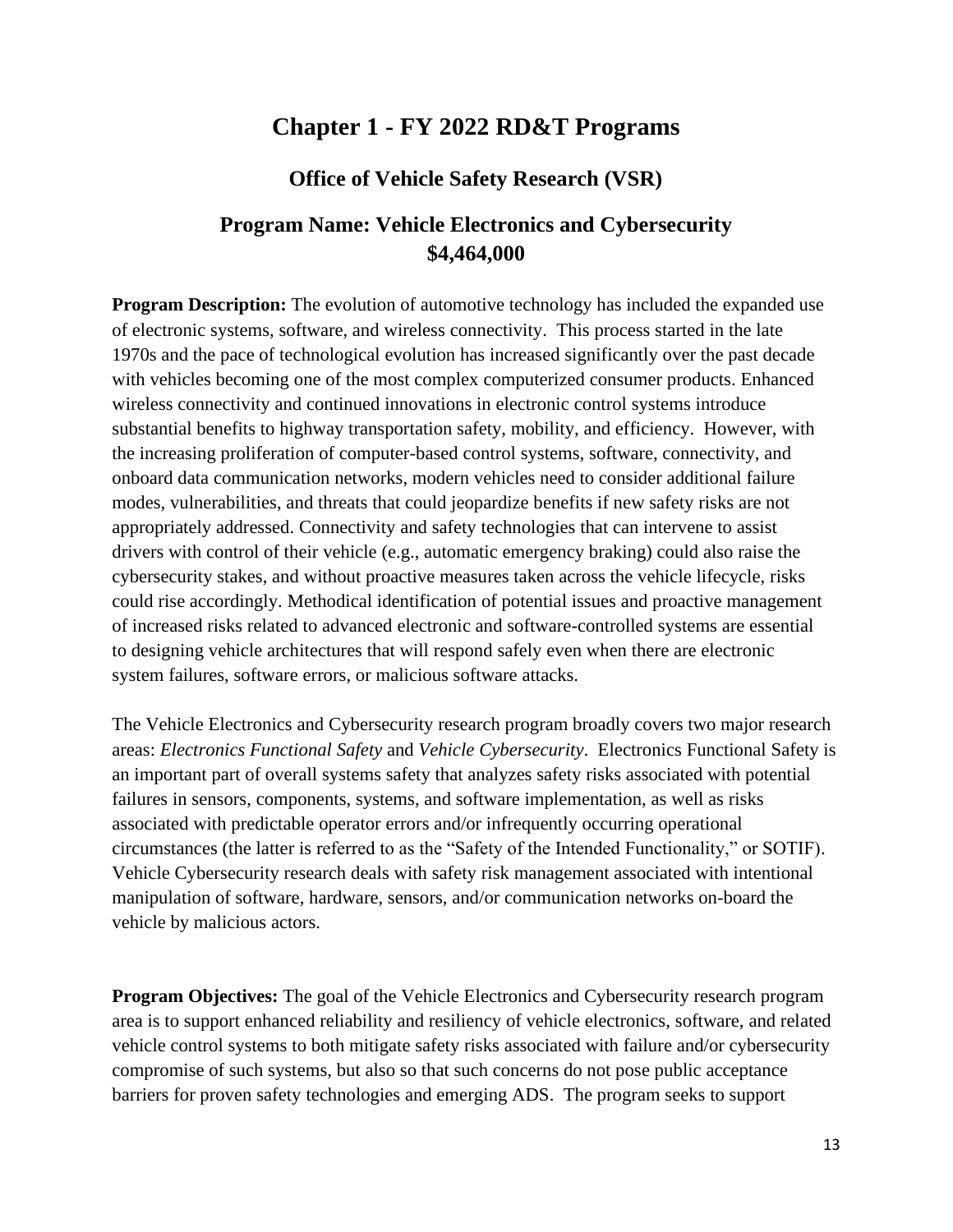# Chapter 1 - FY 2022 RD&T Programs

## Office of Vehicle Safety Research (VSR)

## Program Name: Vehicle Electronics and Cybersecurity $4,464,000

**Program Description:** The evolution of automotive technology has included the expanded use of electronic systems, software, and wireless connectivity. This process started in the late 1970s and the pace of technological evolution has increased significantly over the past decade with vehicles becoming one of the most complex computerized consumer products. Enhanced wireless connectivity and continued innovations in electronic control systems introduce substantial benefits to highway transportation safety, mobility, and efficiency. However, with the increasing proliferation of computer-based control systems, software, connectivity, and onboard data communication networks, modern vehicles need to consider additional failure modes, vulnerabilities, and threats that could jeopardize benefits if new safety risks are not appropriately addressed. Connectivity and safety technologies that can intervene to assist drivers with control of their vehicle (e.g., automatic emergency braking) could also raise the cybersecurity stakes, and without proactive measures taken across the vehicle lifecycle, risks could rise accordingly. Methodical identification of potential issues and proactive management of increased risks related to advanced electronic and software-controlled systems are essential to designing vehicle architectures that will respond safely even when there are electronic system failures, software errors, or malicious software attacks.

The Vehicle Electronics and Cybersecurity research program broadly covers two major research areas: *Electronics Functional Safety* and *Vehicle Cybersecurity*. Electronics Functional Safety is an important part of overall systems safety that analyzes safety risks associated with potential failures in sensors, components, systems, and software implementation, as well as risks associated with predictable operator errors and/or infrequently occurring operational circumstances (the latter is referred to as the "Safety of the Intended Functionality," or SOTIF). Vehicle Cybersecurity research deals with safety risk management associated with intentional manipulation of software, hardware, sensors, and/or communication networks on-board the vehicle by malicious actors.

**Program Objectives:** The goal of the Vehicle Electronics and Cybersecurity research program area is to support enhanced reliability and resiliency of vehicle electronics, software, and related vehicle control systems to both mitigate safety risks associated with failure and/or cybersecurity compromise of such systems, but also so that such concerns do not pose public acceptance barriers for proven safety technologies and emerging ADS. The program seeks to support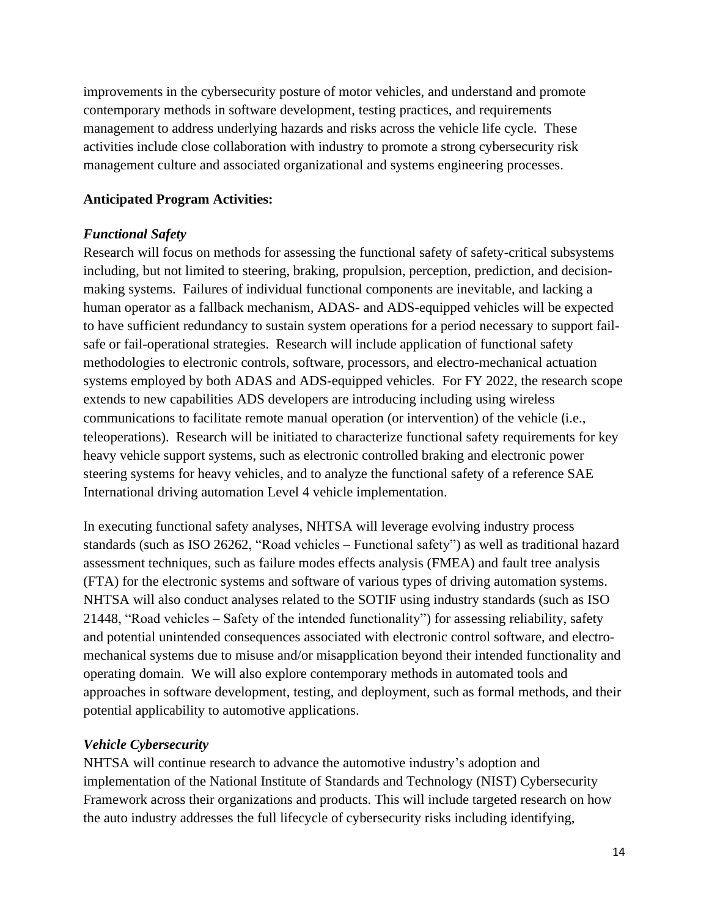improvements in the cybersecurity posture of motor vehicles, and understand and promote contemporary methods in software development, testing practices, and requirements management to address underlying hazards and risks across the vehicle life cycle. These activities include close collaboration with industry to promote a strong cybersecurity risk management culture and associated organizational and systems engineering processes.

**Anticipated Program Activities:**

***Functional Safety***

Research will focus on methods for assessing the functional safety of safety-critical subsystems including, but not limited to steering, braking, propulsion, perception, prediction, and decision-making systems. Failures of individual functional components are inevitable, and lacking a human operator as a fallback mechanism, ADAS- and ADS-equipped vehicles will be expected to have sufficient redundancy to sustain system operations for a period necessary to support fail-safe or fail-operational strategies. Research will include application of functional safety methodologies to electronic controls, software, processors, and electro-mechanical actuation systems employed by both ADAS and ADS-equipped vehicles. For FY 2022, the research scope extends to new capabilities ADS developers are introducing including using wireless communications to facilitate remote manual operation (or intervention) of the vehicle (i.e., teleoperations). Research will be initiated to characterize functional safety requirements for key heavy vehicle support systems, such as electronic controlled braking and electronic power steering systems for heavy vehicles, and to analyze the functional safety of a reference SAE International driving automation Level 4 vehicle implementation.

In executing functional safety analyses, NHTSA will leverage evolving industry process standards (such as ISO 26262, "Road vehicles – Functional safety") as well as traditional hazard assessment techniques, such as failure modes effects analysis (FMEA) and fault tree analysis (FTA) for the electronic systems and software of various types of driving automation systems. NHTSA will also conduct analyses related to the SOTIF using industry standards (such as ISO 21448, "Road vehicles – Safety of the intended functionality") for assessing reliability, safety and potential unintended consequences associated with electronic control software, and electro-mechanical systems due to misuse and/or misapplication beyond their intended functionality and operating domain. We will also explore contemporary methods in automated tools and approaches in software development, testing, and deployment, such as formal methods, and their potential applicability to automotive applications.

***Vehicle Cybersecurity***

NHTSA will continue research to advance the automotive industry's adoption and implementation of the National Institute of Standards and Technology (NIST) Cybersecurity Framework across their organizations and products. This will include targeted research on how the auto industry addresses the full lifecycle of cybersecurity risks including identifying,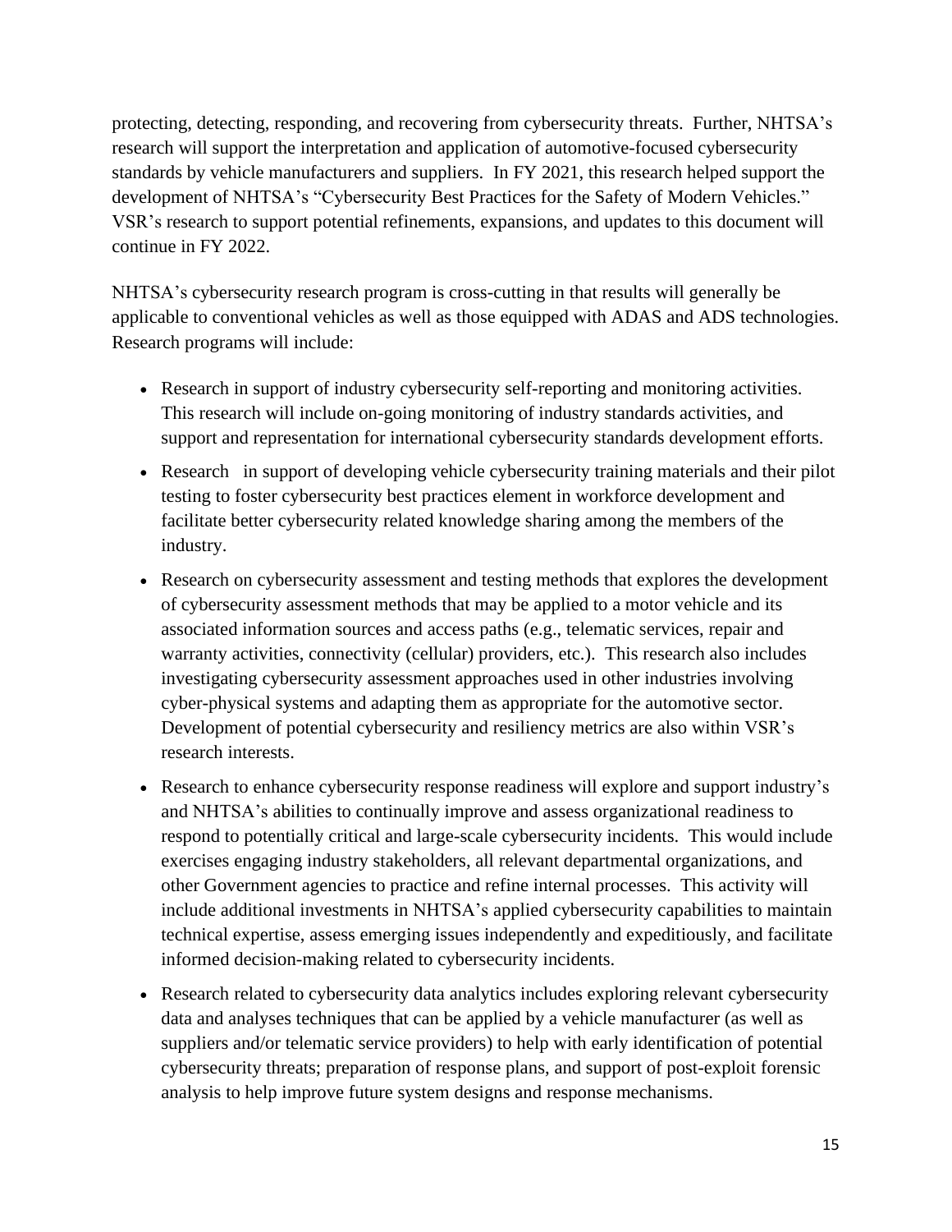protecting, detecting, responding, and recovering from cybersecurity threats. Further, NHTSA's research will support the interpretation and application of automotive-focused cybersecurity standards by vehicle manufacturers and suppliers. In FY 2021, this research helped support the development of NHTSA's "Cybersecurity Best Practices for the Safety of Modern Vehicles." VSR's research to support potential refinements, expansions, and updates to this document will continue in FY 2022.

NHTSA's cybersecurity research program is cross-cutting in that results will generally be applicable to conventional vehicles as well as those equipped with ADAS and ADS technologies. Research programs will include:

- Research in support of industry cybersecurity self-reporting and monitoring activities. This research will include on-going monitoring of industry standards activities, and support and representation for international cybersecurity standards development efforts.
- Research in support of developing vehicle cybersecurity training materials and their pilot testing to foster cybersecurity best practices element in workforce development and facilitate better cybersecurity related knowledge sharing among the members of the industry.
- Research on cybersecurity assessment and testing methods that explores the development of cybersecurity assessment methods that may be applied to a motor vehicle and its associated information sources and access paths (e.g., telematic services, repair and warranty activities, connectivity (cellular) providers, etc.). This research also includes investigating cybersecurity assessment approaches used in other industries involving cyber-physical systems and adapting them as appropriate for the automotive sector. Development of potential cybersecurity and resiliency metrics are also within VSR's research interests.
- Research to enhance cybersecurity response readiness will explore and support industry's and NHTSA's abilities to continually improve and assess organizational readiness to respond to potentially critical and large-scale cybersecurity incidents. This would include exercises engaging industry stakeholders, all relevant departmental organizations, and other Government agencies to practice and refine internal processes. This activity will include additional investments in NHTSA's applied cybersecurity capabilities to maintain technical expertise, assess emerging issues independently and expeditiously, and facilitate informed decision-making related to cybersecurity incidents.
- Research related to cybersecurity data analytics includes exploring relevant cybersecurity data and analyses techniques that can be applied by a vehicle manufacturer (as well as suppliers and/or telematic service providers) to help with early identification of potential cybersecurity threats; preparation of response plans, and support of post-exploit forensic analysis to help improve future system designs and response mechanisms.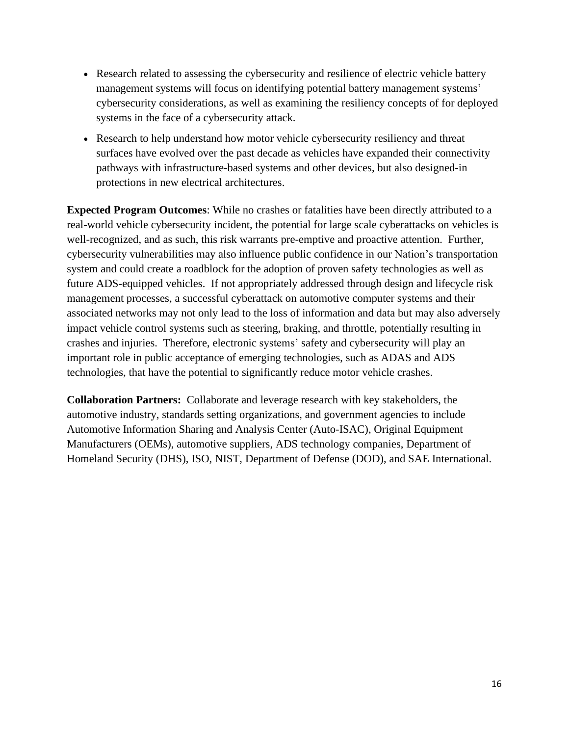- Research related to assessing the cybersecurity and resilience of electric vehicle battery management systems will focus on identifying potential battery management systems' cybersecurity considerations, as well as examining the resiliency concepts of for deployed systems in the face of a cybersecurity attack.
- Research to help understand how motor vehicle cybersecurity resiliency and threat surfaces have evolved over the past decade as vehicles have expanded their connectivity pathways with infrastructure-based systems and other devices, but also designed-in protections in new electrical architectures.

**Expected Program Outcomes**: While no crashes or fatalities have been directly attributed to a real-world vehicle cybersecurity incident, the potential for large scale cyberattacks on vehicles is well-recognized, and as such, this risk warrants pre-emptive and proactive attention. Further, cybersecurity vulnerabilities may also influence public confidence in our Nation's transportation system and could create a roadblock for the adoption of proven safety technologies as well as future ADS-equipped vehicles. If not appropriately addressed through design and lifecycle risk management processes, a successful cyberattack on automotive computer systems and their associated networks may not only lead to the loss of information and data but may also adversely impact vehicle control systems such as steering, braking, and throttle, potentially resulting in crashes and injuries. Therefore, electronic systems' safety and cybersecurity will play an important role in public acceptance of emerging technologies, such as ADAS and ADS technologies, that have the potential to significantly reduce motor vehicle crashes.

**Collaboration Partners:** Collaborate and leverage research with key stakeholders, the automotive industry, standards setting organizations, and government agencies to include Automotive Information Sharing and Analysis Center (Auto-ISAC), Original Equipment Manufacturers (OEMs), automotive suppliers, ADS technology companies, Department of Homeland Security (DHS), ISO, NIST, Department of Defense (DOD), and SAE International.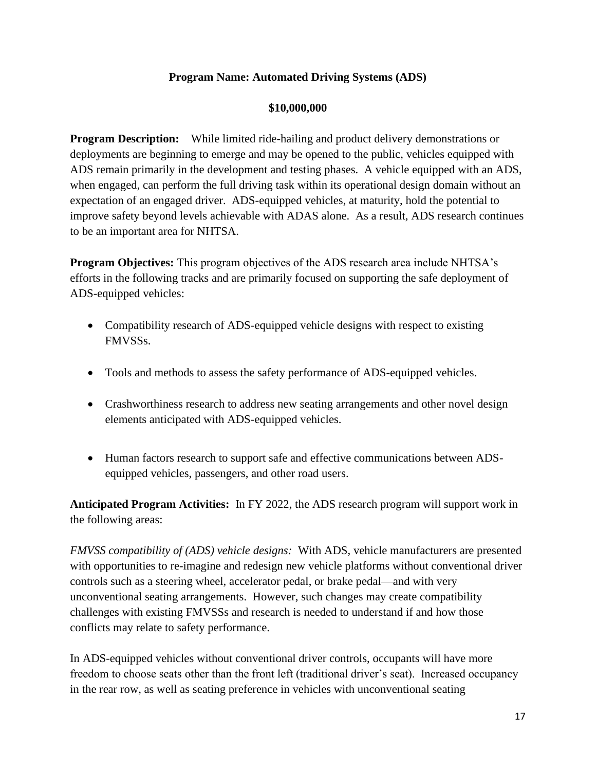**Program Name: Automated Driving Systems (ADS)**

**$10,000,000**

**Program Description:** While limited ride-hailing and product delivery demonstrations or deployments are beginning to emerge and may be opened to the public, vehicles equipped with ADS remain primarily in the development and testing phases. A vehicle equipped with an ADS, when engaged, can perform the full driving task within its operational design domain without an expectation of an engaged driver. ADS-equipped vehicles, at maturity, hold the potential to improve safety beyond levels achievable with ADAS alone. As a result, ADS research continues to be an important area for NHTSA.

**Program Objectives:** This program objectives of the ADS research area include NHTSA's efforts in the following tracks and are primarily focused on supporting the safe deployment of ADS-equipped vehicles:

- Compatibility research of ADS-equipped vehicle designs with respect to existing FMVSSs.
- Tools and methods to assess the safety performance of ADS-equipped vehicles.
- Crashworthiness research to address new seating arrangements and other novel design elements anticipated with ADS-equipped vehicles.
- Human factors research to support safe and effective communications between ADS-equipped vehicles, passengers, and other road users.

**Anticipated Program Activities:** In FY 2022, the ADS research program will support work in the following areas:

*FMVSS compatibility of (ADS) vehicle designs:* With ADS, vehicle manufacturers are presented with opportunities to re-imagine and redesign new vehicle platforms without conventional driver controls such as a steering wheel, accelerator pedal, or brake pedal—and with very unconventional seating arrangements. However, such changes may create compatibility challenges with existing FMVSSs and research is needed to understand if and how those conflicts may relate to safety performance.

In ADS-equipped vehicles without conventional driver controls, occupants will have more freedom to choose seats other than the front left (traditional driver's seat). Increased occupancy in the rear row, as well as seating preference in vehicles with unconventional seating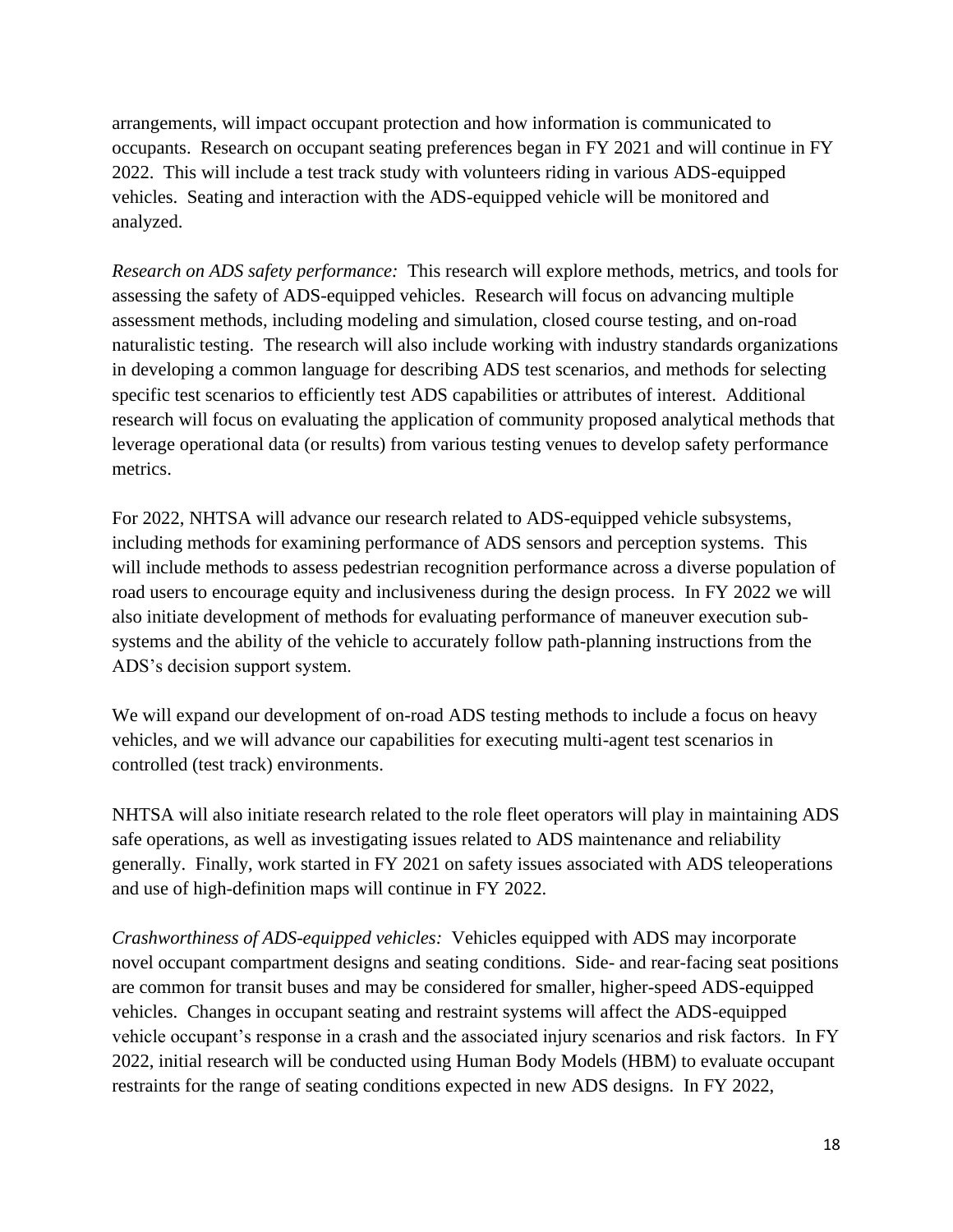arrangements, will impact occupant protection and how information is communicated to occupants. Research on occupant seating preferences began in FY 2021 and will continue in FY 2022. This will include a test track study with volunteers riding in various ADS-equipped vehicles. Seating and interaction with the ADS-equipped vehicle will be monitored and analyzed.

*Research on ADS safety performance:* This research will explore methods, metrics, and tools for assessing the safety of ADS-equipped vehicles. Research will focus on advancing multiple assessment methods, including modeling and simulation, closed course testing, and on-road naturalistic testing. The research will also include working with industry standards organizations in developing a common language for describing ADS test scenarios, and methods for selecting specific test scenarios to efficiently test ADS capabilities or attributes of interest. Additional research will focus on evaluating the application of community proposed analytical methods that leverage operational data (or results) from various testing venues to develop safety performance metrics.

For 2022, NHTSA will advance our research related to ADS-equipped vehicle subsystems, including methods for examining performance of ADS sensors and perception systems. This will include methods to assess pedestrian recognition performance across a diverse population of road users to encourage equity and inclusiveness during the design process. In FY 2022 we will also initiate development of methods for evaluating performance of maneuver execution sub-systems and the ability of the vehicle to accurately follow path-planning instructions from the ADS's decision support system.

We will expand our development of on-road ADS testing methods to include a focus on heavy vehicles, and we will advance our capabilities for executing multi-agent test scenarios in controlled (test track) environments.

NHTSA will also initiate research related to the role fleet operators will play in maintaining ADS safe operations, as well as investigating issues related to ADS maintenance and reliability generally. Finally, work started in FY 2021 on safety issues associated with ADS teleoperations and use of high-definition maps will continue in FY 2022.

*Crashworthiness of ADS-equipped vehicles:* Vehicles equipped with ADS may incorporate novel occupant compartment designs and seating conditions. Side- and rear-facing seat positions are common for transit buses and may be considered for smaller, higher-speed ADS-equipped vehicles. Changes in occupant seating and restraint systems will affect the ADS-equipped vehicle occupant's response in a crash and the associated injury scenarios and risk factors. In FY 2022, initial research will be conducted using Human Body Models (HBM) to evaluate occupant restraints for the range of seating conditions expected in new ADS designs. In FY 2022,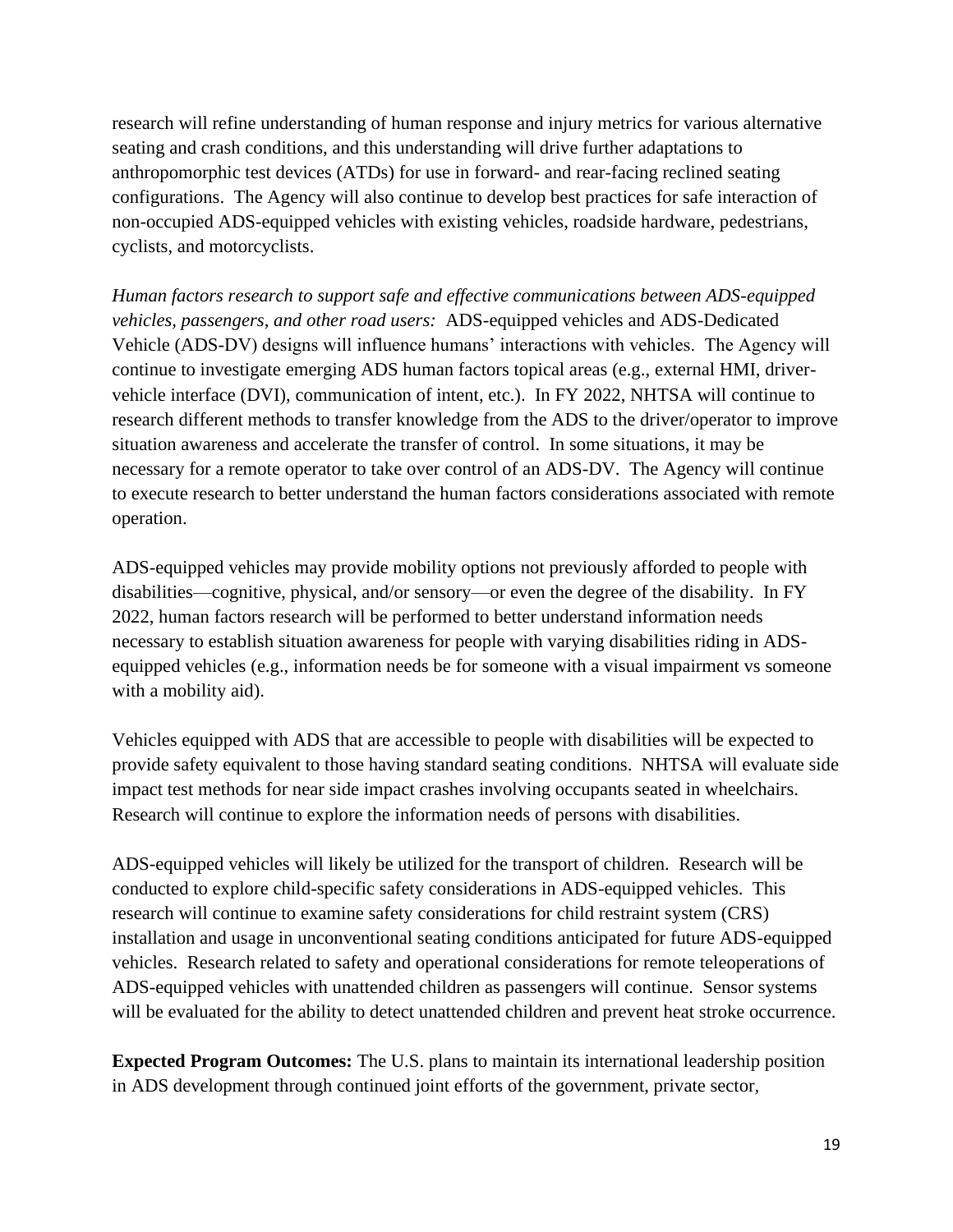research will refine understanding of human response and injury metrics for various alternative seating and crash conditions, and this understanding will drive further adaptations to anthropomorphic test devices (ATDs) for use in forward- and rear-facing reclined seating configurations. The Agency will also continue to develop best practices for safe interaction of non-occupied ADS-equipped vehicles with existing vehicles, roadside hardware, pedestrians, cyclists, and motorcyclists.

*Human factors research to support safe and effective communications between ADS-equipped vehicles, passengers, and other road users:* ADS-equipped vehicles and ADS-Dedicated Vehicle (ADS-DV) designs will influence humans' interactions with vehicles. The Agency will continue to investigate emerging ADS human factors topical areas (e.g., external HMI, driver-vehicle interface (DVI), communication of intent, etc.). In FY 2022, NHTSA will continue to research different methods to transfer knowledge from the ADS to the driver/operator to improve situation awareness and accelerate the transfer of control. In some situations, it may be necessary for a remote operator to take over control of an ADS-DV. The Agency will continue to execute research to better understand the human factors considerations associated with remote operation.

ADS-equipped vehicles may provide mobility options not previously afforded to people with disabilities—cognitive, physical, and/or sensory—or even the degree of the disability. In FY 2022, human factors research will be performed to better understand information needs necessary to establish situation awareness for people with varying disabilities riding in ADS-equipped vehicles (e.g., information needs be for someone with a visual impairment vs someone with a mobility aid).

Vehicles equipped with ADS that are accessible to people with disabilities will be expected to provide safety equivalent to those having standard seating conditions. NHTSA will evaluate side impact test methods for near side impact crashes involving occupants seated in wheelchairs. Research will continue to explore the information needs of persons with disabilities.

ADS-equipped vehicles will likely be utilized for the transport of children. Research will be conducted to explore child-specific safety considerations in ADS-equipped vehicles. This research will continue to examine safety considerations for child restraint system (CRS) installation and usage in unconventional seating conditions anticipated for future ADS-equipped vehicles. Research related to safety and operational considerations for remote teleoperations of ADS-equipped vehicles with unattended children as passengers will continue. Sensor systems will be evaluated for the ability to detect unattended children and prevent heat stroke occurrence.

**Expected Program Outcomes:** The U.S. plans to maintain its international leadership position in ADS development through continued joint efforts of the government, private sector,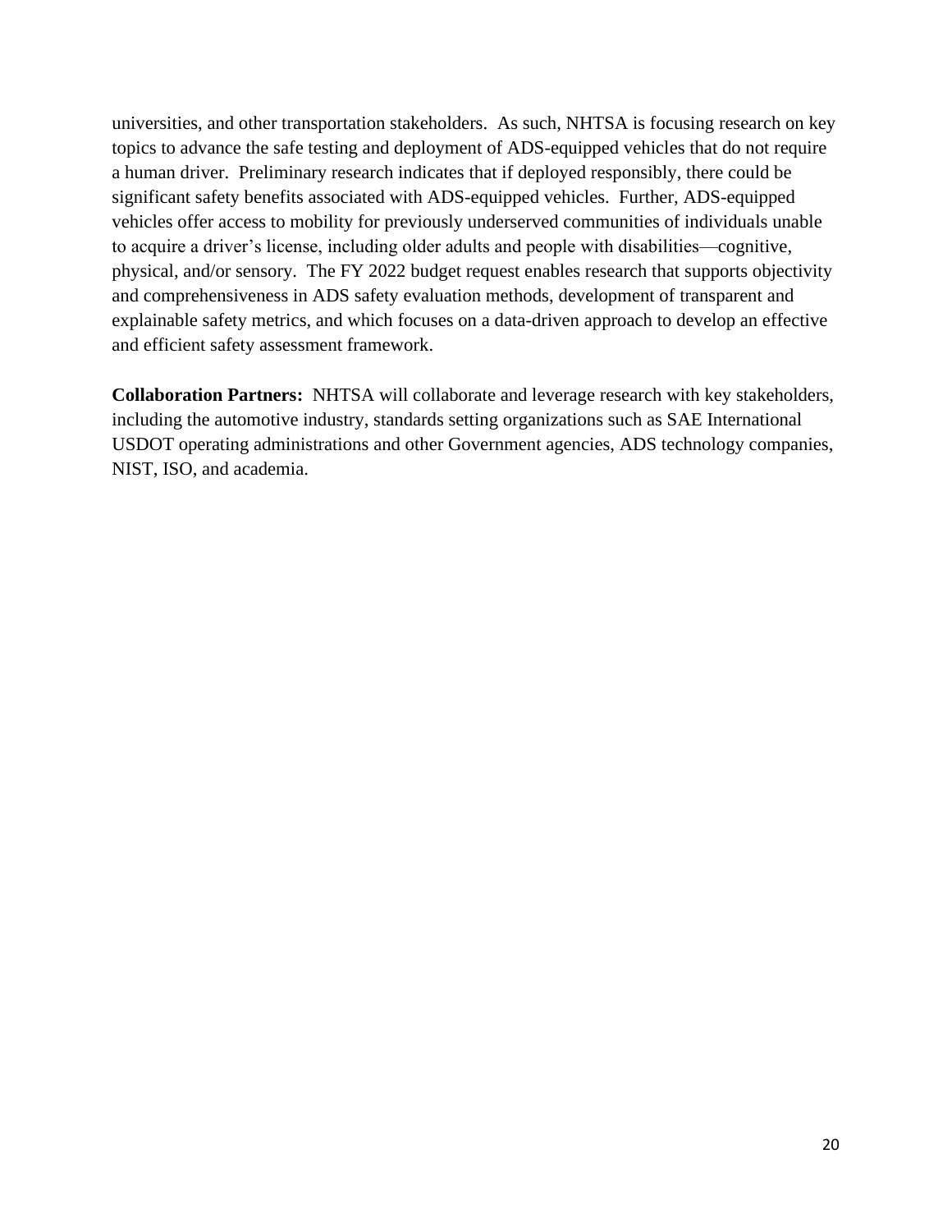universities, and other transportation stakeholders. As such, NHTSA is focusing research on key topics to advance the safe testing and deployment of ADS-equipped vehicles that do not require a human driver. Preliminary research indicates that if deployed responsibly, there could be significant safety benefits associated with ADS-equipped vehicles. Further, ADS-equipped vehicles offer access to mobility for previously underserved communities of individuals unable to acquire a driver's license, including older adults and people with disabilities—cognitive, physical, and/or sensory. The FY 2022 budget request enables research that supports objectivity and comprehensiveness in ADS safety evaluation methods, development of transparent and explainable safety metrics, and which focuses on a data-driven approach to develop an effective and efficient safety assessment framework.

**Collaboration Partners:** NHTSA will collaborate and leverage research with key stakeholders, including the automotive industry, standards setting organizations such as SAE International USDOT operating administrations and other Government agencies, ADS technology companies, NIST, ISO, and academia.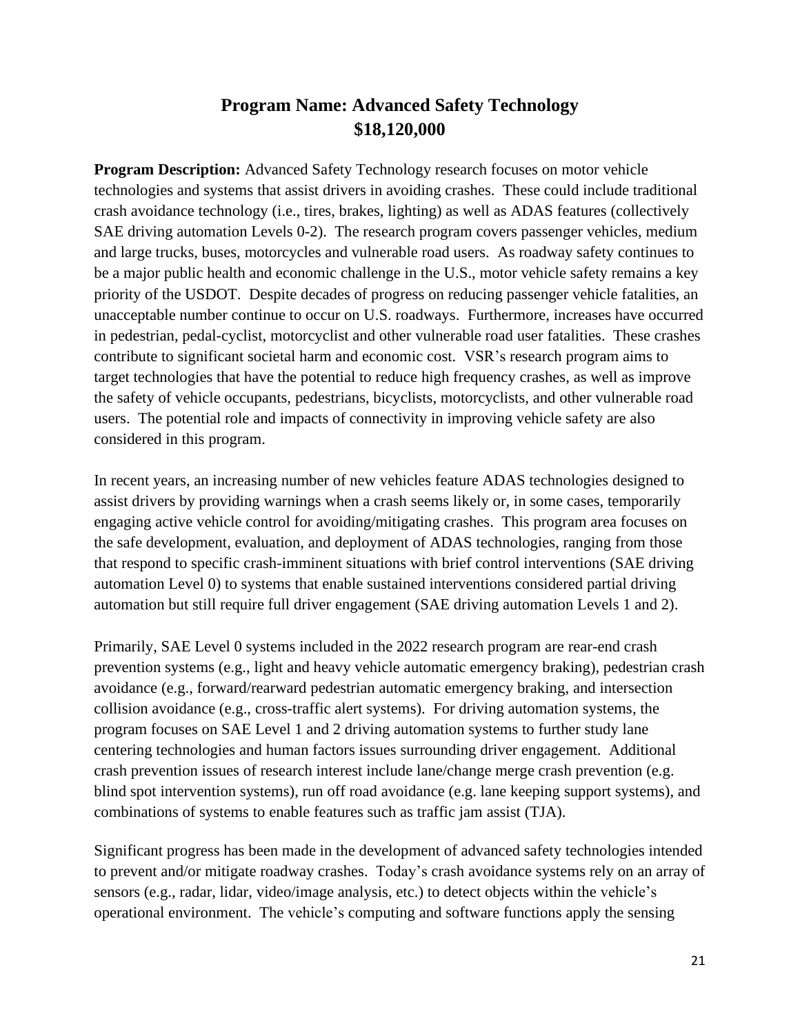## Program Name: Advanced Safety Technology
## $18,120,000

**Program Description:** Advanced Safety Technology research focuses on motor vehicle technologies and systems that assist drivers in avoiding crashes. These could include traditional crash avoidance technology (i.e., tires, brakes, lighting) as well as ADAS features (collectively SAE driving automation Levels 0-2). The research program covers passenger vehicles, medium and large trucks, buses, motorcycles and vulnerable road users. As roadway safety continues to be a major public health and economic challenge in the U.S., motor vehicle safety remains a key priority of the USDOT. Despite decades of progress on reducing passenger vehicle fatalities, an unacceptable number continue to occur on U.S. roadways. Furthermore, increases have occurred in pedestrian, pedal-cyclist, motorcyclist and other vulnerable road user fatalities. These crashes contribute to significant societal harm and economic cost. VSR's research program aims to target technologies that have the potential to reduce high frequency crashes, as well as improve the safety of vehicle occupants, pedestrians, bicyclists, motorcyclists, and other vulnerable road users. The potential role and impacts of connectivity in improving vehicle safety are also considered in this program.

In recent years, an increasing number of new vehicles feature ADAS technologies designed to assist drivers by providing warnings when a crash seems likely or, in some cases, temporarily engaging active vehicle control for avoiding/mitigating crashes. This program area focuses on the safe development, evaluation, and deployment of ADAS technologies, ranging from those that respond to specific crash-imminent situations with brief control interventions (SAE driving automation Level 0) to systems that enable sustained interventions considered partial driving automation but still require full driver engagement (SAE driving automation Levels 1 and 2).

Primarily, SAE Level 0 systems included in the 2022 research program are rear-end crash prevention systems (e.g., light and heavy vehicle automatic emergency braking), pedestrian crash avoidance (e.g., forward/rearward pedestrian automatic emergency braking, and intersection collision avoidance (e.g., cross-traffic alert systems). For driving automation systems, the program focuses on SAE Level 1 and 2 driving automation systems to further study lane centering technologies and human factors issues surrounding driver engagement. Additional crash prevention issues of research interest include lane/change merge crash prevention (e.g. blind spot intervention systems), run off road avoidance (e.g. lane keeping support systems), and combinations of systems to enable features such as traffic jam assist (TJA).

Significant progress has been made in the development of advanced safety technologies intended to prevent and/or mitigate roadway crashes. Today's crash avoidance systems rely on an array of sensors (e.g., radar, lidar, video/image analysis, etc.) to detect objects within the vehicle's operational environment. The vehicle's computing and software functions apply the sensing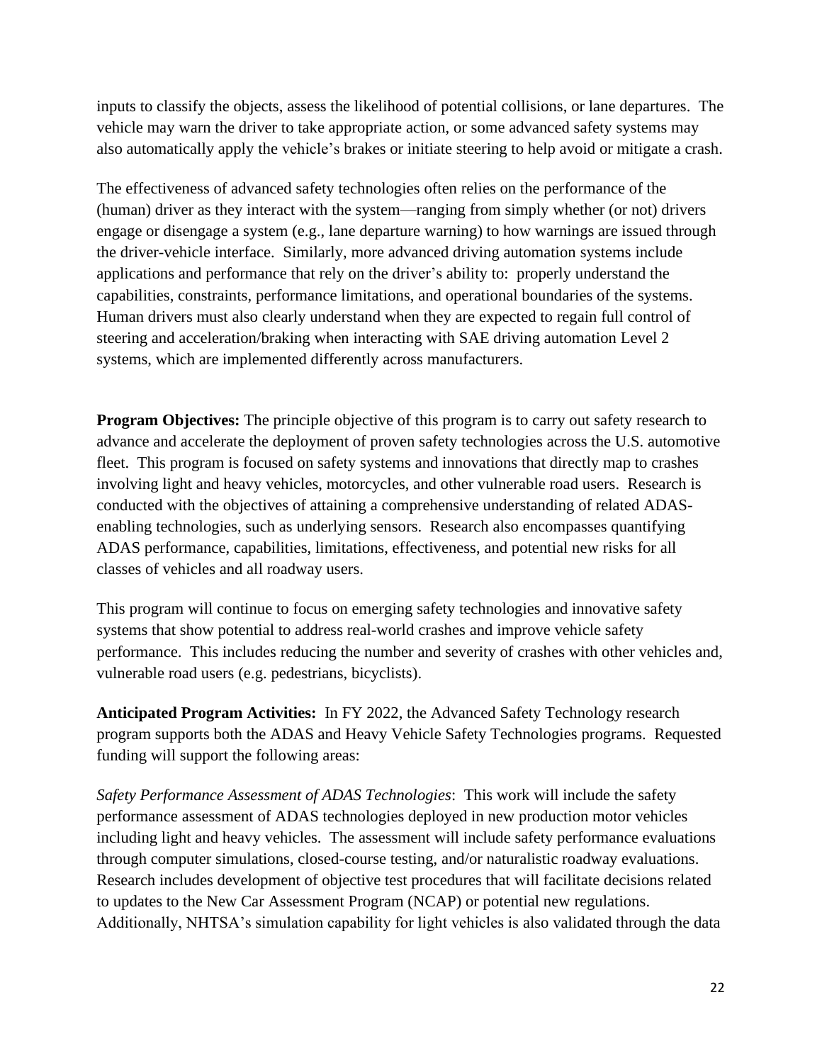inputs to classify the objects, assess the likelihood of potential collisions, or lane departures. The vehicle may warn the driver to take appropriate action, or some advanced safety systems may also automatically apply the vehicle's brakes or initiate steering to help avoid or mitigate a crash.

The effectiveness of advanced safety technologies often relies on the performance of the (human) driver as they interact with the system—ranging from simply whether (or not) drivers engage or disengage a system (e.g., lane departure warning) to how warnings are issued through the driver-vehicle interface. Similarly, more advanced driving automation systems include applications and performance that rely on the driver's ability to: properly understand the capabilities, constraints, performance limitations, and operational boundaries of the systems. Human drivers must also clearly understand when they are expected to regain full control of steering and acceleration/braking when interacting with SAE driving automation Level 2 systems, which are implemented differently across manufacturers.

**Program Objectives:** The principle objective of this program is to carry out safety research to advance and accelerate the deployment of proven safety technologies across the U.S. automotive fleet. This program is focused on safety systems and innovations that directly map to crashes involving light and heavy vehicles, motorcycles, and other vulnerable road users. Research is conducted with the objectives of attaining a comprehensive understanding of related ADAS-enabling technologies, such as underlying sensors. Research also encompasses quantifying ADAS performance, capabilities, limitations, effectiveness, and potential new risks for all classes of vehicles and all roadway users.

This program will continue to focus on emerging safety technologies and innovative safety systems that show potential to address real-world crashes and improve vehicle safety performance. This includes reducing the number and severity of crashes with other vehicles and, vulnerable road users (e.g. pedestrians, bicyclists).

**Anticipated Program Activities:** In FY 2022, the Advanced Safety Technology research program supports both the ADAS and Heavy Vehicle Safety Technologies programs. Requested funding will support the following areas:

*Safety Performance Assessment of ADAS Technologies*: This work will include the safety performance assessment of ADAS technologies deployed in new production motor vehicles including light and heavy vehicles. The assessment will include safety performance evaluations through computer simulations, closed-course testing, and/or naturalistic roadway evaluations. Research includes development of objective test procedures that will facilitate decisions related to updates to the New Car Assessment Program (NCAP) or potential new regulations. Additionally, NHTSA's simulation capability for light vehicles is also validated through the data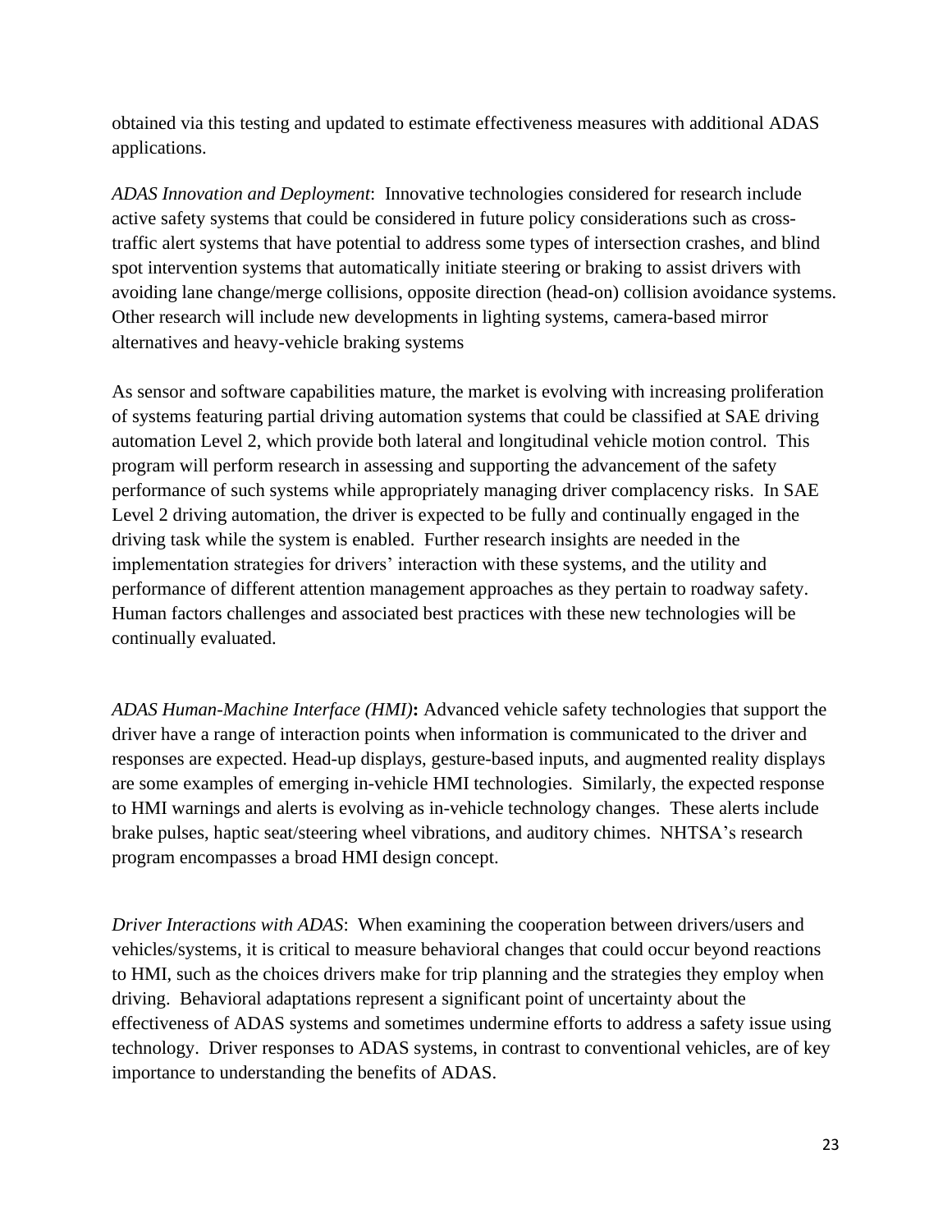obtained via this testing and updated to estimate effectiveness measures with additional ADAS applications.

*ADAS Innovation and Deployment*: Innovative technologies considered for research include active safety systems that could be considered in future policy considerations such as cross-traffic alert systems that have potential to address some types of intersection crashes, and blind spot intervention systems that automatically initiate steering or braking to assist drivers with avoiding lane change/merge collisions, opposite direction (head-on) collision avoidance systems. Other research will include new developments in lighting systems, camera-based mirror alternatives and heavy-vehicle braking systems

As sensor and software capabilities mature, the market is evolving with increasing proliferation of systems featuring partial driving automation systems that could be classified at SAE driving automation Level 2, which provide both lateral and longitudinal vehicle motion control. This program will perform research in assessing and supporting the advancement of the safety performance of such systems while appropriately managing driver complacency risks. In SAE Level 2 driving automation, the driver is expected to be fully and continually engaged in the driving task while the system is enabled. Further research insights are needed in the implementation strategies for drivers' interaction with these systems, and the utility and performance of different attention management approaches as they pertain to roadway safety. Human factors challenges and associated best practices with these new technologies will be continually evaluated.

*ADAS Human-Machine Interface (HMI)***:** Advanced vehicle safety technologies that support the driver have a range of interaction points when information is communicated to the driver and responses are expected. Head-up displays, gesture-based inputs, and augmented reality displays are some examples of emerging in-vehicle HMI technologies. Similarly, the expected response to HMI warnings and alerts is evolving as in-vehicle technology changes. These alerts include brake pulses, haptic seat/steering wheel vibrations, and auditory chimes. NHTSA's research program encompasses a broad HMI design concept.

*Driver Interactions with ADAS*: When examining the cooperation between drivers/users and vehicles/systems, it is critical to measure behavioral changes that could occur beyond reactions to HMI, such as the choices drivers make for trip planning and the strategies they employ when driving. Behavioral adaptations represent a significant point of uncertainty about the effectiveness of ADAS systems and sometimes undermine efforts to address a safety issue using technology. Driver responses to ADAS systems, in contrast to conventional vehicles, are of key importance to understanding the benefits of ADAS.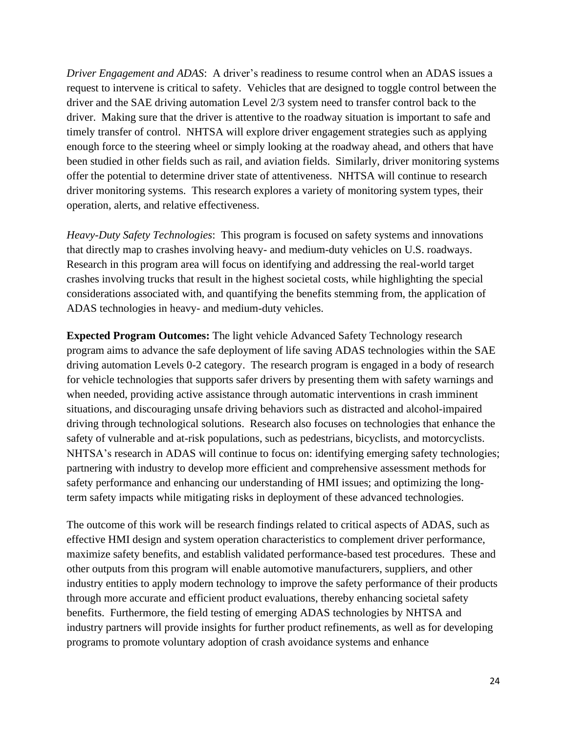*Driver Engagement and ADAS*: A driver's readiness to resume control when an ADAS issues a request to intervene is critical to safety. Vehicles that are designed to toggle control between the driver and the SAE driving automation Level 2/3 system need to transfer control back to the driver. Making sure that the driver is attentive to the roadway situation is important to safe and timely transfer of control. NHTSA will explore driver engagement strategies such as applying enough force to the steering wheel or simply looking at the roadway ahead, and others that have been studied in other fields such as rail, and aviation fields. Similarly, driver monitoring systems offer the potential to determine driver state of attentiveness. NHTSA will continue to research driver monitoring systems. This research explores a variety of monitoring system types, their operation, alerts, and relative effectiveness.

*Heavy-Duty Safety Technologies*: This program is focused on safety systems and innovations that directly map to crashes involving heavy- and medium-duty vehicles on U.S. roadways. Research in this program area will focus on identifying and addressing the real-world target crashes involving trucks that result in the highest societal costs, while highlighting the special considerations associated with, and quantifying the benefits stemming from, the application of ADAS technologies in heavy- and medium-duty vehicles.

**Expected Program Outcomes:** The light vehicle Advanced Safety Technology research program aims to advance the safe deployment of life saving ADAS technologies within the SAE driving automation Levels 0-2 category. The research program is engaged in a body of research for vehicle technologies that supports safer drivers by presenting them with safety warnings and when needed, providing active assistance through automatic interventions in crash imminent situations, and discouraging unsafe driving behaviors such as distracted and alcohol-impaired driving through technological solutions. Research also focuses on technologies that enhance the safety of vulnerable and at-risk populations, such as pedestrians, bicyclists, and motorcyclists. NHTSA's research in ADAS will continue to focus on: identifying emerging safety technologies; partnering with industry to develop more efficient and comprehensive assessment methods for safety performance and enhancing our understanding of HMI issues; and optimizing the long-term safety impacts while mitigating risks in deployment of these advanced technologies.

The outcome of this work will be research findings related to critical aspects of ADAS, such as effective HMI design and system operation characteristics to complement driver performance, maximize safety benefits, and establish validated performance-based test procedures. These and other outputs from this program will enable automotive manufacturers, suppliers, and other industry entities to apply modern technology to improve the safety performance of their products through more accurate and efficient product evaluations, thereby enhancing societal safety benefits. Furthermore, the field testing of emerging ADAS technologies by NHTSA and industry partners will provide insights for further product refinements, as well as for developing programs to promote voluntary adoption of crash avoidance systems and enhance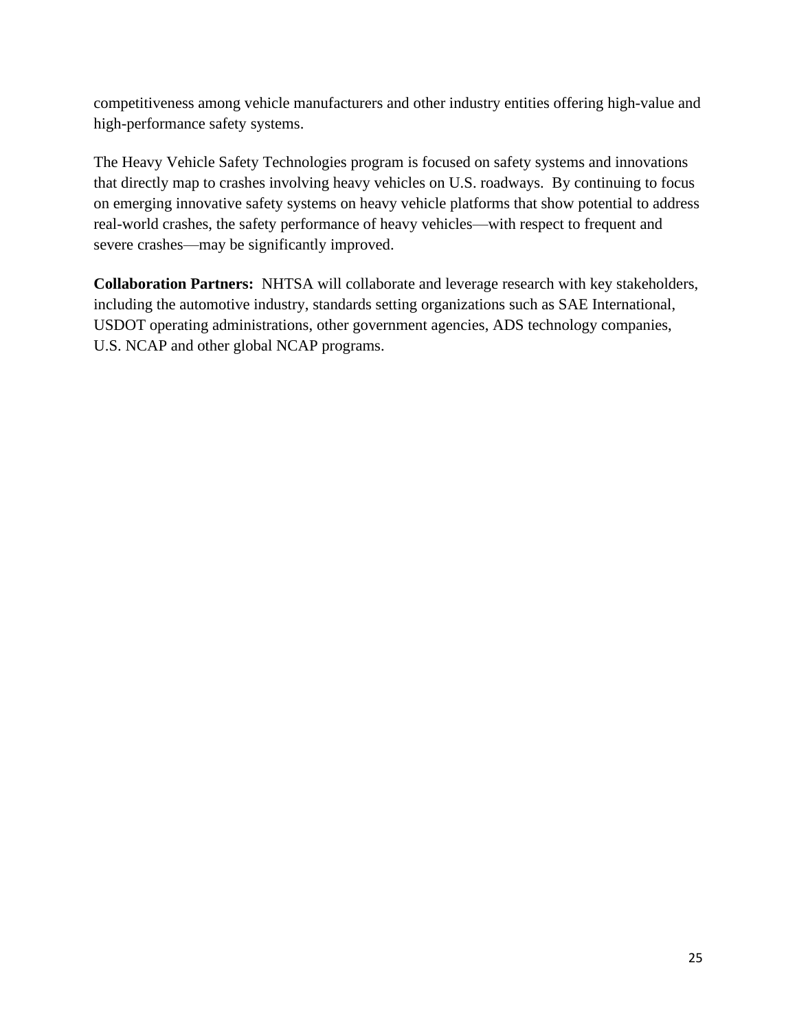competitiveness among vehicle manufacturers and other industry entities offering high-value and high-performance safety systems.

The Heavy Vehicle Safety Technologies program is focused on safety systems and innovations that directly map to crashes involving heavy vehicles on U.S. roadways. By continuing to focus on emerging innovative safety systems on heavy vehicle platforms that show potential to address real-world crashes, the safety performance of heavy vehicles—with respect to frequent and severe crashes—may be significantly improved.

**Collaboration Partners:** NHTSA will collaborate and leverage research with key stakeholders, including the automotive industry, standards setting organizations such as SAE International, USDOT operating administrations, other government agencies, ADS technology companies, U.S. NCAP and other global NCAP programs.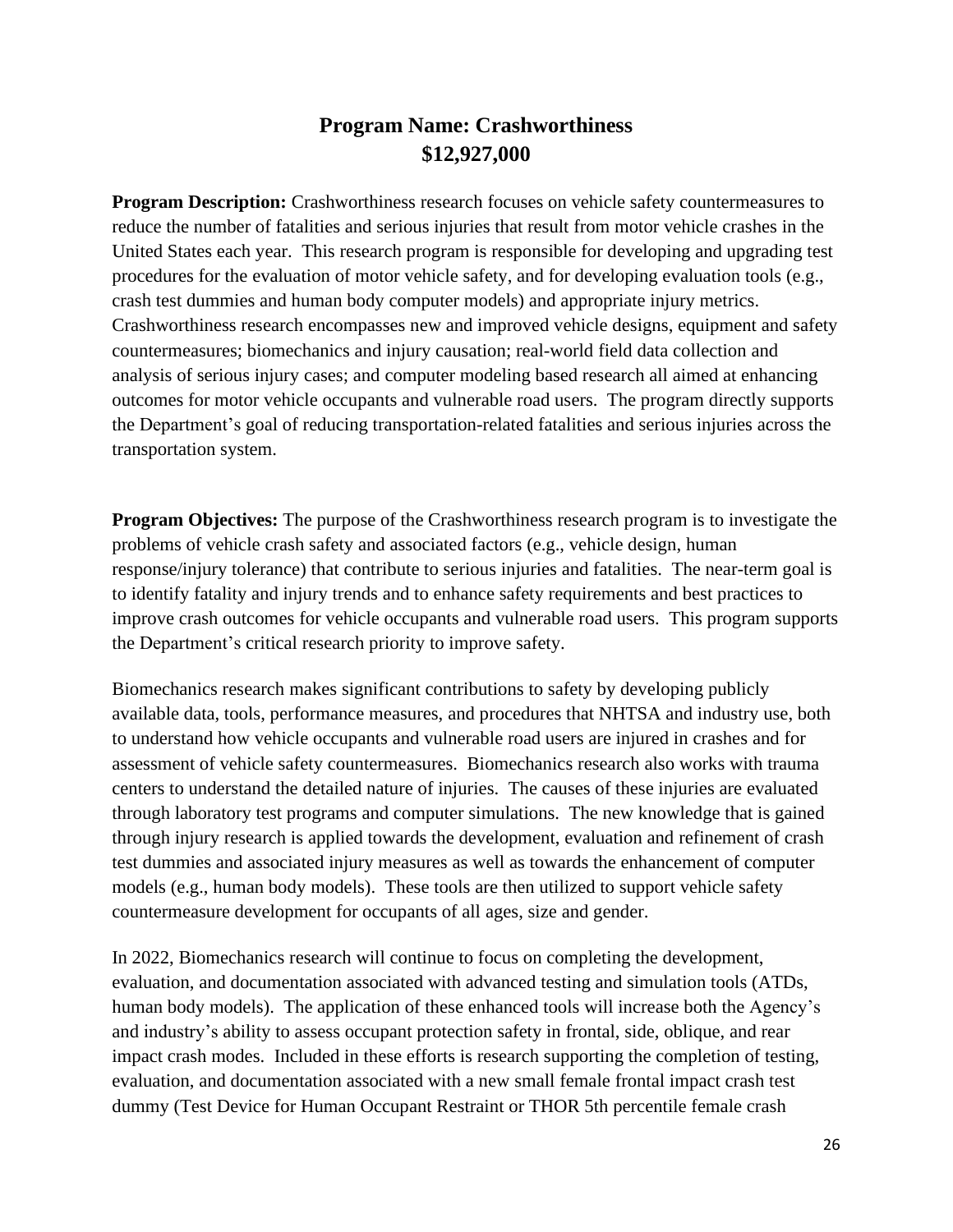# Program Name: Crashworthiness
# $12,927,000

**Program Description:** Crashworthiness research focuses on vehicle safety countermeasures to reduce the number of fatalities and serious injuries that result from motor vehicle crashes in the United States each year. This research program is responsible for developing and upgrading test procedures for the evaluation of motor vehicle safety, and for developing evaluation tools (e.g., crash test dummies and human body computer models) and appropriate injury metrics. Crashworthiness research encompasses new and improved vehicle designs, equipment and safety countermeasures; biomechanics and injury causation; real-world field data collection and analysis of serious injury cases; and computer modeling based research all aimed at enhancing outcomes for motor vehicle occupants and vulnerable road users. The program directly supports the Department's goal of reducing transportation-related fatalities and serious injuries across the transportation system.

**Program Objectives:** The purpose of the Crashworthiness research program is to investigate the problems of vehicle crash safety and associated factors (e.g., vehicle design, human response/injury tolerance) that contribute to serious injuries and fatalities. The near-term goal is to identify fatality and injury trends and to enhance safety requirements and best practices to improve crash outcomes for vehicle occupants and vulnerable road users. This program supports the Department's critical research priority to improve safety.

Biomechanics research makes significant contributions to safety by developing publicly available data, tools, performance measures, and procedures that NHTSA and industry use, both to understand how vehicle occupants and vulnerable road users are injured in crashes and for assessment of vehicle safety countermeasures. Biomechanics research also works with trauma centers to understand the detailed nature of injuries. The causes of these injuries are evaluated through laboratory test programs and computer simulations. The new knowledge that is gained through injury research is applied towards the development, evaluation and refinement of crash test dummies and associated injury measures as well as towards the enhancement of computer models (e.g., human body models). These tools are then utilized to support vehicle safety countermeasure development for occupants of all ages, size and gender.

In 2022, Biomechanics research will continue to focus on completing the development, evaluation, and documentation associated with advanced testing and simulation tools (ATDs, human body models). The application of these enhanced tools will increase both the Agency's and industry's ability to assess occupant protection safety in frontal, side, oblique, and rear impact crash modes. Included in these efforts is research supporting the completion of testing, evaluation, and documentation associated with a new small female frontal impact crash test dummy (Test Device for Human Occupant Restraint or THOR 5th percentile female crash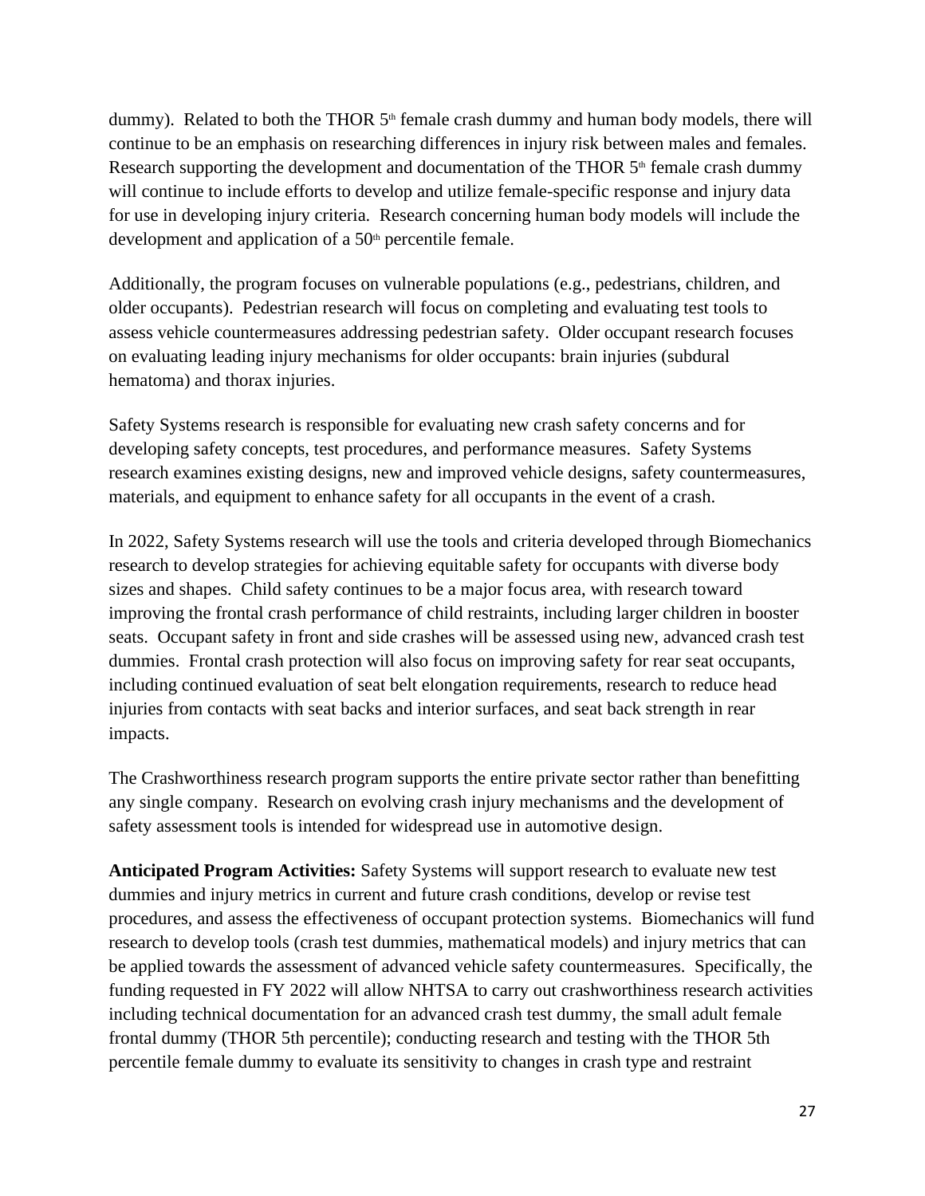dummy). Related to both the THOR 5th female crash dummy and human body models, there will continue to be an emphasis on researching differences in injury risk between males and females. Research supporting the development and documentation of the THOR 5th female crash dummy will continue to include efforts to develop and utilize female-specific response and injury data for use in developing injury criteria. Research concerning human body models will include the development and application of a 50th percentile female.

Additionally, the program focuses on vulnerable populations (e.g., pedestrians, children, and older occupants). Pedestrian research will focus on completing and evaluating test tools to assess vehicle countermeasures addressing pedestrian safety. Older occupant research focuses on evaluating leading injury mechanisms for older occupants: brain injuries (subdural hematoma) and thorax injuries.

Safety Systems research is responsible for evaluating new crash safety concerns and for developing safety concepts, test procedures, and performance measures. Safety Systems research examines existing designs, new and improved vehicle designs, safety countermeasures, materials, and equipment to enhance safety for all occupants in the event of a crash.

In 2022, Safety Systems research will use the tools and criteria developed through Biomechanics research to develop strategies for achieving equitable safety for occupants with diverse body sizes and shapes. Child safety continues to be a major focus area, with research toward improving the frontal crash performance of child restraints, including larger children in booster seats. Occupant safety in front and side crashes will be assessed using new, advanced crash test dummies. Frontal crash protection will also focus on improving safety for rear seat occupants, including continued evaluation of seat belt elongation requirements, research to reduce head injuries from contacts with seat backs and interior surfaces, and seat back strength in rear impacts.

The Crashworthiness research program supports the entire private sector rather than benefitting any single company. Research on evolving crash injury mechanisms and the development of safety assessment tools is intended for widespread use in automotive design.

**Anticipated Program Activities:** Safety Systems will support research to evaluate new test dummies and injury metrics in current and future crash conditions, develop or revise test procedures, and assess the effectiveness of occupant protection systems. Biomechanics will fund research to develop tools (crash test dummies, mathematical models) and injury metrics that can be applied towards the assessment of advanced vehicle safety countermeasures. Specifically, the funding requested in FY 2022 will allow NHTSA to carry out crashworthiness research activities including technical documentation for an advanced crash test dummy, the small adult female frontal dummy (THOR 5th percentile); conducting research and testing with the THOR 5th percentile female dummy to evaluate its sensitivity to changes in crash type and restraint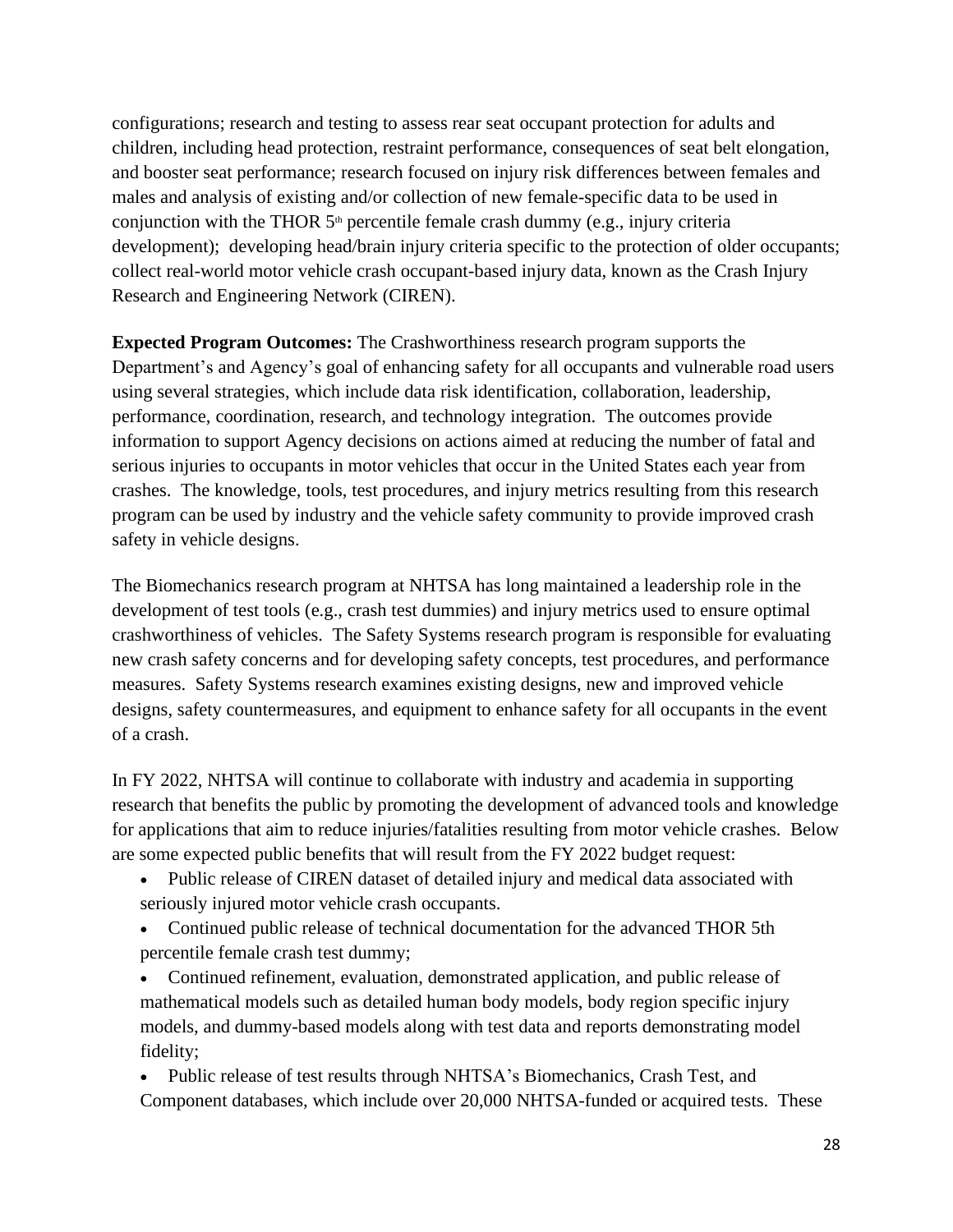configurations; research and testing to assess rear seat occupant protection for adults and children, including head protection, restraint performance, consequences of seat belt elongation, and booster seat performance; research focused on injury risk differences between females and males and analysis of existing and/or collection of new female-specific data to be used in conjunction with the THOR $5^{th}$ percentile female crash dummy (e.g., injury criteria development); developing head/brain injury criteria specific to the protection of older occupants; collect real-world motor vehicle crash occupant-based injury data, known as the Crash Injury Research and Engineering Network (CIREN).

**Expected Program Outcomes:** The Crashworthiness research program supports the Department's and Agency's goal of enhancing safety for all occupants and vulnerable road users using several strategies, which include data risk identification, collaboration, leadership, performance, coordination, research, and technology integration. The outcomes provide information to support Agency decisions on actions aimed at reducing the number of fatal and serious injuries to occupants in motor vehicles that occur in the United States each year from crashes. The knowledge, tools, test procedures, and injury metrics resulting from this research program can be used by industry and the vehicle safety community to provide improved crash safety in vehicle designs.

The Biomechanics research program at NHTSA has long maintained a leadership role in the development of test tools (e.g., crash test dummies) and injury metrics used to ensure optimal crashworthiness of vehicles. The Safety Systems research program is responsible for evaluating new crash safety concerns and for developing safety concepts, test procedures, and performance measures. Safety Systems research examines existing designs, new and improved vehicle designs, safety countermeasures, and equipment to enhance safety for all occupants in the event of a crash.

In FY 2022, NHTSA will continue to collaborate with industry and academia in supporting research that benefits the public by promoting the development of advanced tools and knowledge for applications that aim to reduce injuries/fatalities resulting from motor vehicle crashes. Below are some expected public benefits that will result from the FY 2022 budget request:

- Public release of CIREN dataset of detailed injury and medical data associated with seriously injured motor vehicle crash occupants.
- Continued public release of technical documentation for the advanced THOR 5th percentile female crash test dummy;
- Continued refinement, evaluation, demonstrated application, and public release of mathematical models such as detailed human body models, body region specific injury models, and dummy-based models along with test data and reports demonstrating model fidelity;
- Public release of test results through NHTSA's Biomechanics, Crash Test, and Component databases, which include over 20,000 NHTSA-funded or acquired tests. These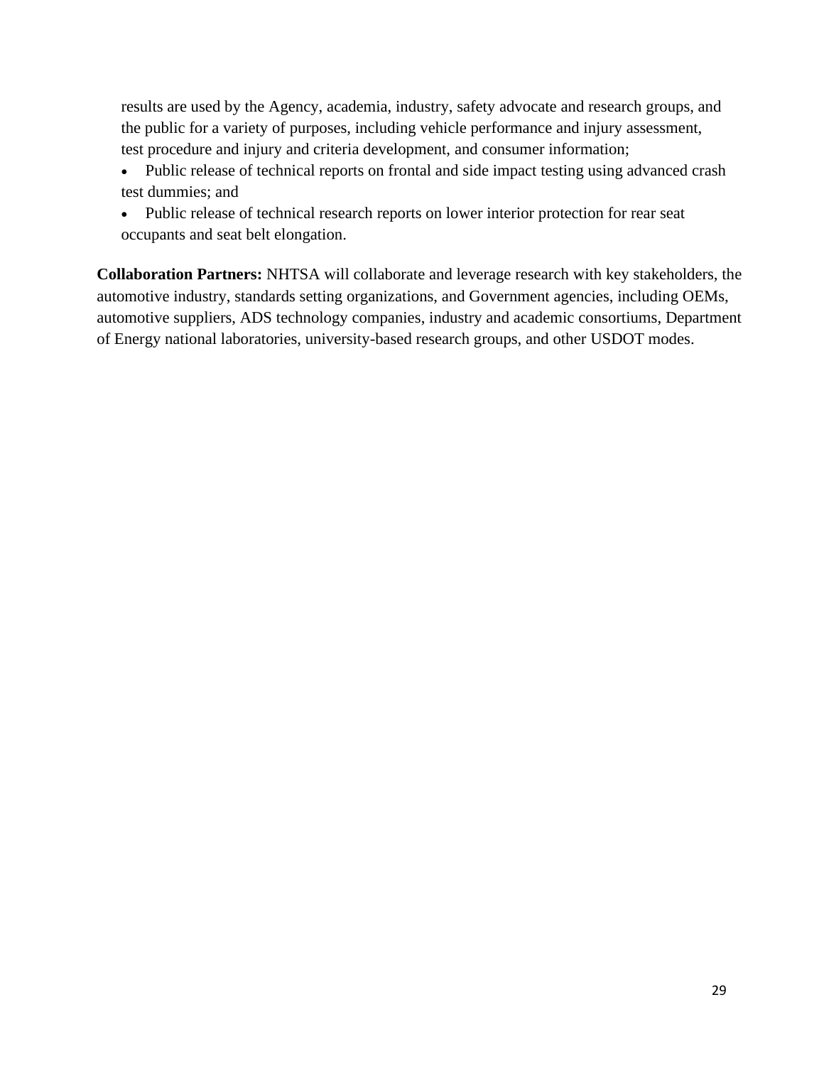results are used by the Agency, academia, industry, safety advocate and research groups, and the public for a variety of purposes, including vehicle performance and injury assessment, test procedure and injury and criteria development, and consumer information;

- Public release of technical reports on frontal and side impact testing using advanced crash test dummies; and
- Public release of technical research reports on lower interior protection for rear seat occupants and seat belt elongation.

**Collaboration Partners:** NHTSA will collaborate and leverage research with key stakeholders, the automotive industry, standards setting organizations, and Government agencies, including OEMs, automotive suppliers, ADS technology companies, industry and academic consortiums, Department of Energy national laboratories, university-based research groups, and other USDOT modes.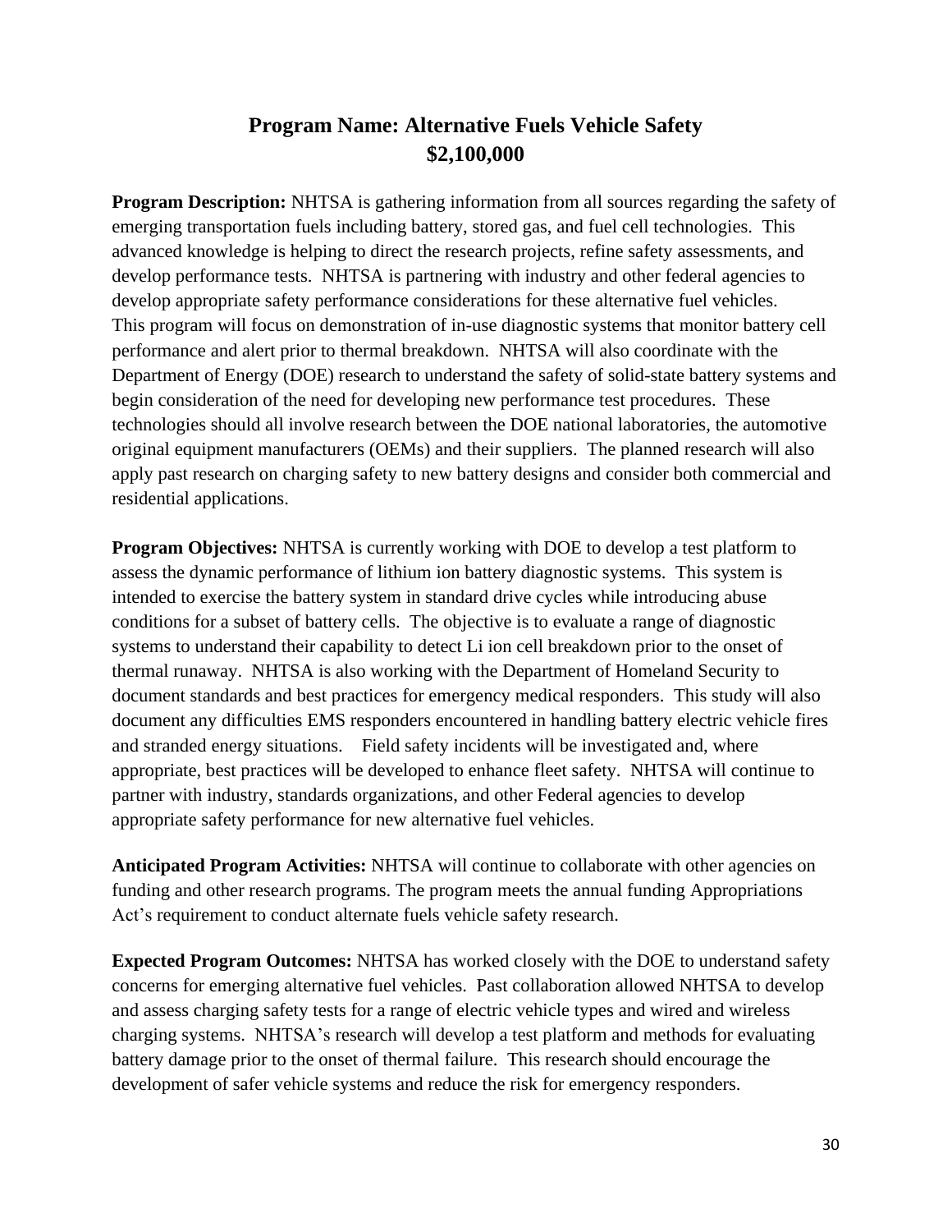# Program Name: Alternative Fuels Vehicle Safety
# $2,100,000

**Program Description:** NHTSA is gathering information from all sources regarding the safety of emerging transportation fuels including battery, stored gas, and fuel cell technologies. This advanced knowledge is helping to direct the research projects, refine safety assessments, and develop performance tests. NHTSA is partnering with industry and other federal agencies to develop appropriate safety performance considerations for these alternative fuel vehicles. This program will focus on demonstration of in-use diagnostic systems that monitor battery cell performance and alert prior to thermal breakdown. NHTSA will also coordinate with the Department of Energy (DOE) research to understand the safety of solid-state battery systems and begin consideration of the need for developing new performance test procedures. These technologies should all involve research between the DOE national laboratories, the automotive original equipment manufacturers (OEMs) and their suppliers. The planned research will also apply past research on charging safety to new battery designs and consider both commercial and residential applications.

**Program Objectives:** NHTSA is currently working with DOE to develop a test platform to assess the dynamic performance of lithium ion battery diagnostic systems. This system is intended to exercise the battery system in standard drive cycles while introducing abuse conditions for a subset of battery cells. The objective is to evaluate a range of diagnostic systems to understand their capability to detect Li ion cell breakdown prior to the onset of thermal runaway. NHTSA is also working with the Department of Homeland Security to document standards and best practices for emergency medical responders. This study will also document any difficulties EMS responders encountered in handling battery electric vehicle fires and stranded energy situations. Field safety incidents will be investigated and, where appropriate, best practices will be developed to enhance fleet safety. NHTSA will continue to partner with industry, standards organizations, and other Federal agencies to develop appropriate safety performance for new alternative fuel vehicles.

**Anticipated Program Activities:** NHTSA will continue to collaborate with other agencies on funding and other research programs. The program meets the annual funding Appropriations Act's requirement to conduct alternate fuels vehicle safety research.

**Expected Program Outcomes:** NHTSA has worked closely with the DOE to understand safety concerns for emerging alternative fuel vehicles. Past collaboration allowed NHTSA to develop and assess charging safety tests for a range of electric vehicle types and wired and wireless charging systems. NHTSA's research will develop a test platform and methods for evaluating battery damage prior to the onset of thermal failure. This research should encourage the development of safer vehicle systems and reduce the risk for emergency responders.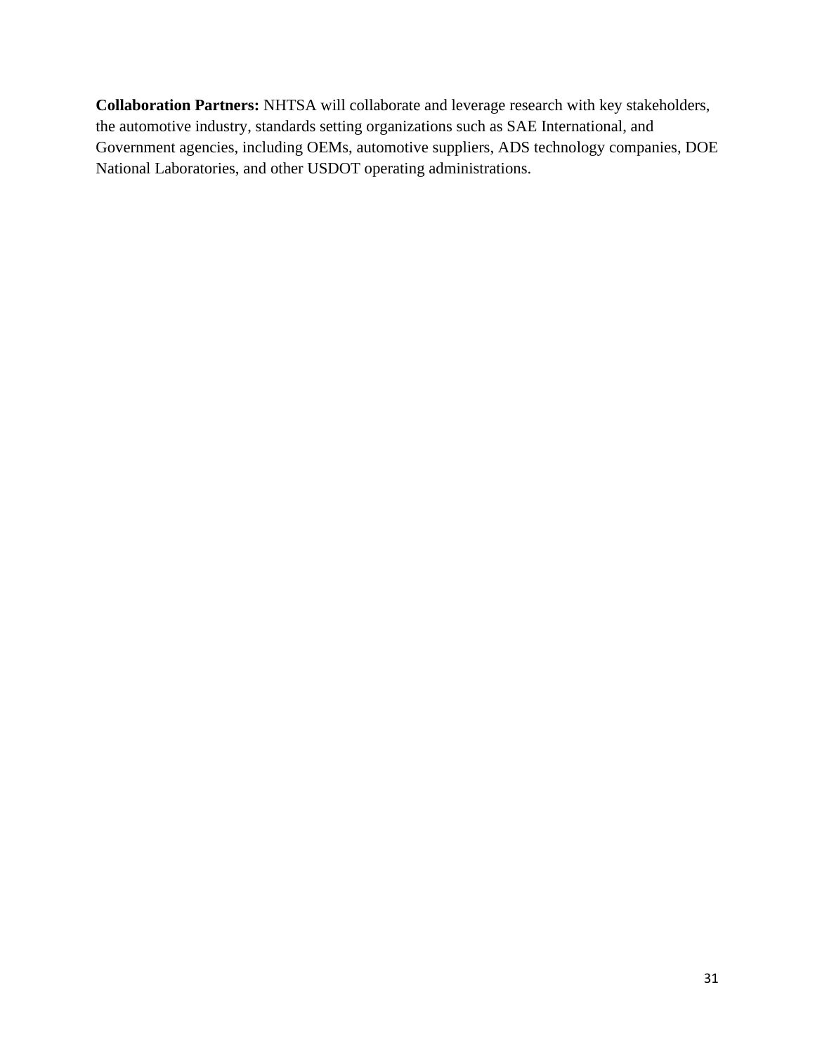**Collaboration Partners:** NHTSA will collaborate and leverage research with key stakeholders, the automotive industry, standards setting organizations such as SAE International, and Government agencies, including OEMs, automotive suppliers, ADS technology companies, DOE National Laboratories, and other USDOT operating administrations.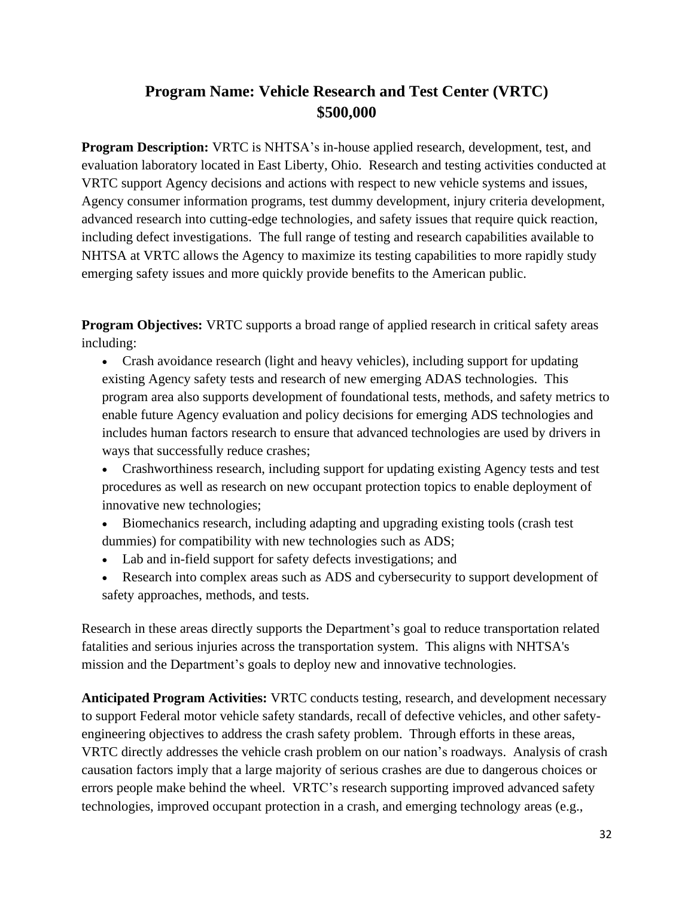# Program Name: Vehicle Research and Test Center (VRTC)
# $500,000

**Program Description:** VRTC is NHTSA's in-house applied research, development, test, and evaluation laboratory located in East Liberty, Ohio. Research and testing activities conducted at VRTC support Agency decisions and actions with respect to new vehicle systems and issues, Agency consumer information programs, test dummy development, injury criteria development, advanced research into cutting-edge technologies, and safety issues that require quick reaction, including defect investigations. The full range of testing and research capabilities available to NHTSA at VRTC allows the Agency to maximize its testing capabilities to more rapidly study emerging safety issues and more quickly provide benefits to the American public.

**Program Objectives:** VRTC supports a broad range of applied research in critical safety areas including:

- Crash avoidance research (light and heavy vehicles), including support for updating existing Agency safety tests and research of new emerging ADAS technologies. This program area also supports development of foundational tests, methods, and safety metrics to enable future Agency evaluation and policy decisions for emerging ADS technologies and includes human factors research to ensure that advanced technologies are used by drivers in ways that successfully reduce crashes;
- Crashworthiness research, including support for updating existing Agency tests and test procedures as well as research on new occupant protection topics to enable deployment of innovative new technologies;
- Biomechanics research, including adapting and upgrading existing tools (crash test dummies) for compatibility with new technologies such as ADS;
- Lab and in-field support for safety defects investigations; and
- Research into complex areas such as ADS and cybersecurity to support development of safety approaches, methods, and tests.

Research in these areas directly supports the Department's goal to reduce transportation related fatalities and serious injuries across the transportation system. This aligns with NHTSA's mission and the Department's goals to deploy new and innovative technologies.

**Anticipated Program Activities:** VRTC conducts testing, research, and development necessary to support Federal motor vehicle safety standards, recall of defective vehicles, and other safety-engineering objectives to address the crash safety problem. Through efforts in these areas, VRTC directly addresses the vehicle crash problem on our nation's roadways. Analysis of crash causation factors imply that a large majority of serious crashes are due to dangerous choices or errors people make behind the wheel. VRTC's research supporting improved advanced safety technologies, improved occupant protection in a crash, and emerging technology areas (e.g.,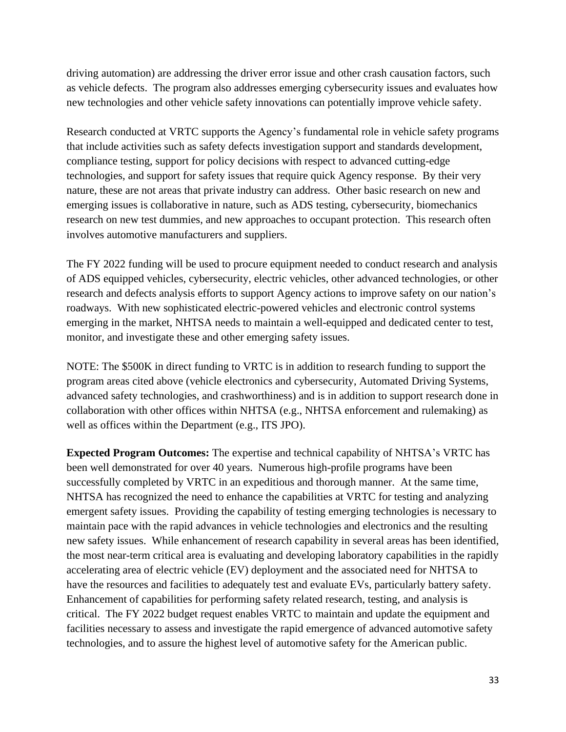driving automation) are addressing the driver error issue and other crash causation factors, such as vehicle defects. The program also addresses emerging cybersecurity issues and evaluates how new technologies and other vehicle safety innovations can potentially improve vehicle safety.

Research conducted at VRTC supports the Agency's fundamental role in vehicle safety programs that include activities such as safety defects investigation support and standards development, compliance testing, support for policy decisions with respect to advanced cutting-edge technologies, and support for safety issues that require quick Agency response. By their very nature, these are not areas that private industry can address. Other basic research on new and emerging issues is collaborative in nature, such as ADS testing, cybersecurity, biomechanics research on new test dummies, and new approaches to occupant protection. This research often involves automotive manufacturers and suppliers.

The FY 2022 funding will be used to procure equipment needed to conduct research and analysis of ADS equipped vehicles, cybersecurity, electric vehicles, other advanced technologies, or other research and defects analysis efforts to support Agency actions to improve safety on our nation's roadways. With new sophisticated electric-powered vehicles and electronic control systems emerging in the market, NHTSA needs to maintain a well-equipped and dedicated center to test, monitor, and investigate these and other emerging safety issues.

NOTE: The $500K in direct funding to VRTC is in addition to research funding to support the program areas cited above (vehicle electronics and cybersecurity, Automated Driving Systems, advanced safety technologies, and crashworthiness) and is in addition to support research done in collaboration with other offices within NHTSA (e.g., NHTSA enforcement and rulemaking) as well as offices within the Department (e.g., ITS JPO).

**Expected Program Outcomes:** The expertise and technical capability of NHTSA's VRTC has been well demonstrated for over 40 years. Numerous high-profile programs have been successfully completed by VRTC in an expeditious and thorough manner. At the same time, NHTSA has recognized the need to enhance the capabilities at VRTC for testing and analyzing emergent safety issues. Providing the capability of testing emerging technologies is necessary to maintain pace with the rapid advances in vehicle technologies and electronics and the resulting new safety issues. While enhancement of research capability in several areas has been identified, the most near-term critical area is evaluating and developing laboratory capabilities in the rapidly accelerating area of electric vehicle (EV) deployment and the associated need for NHTSA to have the resources and facilities to adequately test and evaluate EVs, particularly battery safety. Enhancement of capabilities for performing safety related research, testing, and analysis is critical. The FY 2022 budget request enables VRTC to maintain and update the equipment and facilities necessary to assess and investigate the rapid emergence of advanced automotive safety technologies, and to assure the highest level of automotive safety for the American public.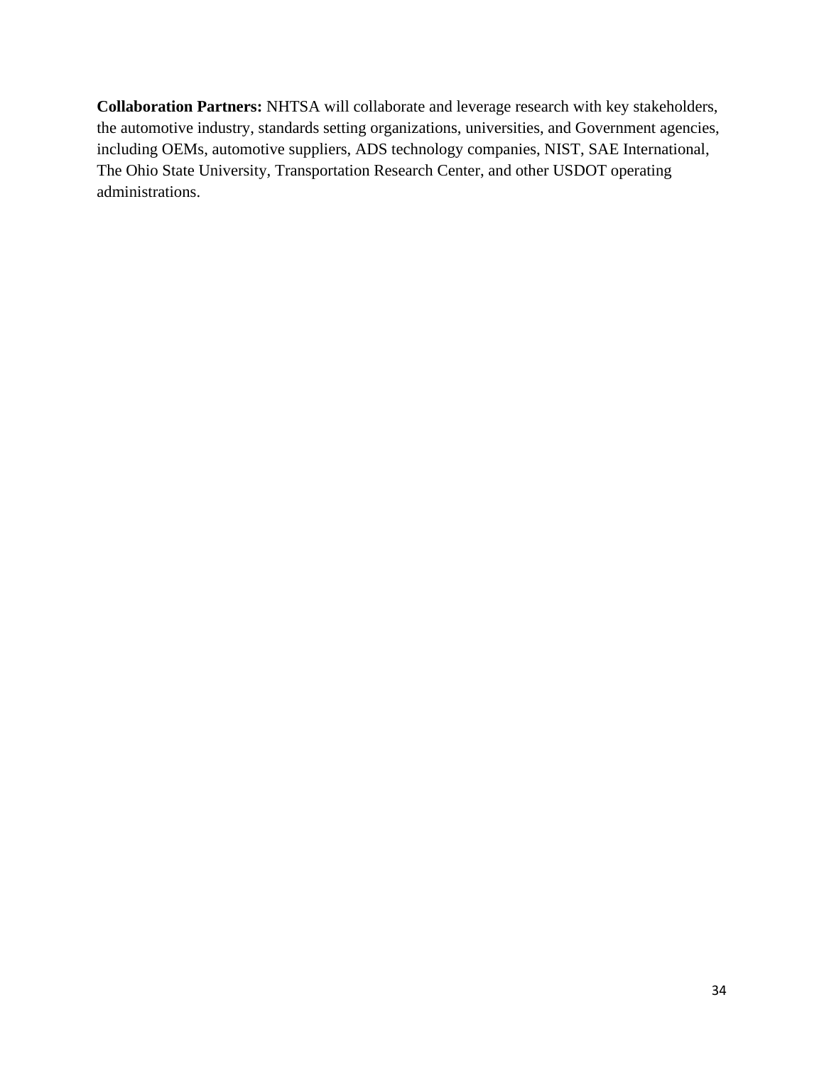**Collaboration Partners:** NHTSA will collaborate and leverage research with key stakeholders, the automotive industry, standards setting organizations, universities, and Government agencies, including OEMs, automotive suppliers, ADS technology companies, NIST, SAE International, The Ohio State University, Transportation Research Center, and other USDOT operating administrations.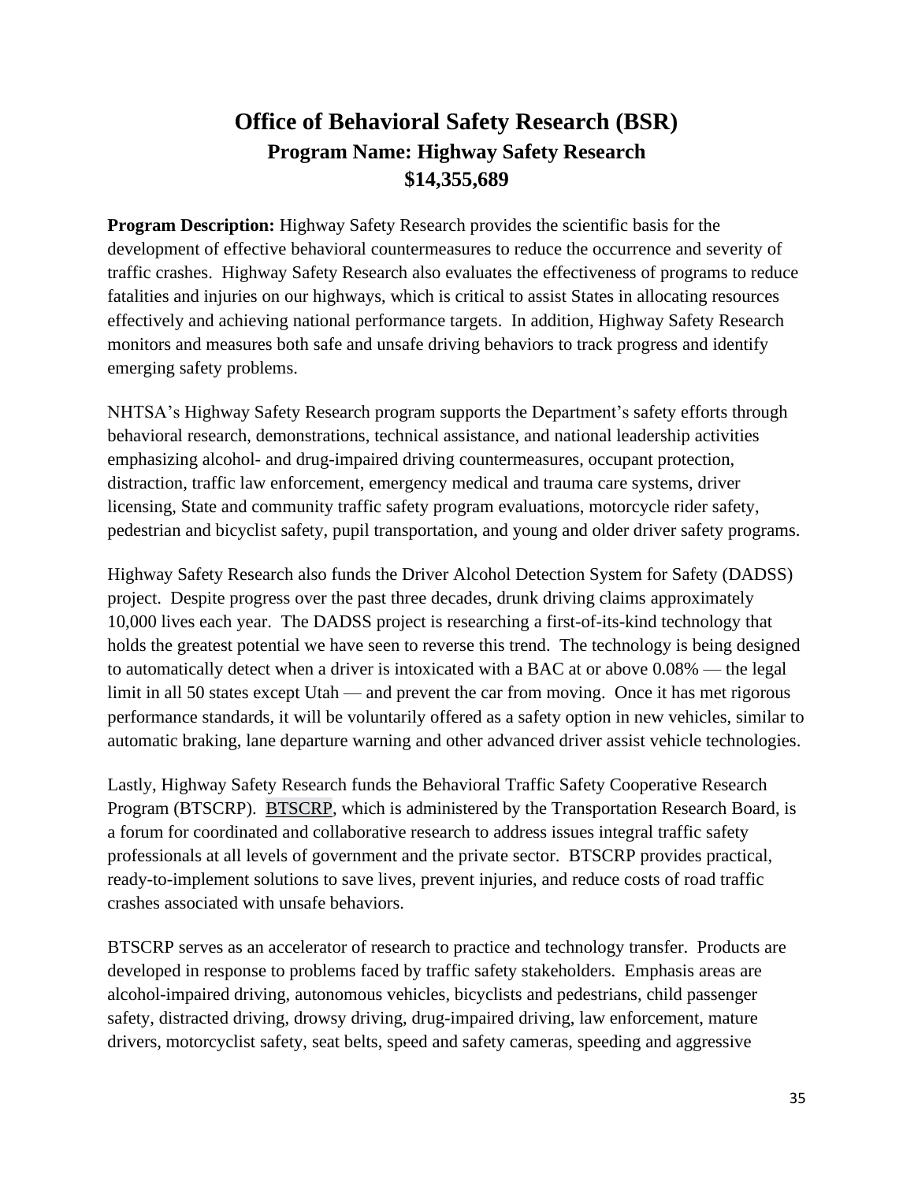# Office of Behavioral Safety Research (BSR)

## Program Name: Highway Safety Research

## $14,355,689

**Program Description:** Highway Safety Research provides the scientific basis for the development of effective behavioral countermeasures to reduce the occurrence and severity of traffic crashes. Highway Safety Research also evaluates the effectiveness of programs to reduce fatalities and injuries on our highways, which is critical to assist States in allocating resources effectively and achieving national performance targets. In addition, Highway Safety Research monitors and measures both safe and unsafe driving behaviors to track progress and identify emerging safety problems.

NHTSA's Highway Safety Research program supports the Department's safety efforts through behavioral research, demonstrations, technical assistance, and national leadership activities emphasizing alcohol- and drug-impaired driving countermeasures, occupant protection, distraction, traffic law enforcement, emergency medical and trauma care systems, driver licensing, State and community traffic safety program evaluations, motorcycle rider safety, pedestrian and bicyclist safety, pupil transportation, and young and older driver safety programs.

Highway Safety Research also funds the Driver Alcohol Detection System for Safety (DADSS) project. Despite progress over the past three decades, drunk driving claims approximately 10,000 lives each year. The DADSS project is researching a first-of-its-kind technology that holds the greatest potential we have seen to reverse this trend. The technology is being designed to automatically detect when a driver is intoxicated with a BAC at or above 0.08% — the legal limit in all 50 states except Utah — and prevent the car from moving. Once it has met rigorous performance standards, it will be voluntarily offered as a safety option in new vehicles, similar to automatic braking, lane departure warning and other advanced driver assist vehicle technologies.

Lastly, Highway Safety Research funds the Behavioral Traffic Safety Cooperative Research Program (BTSCRP). BTSCRP, which is administered by the Transportation Research Board, is a forum for coordinated and collaborative research to address issues integral traffic safety professionals at all levels of government and the private sector. BTSCRP provides practical, ready-to-implement solutions to save lives, prevent injuries, and reduce costs of road traffic crashes associated with unsafe behaviors.

BTSCRP serves as an accelerator of research to practice and technology transfer. Products are developed in response to problems faced by traffic safety stakeholders. Emphasis areas are alcohol-impaired driving, autonomous vehicles, bicyclists and pedestrians, child passenger safety, distracted driving, drowsy driving, drug-impaired driving, law enforcement, mature drivers, motorcyclist safety, seat belts, speed and safety cameras, speeding and aggressive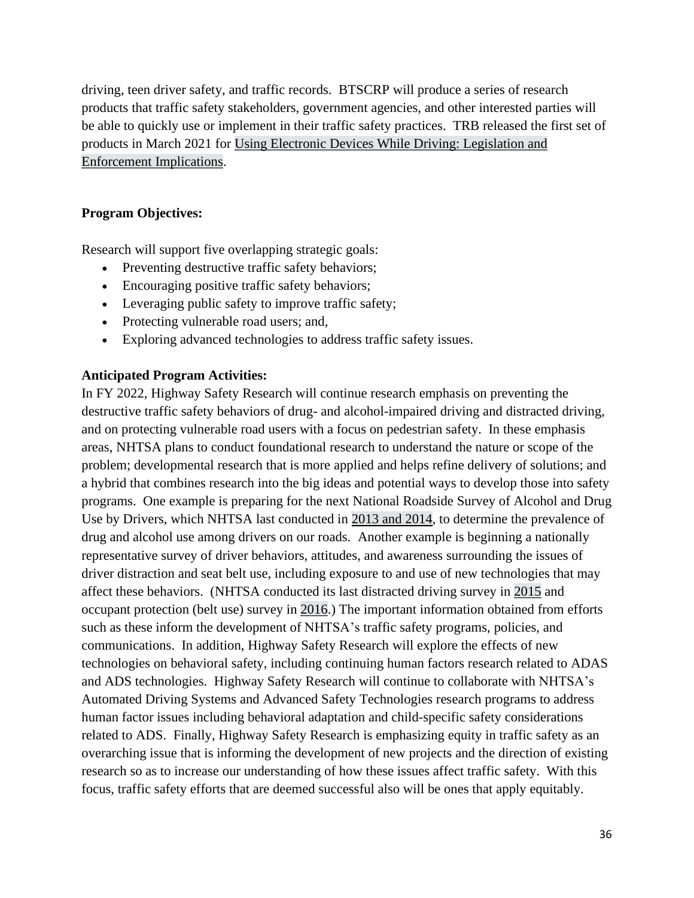driving, teen driver safety, and traffic records. BTSCRP will produce a series of research products that traffic safety stakeholders, government agencies, and other interested parties will be able to quickly use or implement in their traffic safety practices. TRB released the first set of products in March 2021 for Using Electronic Devices While Driving: Legislation and Enforcement Implications.

**Program Objectives:**

Research will support five overlapping strategic goals:

- Preventing destructive traffic safety behaviors;
- Encouraging positive traffic safety behaviors;
- Leveraging public safety to improve traffic safety;
- Protecting vulnerable road users; and,
- Exploring advanced technologies to address traffic safety issues.

**Anticipated Program Activities:**

In FY 2022, Highway Safety Research will continue research emphasis on preventing the destructive traffic safety behaviors of drug- and alcohol-impaired driving and distracted driving, and on protecting vulnerable road users with a focus on pedestrian safety. In these emphasis areas, NHTSA plans to conduct foundational research to understand the nature or scope of the problem; developmental research that is more applied and helps refine delivery of solutions; and a hybrid that combines research into the big ideas and potential ways to develop those into safety programs. One example is preparing for the next National Roadside Survey of Alcohol and Drug Use by Drivers, which NHTSA last conducted in 2013 and 2014, to determine the prevalence of drug and alcohol use among drivers on our roads. Another example is beginning a nationally representative survey of driver behaviors, attitudes, and awareness surrounding the issues of driver distraction and seat belt use, including exposure to and use of new technologies that may affect these behaviors. (NHTSA conducted its last distracted driving survey in 2015 and occupant protection (belt use) survey in 2016.) The important information obtained from efforts such as these inform the development of NHTSA's traffic safety programs, policies, and communications. In addition, Highway Safety Research will explore the effects of new technologies on behavioral safety, including continuing human factors research related to ADAS and ADS technologies. Highway Safety Research will continue to collaborate with NHTSA's Automated Driving Systems and Advanced Safety Technologies research programs to address human factor issues including behavioral adaptation and child-specific safety considerations related to ADS. Finally, Highway Safety Research is emphasizing equity in traffic safety as an overarching issue that is informing the development of new projects and the direction of existing research so as to increase our understanding of how these issues affect traffic safety. With this focus, traffic safety efforts that are deemed successful also will be ones that apply equitably.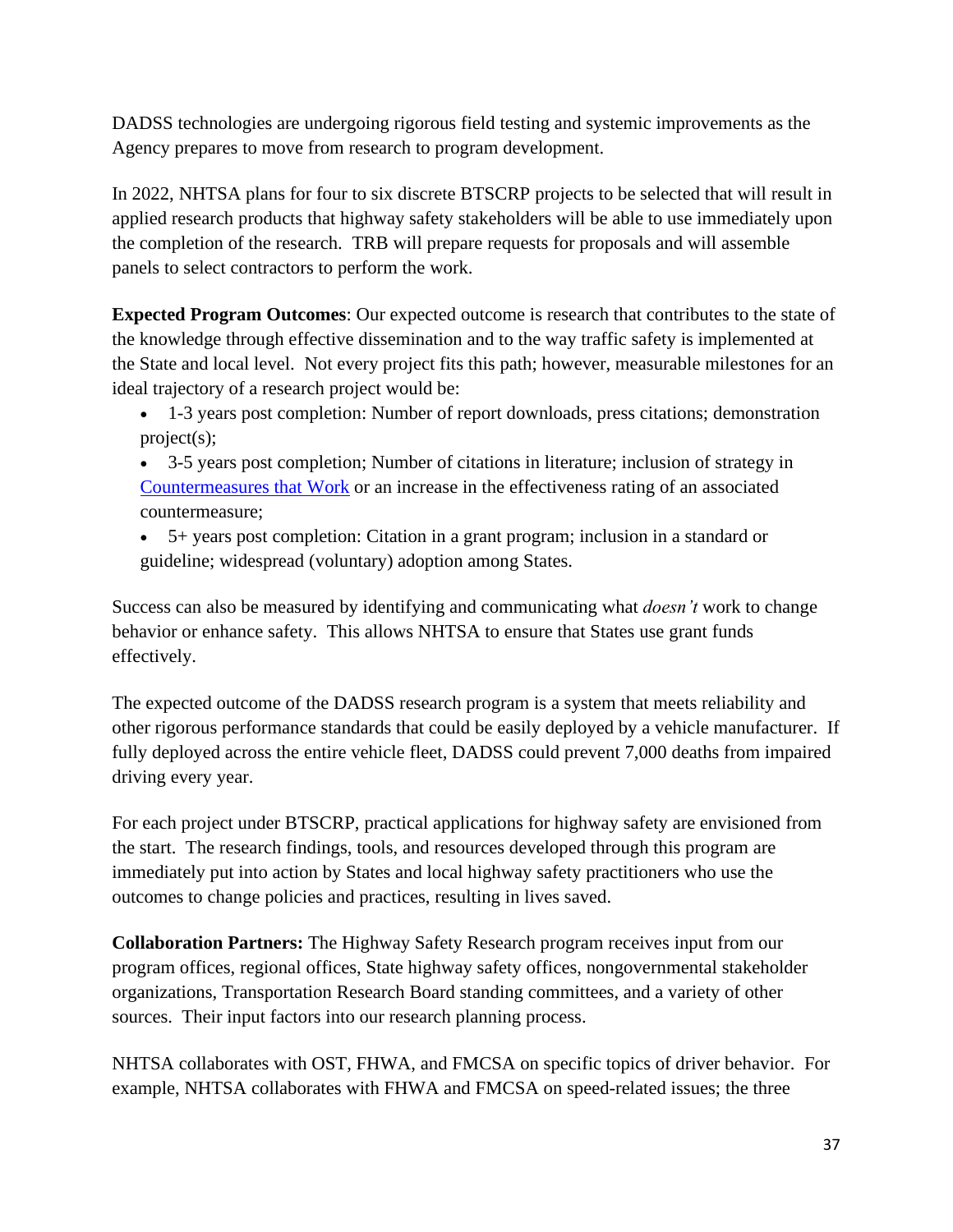DADSS technologies are undergoing rigorous field testing and systemic improvements as the Agency prepares to move from research to program development.

In 2022, NHTSA plans for four to six discrete BTSCRP projects to be selected that will result in applied research products that highway safety stakeholders will be able to use immediately upon the completion of the research. TRB will prepare requests for proposals and will assemble panels to select contractors to perform the work.

**Expected Program Outcomes**: Our expected outcome is research that contributes to the state of the knowledge through effective dissemination and to the way traffic safety is implemented at the State and local level. Not every project fits this path; however, measurable milestones for an ideal trajectory of a research project would be:

- 1-3 years post completion: Number of report downloads, press citations; demonstration project(s);
- 3-5 years post completion; Number of citations in literature; inclusion of strategy in [Countermeasures that Work] or an increase in the effectiveness rating of an associated countermeasure;
- 5+ years post completion: Citation in a grant program; inclusion in a standard or guideline; widespread (voluntary) adoption among States.

Success can also be measured by identifying and communicating what *doesn't* work to change behavior or enhance safety. This allows NHTSA to ensure that States use grant funds effectively.

The expected outcome of the DADSS research program is a system that meets reliability and other rigorous performance standards that could be easily deployed by a vehicle manufacturer. If fully deployed across the entire vehicle fleet, DADSS could prevent 7,000 deaths from impaired driving every year.

For each project under BTSCRP, practical applications for highway safety are envisioned from the start. The research findings, tools, and resources developed through this program are immediately put into action by States and local highway safety practitioners who use the outcomes to change policies and practices, resulting in lives saved.

**Collaboration Partners:** The Highway Safety Research program receives input from our program offices, regional offices, State highway safety offices, nongovernmental stakeholder organizations, Transportation Research Board standing committees, and a variety of other sources. Their input factors into our research planning process.

NHTSA collaborates with OST, FHWA, and FMCSA on specific topics of driver behavior. For example, NHTSA collaborates with FHWA and FMCSA on speed-related issues; the three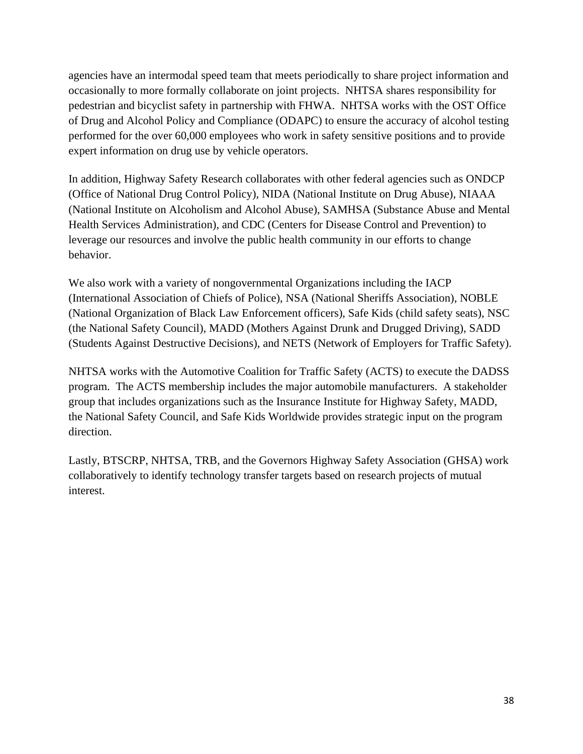agencies have an intermodal speed team that meets periodically to share project information and occasionally to more formally collaborate on joint projects. NHTSA shares responsibility for pedestrian and bicyclist safety in partnership with FHWA. NHTSA works with the OST Office of Drug and Alcohol Policy and Compliance (ODAPC) to ensure the accuracy of alcohol testing performed for the over 60,000 employees who work in safety sensitive positions and to provide expert information on drug use by vehicle operators.

In addition, Highway Safety Research collaborates with other federal agencies such as ONDCP (Office of National Drug Control Policy), NIDA (National Institute on Drug Abuse), NIAAA (National Institute on Alcoholism and Alcohol Abuse), SAMHSA (Substance Abuse and Mental Health Services Administration), and CDC (Centers for Disease Control and Prevention) to leverage our resources and involve the public health community in our efforts to change behavior.

We also work with a variety of nongovernmental Organizations including the IACP (International Association of Chiefs of Police), NSA (National Sheriffs Association), NOBLE (National Organization of Black Law Enforcement officers), Safe Kids (child safety seats), NSC (the National Safety Council), MADD (Mothers Against Drunk and Drugged Driving), SADD (Students Against Destructive Decisions), and NETS (Network of Employers for Traffic Safety).

NHTSA works with the Automotive Coalition for Traffic Safety (ACTS) to execute the DADSS program. The ACTS membership includes the major automobile manufacturers. A stakeholder group that includes organizations such as the Insurance Institute for Highway Safety, MADD, the National Safety Council, and Safe Kids Worldwide provides strategic input on the program direction.

Lastly, BTSCRP, NHTSA, TRB, and the Governors Highway Safety Association (GHSA) work collaboratively to identify technology transfer targets based on research projects of mutual interest.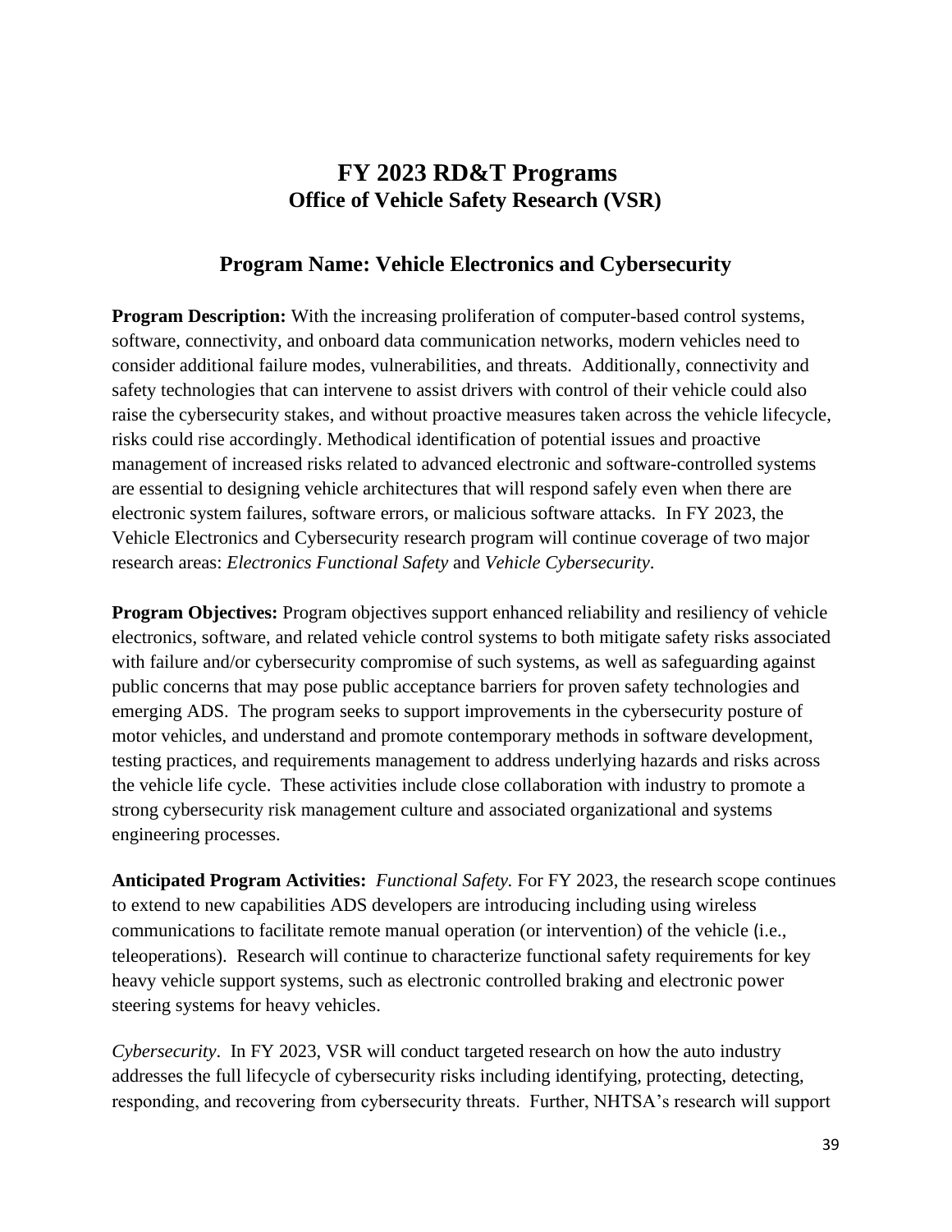# FY 2023 RD&T Programs

## Office of Vehicle Safety Research (VSR)

### Program Name: Vehicle Electronics and Cybersecurity

**Program Description:** With the increasing proliferation of computer-based control systems, software, connectivity, and onboard data communication networks, modern vehicles need to consider additional failure modes, vulnerabilities, and threats. Additionally, connectivity and safety technologies that can intervene to assist drivers with control of their vehicle could also raise the cybersecurity stakes, and without proactive measures taken across the vehicle lifecycle, risks could rise accordingly. Methodical identification of potential issues and proactive management of increased risks related to advanced electronic and software-controlled systems are essential to designing vehicle architectures that will respond safely even when there are electronic system failures, software errors, or malicious software attacks. In FY 2023, the Vehicle Electronics and Cybersecurity research program will continue coverage of two major research areas: *Electronics Functional Safety* and *Vehicle Cybersecurity*.

**Program Objectives:** Program objectives support enhanced reliability and resiliency of vehicle electronics, software, and related vehicle control systems to both mitigate safety risks associated with failure and/or cybersecurity compromise of such systems, as well as safeguarding against public concerns that may pose public acceptance barriers for proven safety technologies and emerging ADS. The program seeks to support improvements in the cybersecurity posture of motor vehicles, and understand and promote contemporary methods in software development, testing practices, and requirements management to address underlying hazards and risks across the vehicle life cycle. These activities include close collaboration with industry to promote a strong cybersecurity risk management culture and associated organizational and systems engineering processes.

**Anticipated Program Activities:** *Functional Safety.* For FY 2023, the research scope continues to extend to new capabilities ADS developers are introducing including using wireless communications to facilitate remote manual operation (or intervention) of the vehicle (i.e., teleoperations). Research will continue to characterize functional safety requirements for key heavy vehicle support systems, such as electronic controlled braking and electronic power steering systems for heavy vehicles.

*Cybersecurity*. In FY 2023, VSR will conduct targeted research on how the auto industry addresses the full lifecycle of cybersecurity risks including identifying, protecting, detecting, responding, and recovering from cybersecurity threats. Further, NHTSA's research will support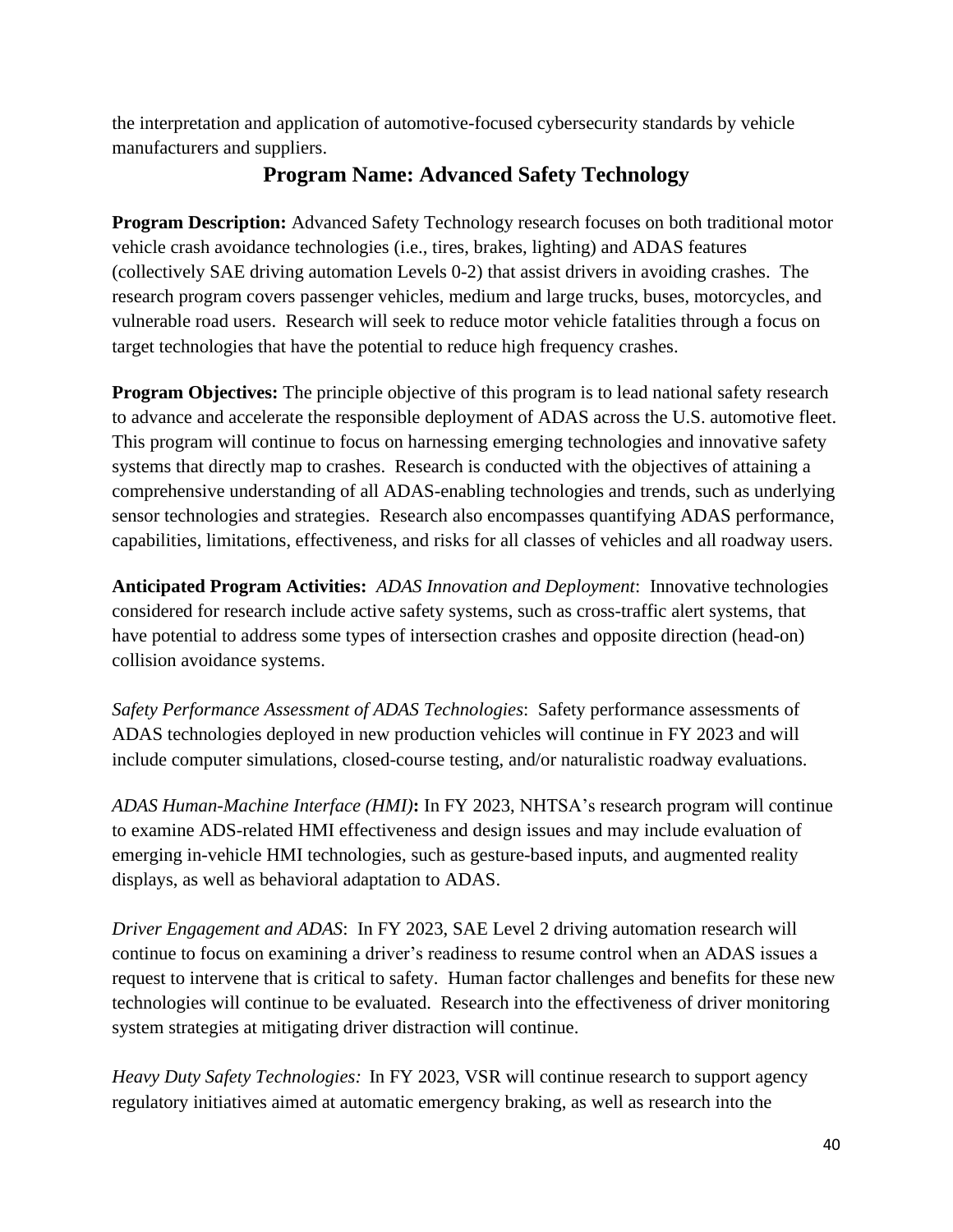the interpretation and application of automotive-focused cybersecurity standards by vehicle manufacturers and suppliers.

## Program Name: Advanced Safety Technology

**Program Description:** Advanced Safety Technology research focuses on both traditional motor vehicle crash avoidance technologies (i.e., tires, brakes, lighting) and ADAS features (collectively SAE driving automation Levels 0-2) that assist drivers in avoiding crashes. The research program covers passenger vehicles, medium and large trucks, buses, motorcycles, and vulnerable road users. Research will seek to reduce motor vehicle fatalities through a focus on target technologies that have the potential to reduce high frequency crashes.

**Program Objectives:** The principle objective of this program is to lead national safety research to advance and accelerate the responsible deployment of ADAS across the U.S. automotive fleet. This program will continue to focus on harnessing emerging technologies and innovative safety systems that directly map to crashes. Research is conducted with the objectives of attaining a comprehensive understanding of all ADAS-enabling technologies and trends, such as underlying sensor technologies and strategies. Research also encompasses quantifying ADAS performance, capabilities, limitations, effectiveness, and risks for all classes of vehicles and all roadway users.

**Anticipated Program Activities:** *ADAS Innovation and Deployment*: Innovative technologies considered for research include active safety systems, such as cross-traffic alert systems, that have potential to address some types of intersection crashes and opposite direction (head-on) collision avoidance systems.

*Safety Performance Assessment of ADAS Technologies*: Safety performance assessments of ADAS technologies deployed in new production vehicles will continue in FY 2023 and will include computer simulations, closed-course testing, and/or naturalistic roadway evaluations.

*ADAS Human-Machine Interface (HMI)***:** In FY 2023, NHTSA's research program will continue to examine ADS-related HMI effectiveness and design issues and may include evaluation of emerging in-vehicle HMI technologies, such as gesture-based inputs, and augmented reality displays, as well as behavioral adaptation to ADAS.

*Driver Engagement and ADAS*: In FY 2023, SAE Level 2 driving automation research will continue to focus on examining a driver's readiness to resume control when an ADAS issues a request to intervene that is critical to safety. Human factor challenges and benefits for these new technologies will continue to be evaluated. Research into the effectiveness of driver monitoring system strategies at mitigating driver distraction will continue.

*Heavy Duty Safety Technologies:* In FY 2023, VSR will continue research to support agency regulatory initiatives aimed at automatic emergency braking, as well as research into the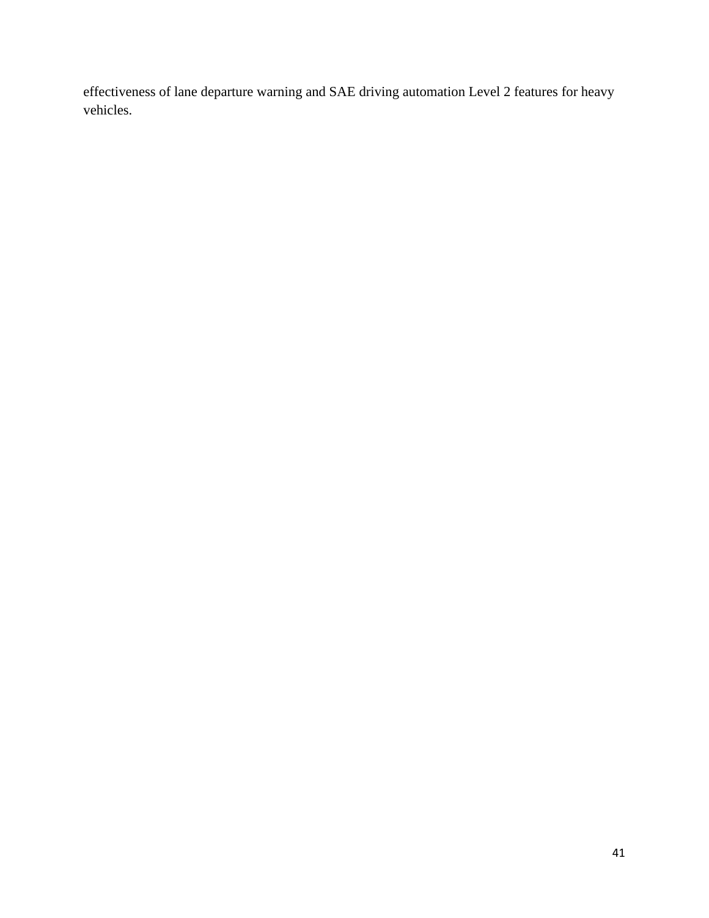effectiveness of lane departure warning and SAE driving automation Level 2 features for heavy vehicles.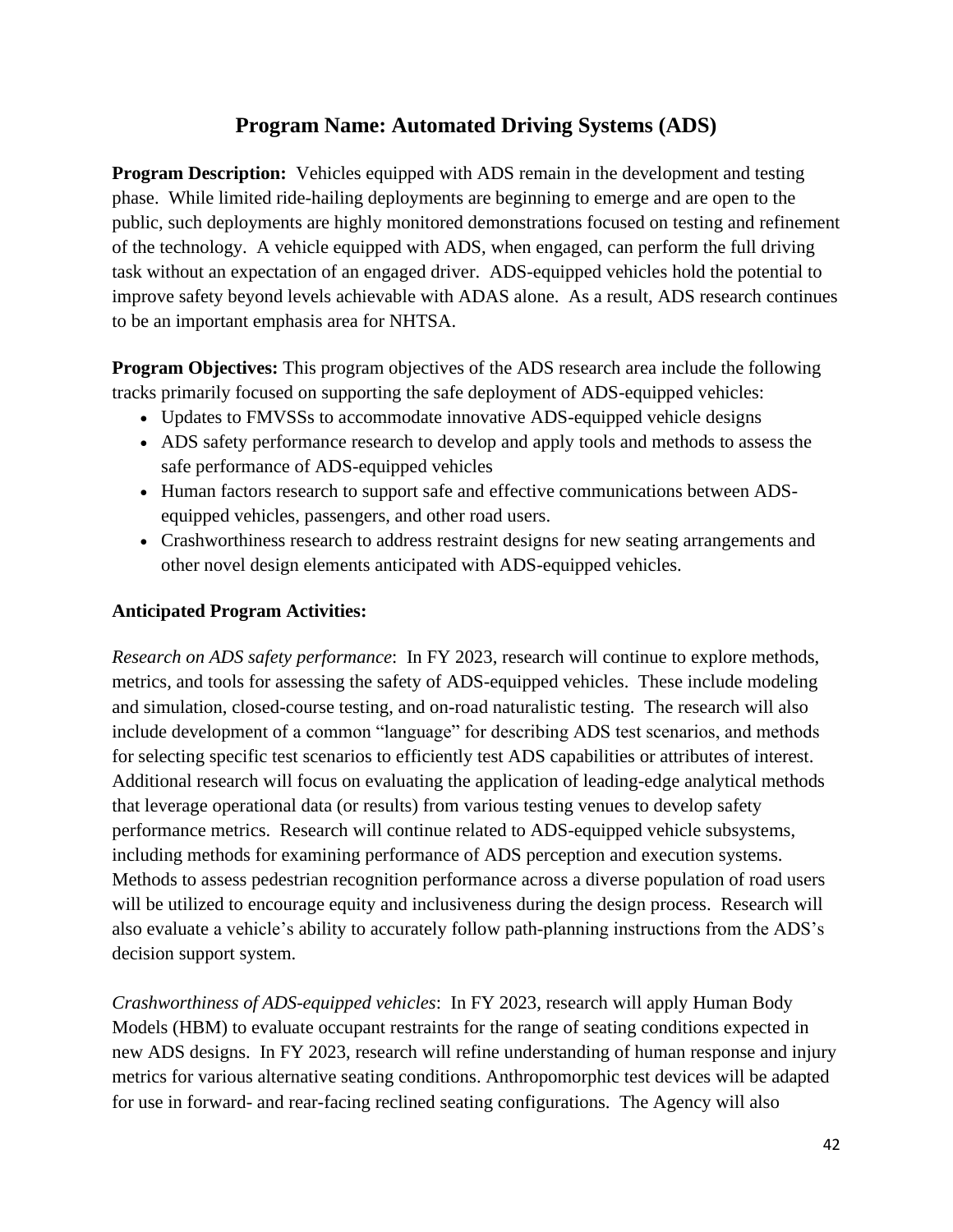## Program Name: Automated Driving Systems (ADS)

**Program Description:** Vehicles equipped with ADS remain in the development and testing phase. While limited ride-hailing deployments are beginning to emerge and are open to the public, such deployments are highly monitored demonstrations focused on testing and refinement of the technology. A vehicle equipped with ADS, when engaged, can perform the full driving task without an expectation of an engaged driver. ADS-equipped vehicles hold the potential to improve safety beyond levels achievable with ADAS alone. As a result, ADS research continues to be an important emphasis area for NHTSA.

**Program Objectives:** This program objectives of the ADS research area include the following tracks primarily focused on supporting the safe deployment of ADS-equipped vehicles:

- Updates to FMVSSs to accommodate innovative ADS-equipped vehicle designs
- ADS safety performance research to develop and apply tools and methods to assess the safe performance of ADS-equipped vehicles
- Human factors research to support safe and effective communications between ADS-equipped vehicles, passengers, and other road users.
- Crashworthiness research to address restraint designs for new seating arrangements and other novel design elements anticipated with ADS-equipped vehicles.

**Anticipated Program Activities:**

*Research on ADS safety performance*: In FY 2023, research will continue to explore methods, metrics, and tools for assessing the safety of ADS-equipped vehicles. These include modeling and simulation, closed-course testing, and on-road naturalistic testing. The research will also include development of a common "language" for describing ADS test scenarios, and methods for selecting specific test scenarios to efficiently test ADS capabilities or attributes of interest. Additional research will focus on evaluating the application of leading-edge analytical methods that leverage operational data (or results) from various testing venues to develop safety performance metrics. Research will continue related to ADS-equipped vehicle subsystems, including methods for examining performance of ADS perception and execution systems. Methods to assess pedestrian recognition performance across a diverse population of road users will be utilized to encourage equity and inclusiveness during the design process. Research will also evaluate a vehicle's ability to accurately follow path-planning instructions from the ADS's decision support system.

*Crashworthiness of ADS-equipped vehicles*: In FY 2023, research will apply Human Body Models (HBM) to evaluate occupant restraints for the range of seating conditions expected in new ADS designs. In FY 2023, research will refine understanding of human response and injury metrics for various alternative seating conditions. Anthropomorphic test devices will be adapted for use in forward- and rear-facing reclined seating configurations. The Agency will also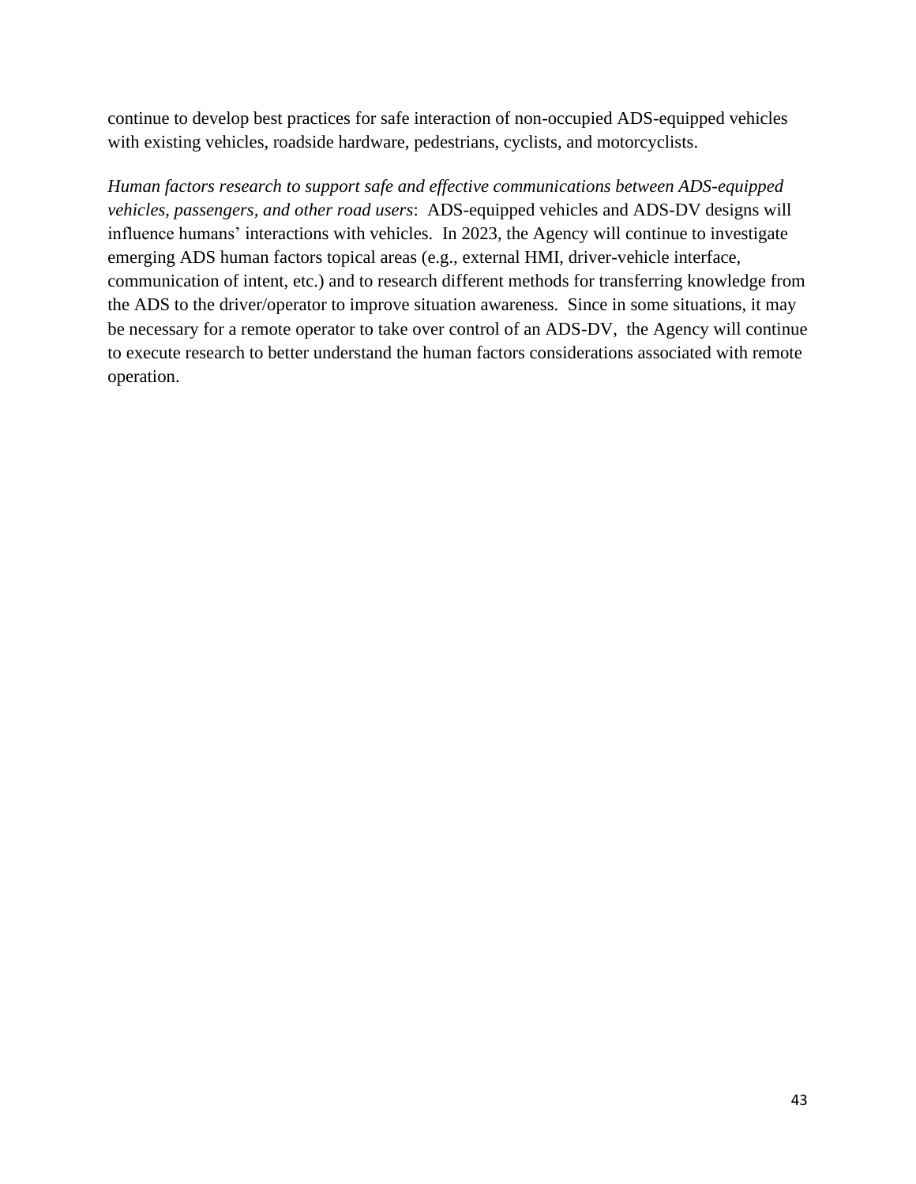continue to develop best practices for safe interaction of non-occupied ADS-equipped vehicles with existing vehicles, roadside hardware, pedestrians, cyclists, and motorcyclists.

*Human factors research to support safe and effective communications between ADS-equipped vehicles, passengers, and other road users*: ADS-equipped vehicles and ADS-DV designs will influence humans' interactions with vehicles. In 2023, the Agency will continue to investigate emerging ADS human factors topical areas (e.g., external HMI, driver-vehicle interface, communication of intent, etc.) and to research different methods for transferring knowledge from the ADS to the driver/operator to improve situation awareness. Since in some situations, it may be necessary for a remote operator to take over control of an ADS-DV, the Agency will continue to execute research to better understand the human factors considerations associated with remote operation.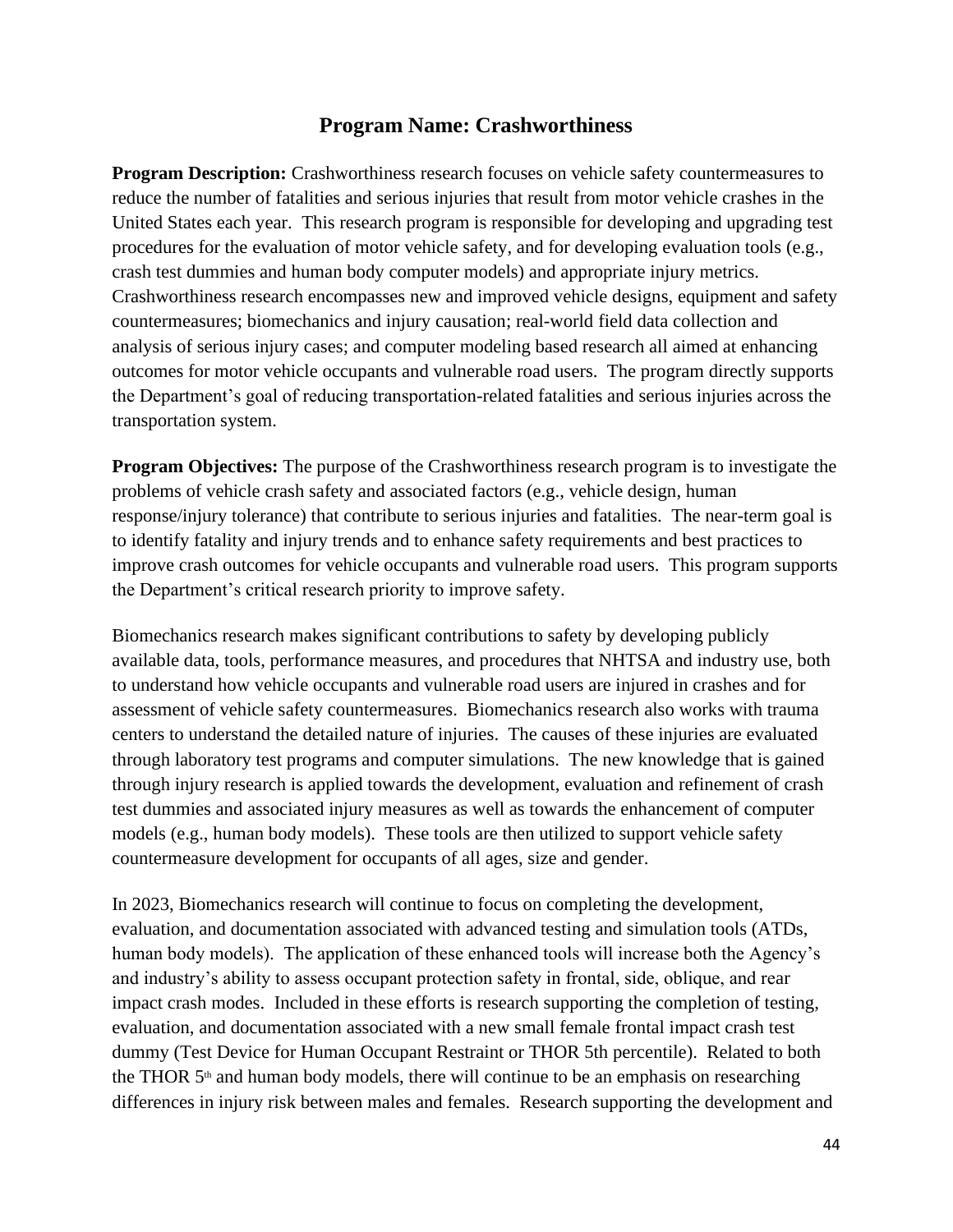## Program Name: Crashworthiness

**Program Description:** Crashworthiness research focuses on vehicle safety countermeasures to reduce the number of fatalities and serious injuries that result from motor vehicle crashes in the United States each year. This research program is responsible for developing and upgrading test procedures for the evaluation of motor vehicle safety, and for developing evaluation tools (e.g., crash test dummies and human body computer models) and appropriate injury metrics. Crashworthiness research encompasses new and improved vehicle designs, equipment and safety countermeasures; biomechanics and injury causation; real-world field data collection and analysis of serious injury cases; and computer modeling based research all aimed at enhancing outcomes for motor vehicle occupants and vulnerable road users. The program directly supports the Department's goal of reducing transportation-related fatalities and serious injuries across the transportation system.

**Program Objectives:** The purpose of the Crashworthiness research program is to investigate the problems of vehicle crash safety and associated factors (e.g., vehicle design, human response/injury tolerance) that contribute to serious injuries and fatalities. The near-term goal is to identify fatality and injury trends and to enhance safety requirements and best practices to improve crash outcomes for vehicle occupants and vulnerable road users. This program supports the Department's critical research priority to improve safety.

Biomechanics research makes significant contributions to safety by developing publicly available data, tools, performance measures, and procedures that NHTSA and industry use, both to understand how vehicle occupants and vulnerable road users are injured in crashes and for assessment of vehicle safety countermeasures. Biomechanics research also works with trauma centers to understand the detailed nature of injuries. The causes of these injuries are evaluated through laboratory test programs and computer simulations. The new knowledge that is gained through injury research is applied towards the development, evaluation and refinement of crash test dummies and associated injury measures as well as towards the enhancement of computer models (e.g., human body models). These tools are then utilized to support vehicle safety countermeasure development for occupants of all ages, size and gender.

In 2023, Biomechanics research will continue to focus on completing the development, evaluation, and documentation associated with advanced testing and simulation tools (ATDs, human body models). The application of these enhanced tools will increase both the Agency's and industry's ability to assess occupant protection safety in frontal, side, oblique, and rear impact crash modes. Included in these efforts is research supporting the completion of testing, evaluation, and documentation associated with a new small female frontal impact crash test dummy (Test Device for Human Occupant Restraint or THOR 5th percentile). Related to both the THOR 5th and human body models, there will continue to be an emphasis on researching differences in injury risk between males and females. Research supporting the development and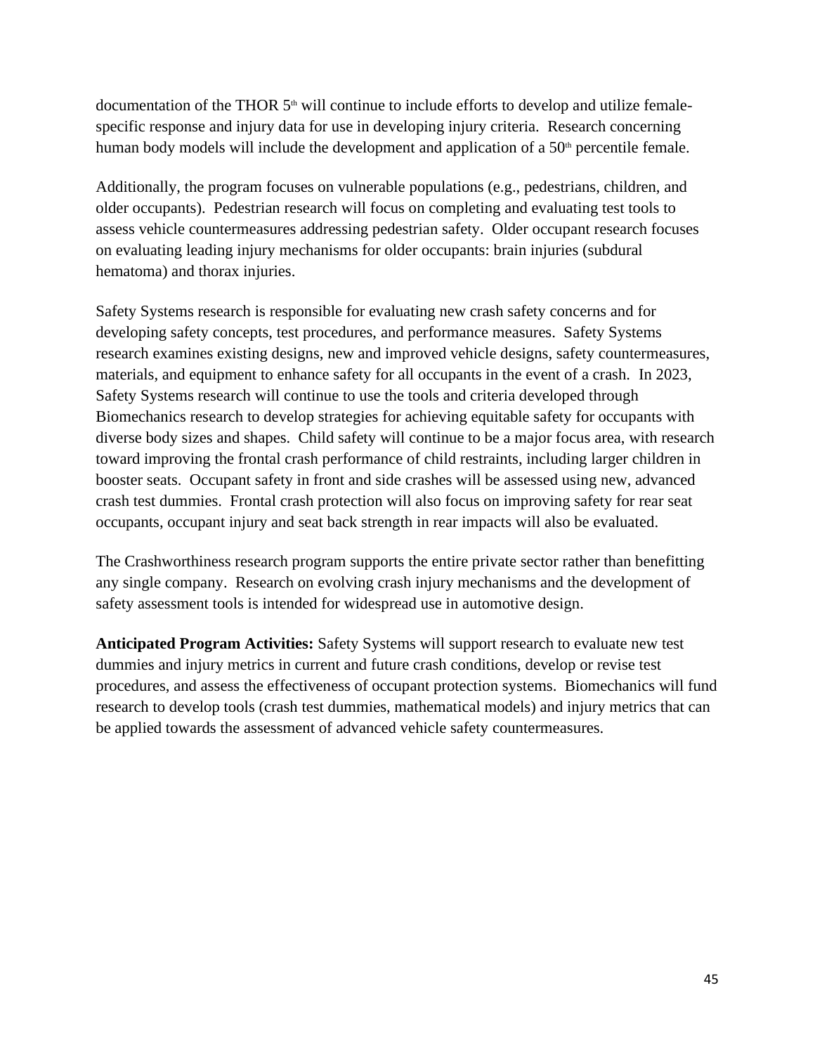documentation of the THOR 5th will continue to include efforts to develop and utilize female-specific response and injury data for use in developing injury criteria. Research concerning human body models will include the development and application of a 50th percentile female.

Additionally, the program focuses on vulnerable populations (e.g., pedestrians, children, and older occupants). Pedestrian research will focus on completing and evaluating test tools to assess vehicle countermeasures addressing pedestrian safety. Older occupant research focuses on evaluating leading injury mechanisms for older occupants: brain injuries (subdural hematoma) and thorax injuries.

Safety Systems research is responsible for evaluating new crash safety concerns and for developing safety concepts, test procedures, and performance measures. Safety Systems research examines existing designs, new and improved vehicle designs, safety countermeasures, materials, and equipment to enhance safety for all occupants in the event of a crash. In 2023, Safety Systems research will continue to use the tools and criteria developed through Biomechanics research to develop strategies for achieving equitable safety for occupants with diverse body sizes and shapes. Child safety will continue to be a major focus area, with research toward improving the frontal crash performance of child restraints, including larger children in booster seats. Occupant safety in front and side crashes will be assessed using new, advanced crash test dummies. Frontal crash protection will also focus on improving safety for rear seat occupants, occupant injury and seat back strength in rear impacts will also be evaluated.

The Crashworthiness research program supports the entire private sector rather than benefitting any single company. Research on evolving crash injury mechanisms and the development of safety assessment tools is intended for widespread use in automotive design.

**Anticipated Program Activities:** Safety Systems will support research to evaluate new test dummies and injury metrics in current and future crash conditions, develop or revise test procedures, and assess the effectiveness of occupant protection systems. Biomechanics will fund research to develop tools (crash test dummies, mathematical models) and injury metrics that can be applied towards the assessment of advanced vehicle safety countermeasures.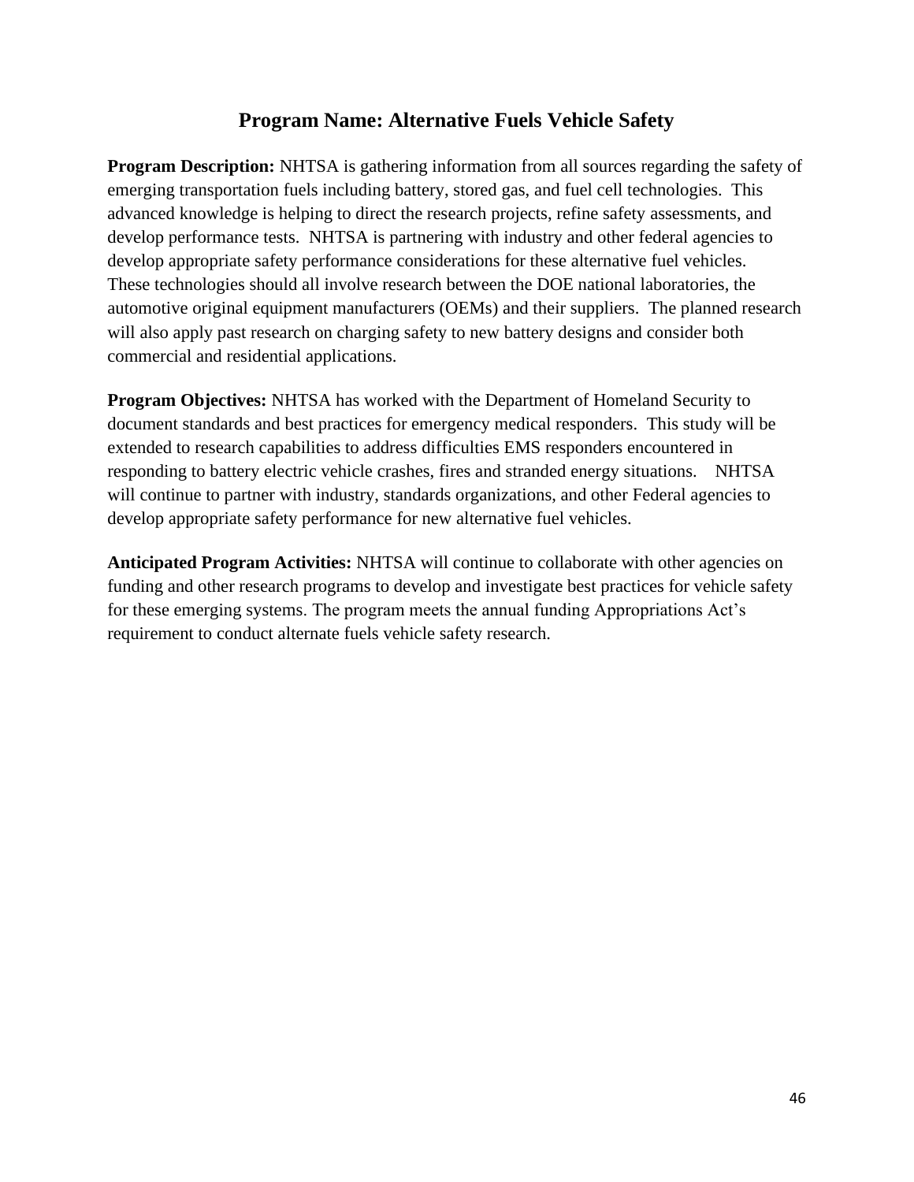## Program Name: Alternative Fuels Vehicle Safety

**Program Description:** NHTSA is gathering information from all sources regarding the safety of emerging transportation fuels including battery, stored gas, and fuel cell technologies. This advanced knowledge is helping to direct the research projects, refine safety assessments, and develop performance tests. NHTSA is partnering with industry and other federal agencies to develop appropriate safety performance considerations for these alternative fuel vehicles. These technologies should all involve research between the DOE national laboratories, the automotive original equipment manufacturers (OEMs) and their suppliers. The planned research will also apply past research on charging safety to new battery designs and consider both commercial and residential applications.

**Program Objectives:** NHTSA has worked with the Department of Homeland Security to document standards and best practices for emergency medical responders. This study will be extended to research capabilities to address difficulties EMS responders encountered in responding to battery electric vehicle crashes, fires and stranded energy situations. NHTSA will continue to partner with industry, standards organizations, and other Federal agencies to develop appropriate safety performance for new alternative fuel vehicles.

**Anticipated Program Activities:** NHTSA will continue to collaborate with other agencies on funding and other research programs to develop and investigate best practices for vehicle safety for these emerging systems. The program meets the annual funding Appropriations Act's requirement to conduct alternate fuels vehicle safety research.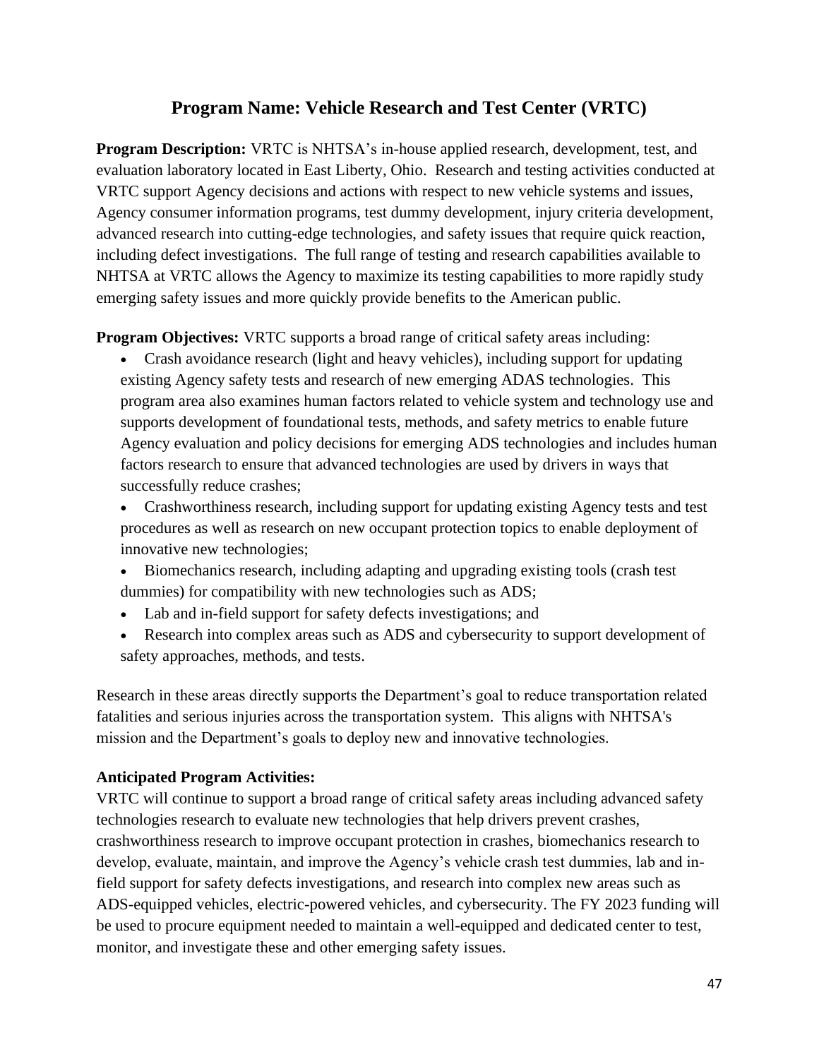# Program Name: Vehicle Research and Test Center (VRTC)

**Program Description:** VRTC is NHTSA's in-house applied research, development, test, and evaluation laboratory located in East Liberty, Ohio. Research and testing activities conducted at VRTC support Agency decisions and actions with respect to new vehicle systems and issues, Agency consumer information programs, test dummy development, injury criteria development, advanced research into cutting-edge technologies, and safety issues that require quick reaction, including defect investigations. The full range of testing and research capabilities available to NHTSA at VRTC allows the Agency to maximize its testing capabilities to more rapidly study emerging safety issues and more quickly provide benefits to the American public.

**Program Objectives:** VRTC supports a broad range of critical safety areas including:

- Crash avoidance research (light and heavy vehicles), including support for updating existing Agency safety tests and research of new emerging ADAS technologies. This program area also examines human factors related to vehicle system and technology use and supports development of foundational tests, methods, and safety metrics to enable future Agency evaluation and policy decisions for emerging ADS technologies and includes human factors research to ensure that advanced technologies are used by drivers in ways that successfully reduce crashes;
- Crashworthiness research, including support for updating existing Agency tests and test procedures as well as research on new occupant protection topics to enable deployment of innovative new technologies;
- Biomechanics research, including adapting and upgrading existing tools (crash test dummies) for compatibility with new technologies such as ADS;
- Lab and in-field support for safety defects investigations; and
- Research into complex areas such as ADS and cybersecurity to support development of safety approaches, methods, and tests.

Research in these areas directly supports the Department's goal to reduce transportation related fatalities and serious injuries across the transportation system. This aligns with NHTSA's mission and the Department's goals to deploy new and innovative technologies.

**Anticipated Program Activities:**

VRTC will continue to support a broad range of critical safety areas including advanced safety technologies research to evaluate new technologies that help drivers prevent crashes, crashworthiness research to improve occupant protection in crashes, biomechanics research to develop, evaluate, maintain, and improve the Agency's vehicle crash test dummies, lab and in-field support for safety defects investigations, and research into complex new areas such as ADS-equipped vehicles, electric-powered vehicles, and cybersecurity. The FY 2023 funding will be used to procure equipment needed to maintain a well-equipped and dedicated center to test, monitor, and investigate these and other emerging safety issues.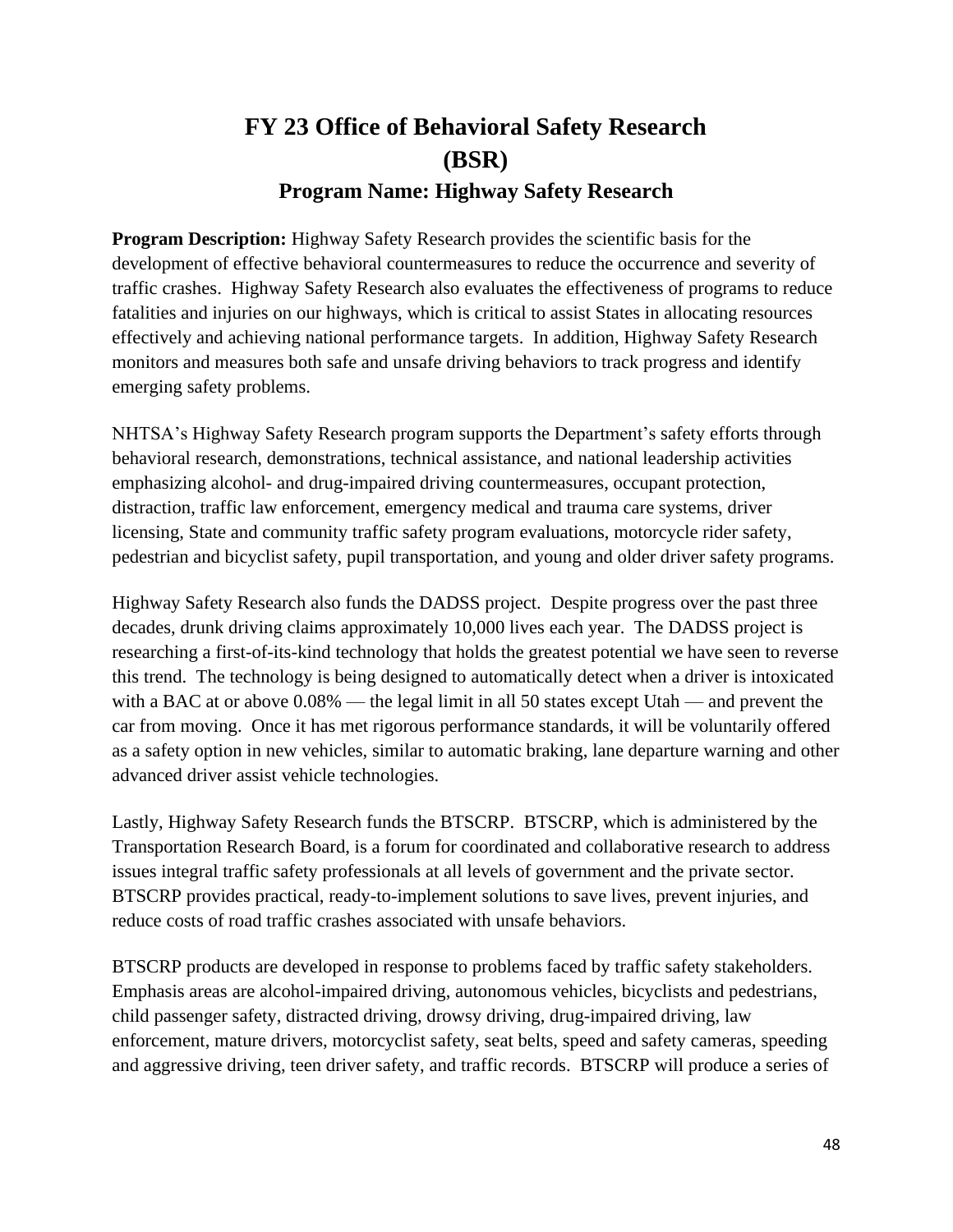# FY 23 Office of Behavioral Safety Research (BSR)

## Program Name: Highway Safety Research

**Program Description:** Highway Safety Research provides the scientific basis for the development of effective behavioral countermeasures to reduce the occurrence and severity of traffic crashes. Highway Safety Research also evaluates the effectiveness of programs to reduce fatalities and injuries on our highways, which is critical to assist States in allocating resources effectively and achieving national performance targets. In addition, Highway Safety Research monitors and measures both safe and unsafe driving behaviors to track progress and identify emerging safety problems.

NHTSA's Highway Safety Research program supports the Department's safety efforts through behavioral research, demonstrations, technical assistance, and national leadership activities emphasizing alcohol- and drug-impaired driving countermeasures, occupant protection, distraction, traffic law enforcement, emergency medical and trauma care systems, driver licensing, State and community traffic safety program evaluations, motorcycle rider safety, pedestrian and bicyclist safety, pupil transportation, and young and older driver safety programs.

Highway Safety Research also funds the DADSS project. Despite progress over the past three decades, drunk driving claims approximately 10,000 lives each year. The DADSS project is researching a first-of-its-kind technology that holds the greatest potential we have seen to reverse this trend. The technology is being designed to automatically detect when a driver is intoxicated with a BAC at or above 0.08% — the legal limit in all 50 states except Utah — and prevent the car from moving. Once it has met rigorous performance standards, it will be voluntarily offered as a safety option in new vehicles, similar to automatic braking, lane departure warning and other advanced driver assist vehicle technologies.

Lastly, Highway Safety Research funds the BTSCRP. BTSCRP, which is administered by the Transportation Research Board, is a forum for coordinated and collaborative research to address issues integral traffic safety professionals at all levels of government and the private sector. BTSCRP provides practical, ready-to-implement solutions to save lives, prevent injuries, and reduce costs of road traffic crashes associated with unsafe behaviors.

BTSCRP products are developed in response to problems faced by traffic safety stakeholders. Emphasis areas are alcohol-impaired driving, autonomous vehicles, bicyclists and pedestrians, child passenger safety, distracted driving, drowsy driving, drug-impaired driving, law enforcement, mature drivers, motorcyclist safety, seat belts, speed and safety cameras, speeding and aggressive driving, teen driver safety, and traffic records. BTSCRP will produce a series of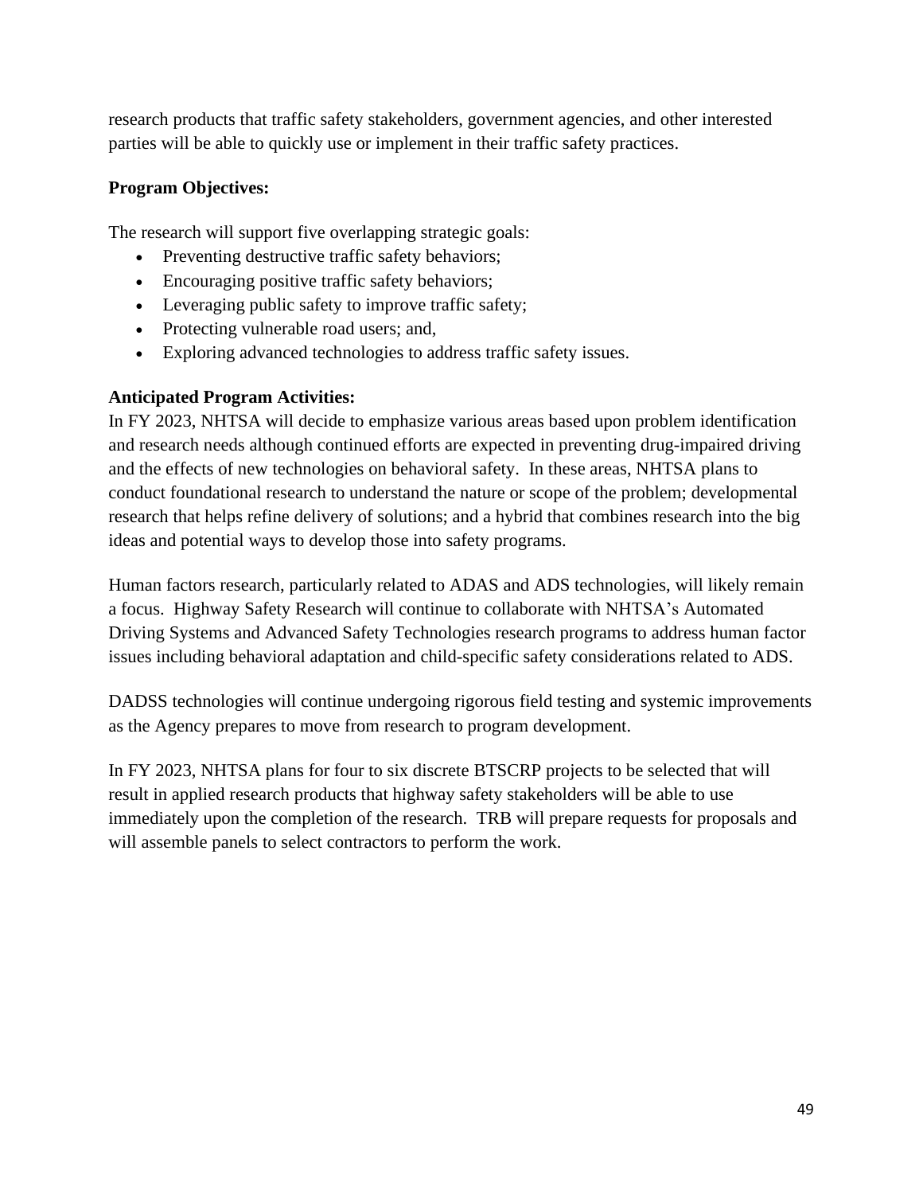research products that traffic safety stakeholders, government agencies, and other interested parties will be able to quickly use or implement in their traffic safety practices.

**Program Objectives:**

The research will support five overlapping strategic goals:

- Preventing destructive traffic safety behaviors;
- Encouraging positive traffic safety behaviors;
- Leveraging public safety to improve traffic safety;
- Protecting vulnerable road users; and,
- Exploring advanced technologies to address traffic safety issues.

**Anticipated Program Activities:**

In FY 2023, NHTSA will decide to emphasize various areas based upon problem identification and research needs although continued efforts are expected in preventing drug-impaired driving and the effects of new technologies on behavioral safety. In these areas, NHTSA plans to conduct foundational research to understand the nature or scope of the problem; developmental research that helps refine delivery of solutions; and a hybrid that combines research into the big ideas and potential ways to develop those into safety programs.

Human factors research, particularly related to ADAS and ADS technologies, will likely remain a focus. Highway Safety Research will continue to collaborate with NHTSA's Automated Driving Systems and Advanced Safety Technologies research programs to address human factor issues including behavioral adaptation and child-specific safety considerations related to ADS.

DADSS technologies will continue undergoing rigorous field testing and systemic improvements as the Agency prepares to move from research to program development.

In FY 2023, NHTSA plans for four to six discrete BTSCRP projects to be selected that will result in applied research products that highway safety stakeholders will be able to use immediately upon the completion of the research. TRB will prepare requests for proposals and will assemble panels to select contractors to perform the work.